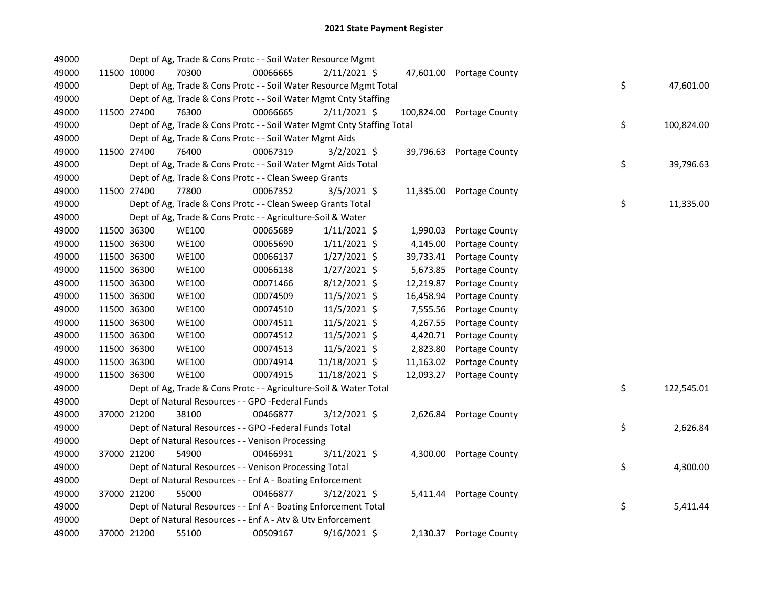# 2021 State Payment Register

| | | | | | | | | |
|---|---|---|---|---|---|---|---|---|
| 49000 | | | Dept of Ag, Trade & Cons Protc - - Soil Water Resource Mgmt | | | | | |
| 49000 | 11500 | 10000 | 70300 | 00066665 | 2/11/2021 | $ 47,601.00 | Portage County | |
| 49000 | | | Dept of Ag, Trade & Cons Protc - - Soil Water Resource Mgmt Total | | | | | $ 47,601.00 |
| 49000 | | | Dept of Ag, Trade & Cons Protc - - Soil Water Mgmt Cnty Staffing | | | | | |
| 49000 | 11500 | 27400 | 76300 | 00066665 | 2/11/2021 | $ 100,824.00 | Portage County | |
| 49000 | | | Dept of Ag, Trade & Cons Protc - - Soil Water Mgmt Cnty Staffing Total | | | | | $ 100,824.00 |
| 49000 | | | Dept of Ag, Trade & Cons Protc - - Soil Water Mgmt Aids | | | | | |
| 49000 | 11500 | 27400 | 76400 | 00067319 | 3/2/2021 | $ 39,796.63 | Portage County | |
| 49000 | | | Dept of Ag, Trade & Cons Protc - - Soil Water Mgmt Aids Total | | | | | $ 39,796.63 |
| 49000 | | | Dept of Ag, Trade & Cons Protc - - Clean Sweep Grants | | | | | |
| 49000 | 11500 | 27400 | 77800 | 00067352 | 3/5/2021 | $ 11,335.00 | Portage County | |
| 49000 | | | Dept of Ag, Trade & Cons Protc - - Clean Sweep Grants Total | | | | | $ 11,335.00 |
| 49000 | | | Dept of Ag, Trade & Cons Protc - - Agriculture-Soil & Water | | | | | |
| 49000 | 11500 | 36300 | WE100 | 00065689 | 1/11/2021 | $ 1,990.03 | Portage County | |
| 49000 | 11500 | 36300 | WE100 | 00065690 | 1/11/2021 | $ 4,145.00 | Portage County | |
| 49000 | 11500 | 36300 | WE100 | 00066137 | 1/27/2021 | $ 39,733.41 | Portage County | |
| 49000 | 11500 | 36300 | WE100 | 00066138 | 1/27/2021 | $ 5,673.85 | Portage County | |
| 49000 | 11500 | 36300 | WE100 | 00071466 | 8/12/2021 | $ 12,219.87 | Portage County | |
| 49000 | 11500 | 36300 | WE100 | 00074509 | 11/5/2021 | $ 16,458.94 | Portage County | |
| 49000 | 11500 | 36300 | WE100 | 00074510 | 11/5/2021 | $ 7,555.56 | Portage County | |
| 49000 | 11500 | 36300 | WE100 | 00074511 | 11/5/2021 | $ 4,267.55 | Portage County | |
| 49000 | 11500 | 36300 | WE100 | 00074512 | 11/5/2021 | $ 4,420.71 | Portage County | |
| 49000 | 11500 | 36300 | WE100 | 00074513 | 11/5/2021 | $ 2,823.80 | Portage County | |
| 49000 | 11500 | 36300 | WE100 | 00074914 | 11/18/2021 | $ 11,163.02 | Portage County | |
| 49000 | 11500 | 36300 | WE100 | 00074915 | 11/18/2021 | $ 12,093.27 | Portage County | |
| 49000 | | | Dept of Ag, Trade & Cons Protc - - Agriculture-Soil & Water Total | | | | | $ 122,545.01 |
| 49000 | | | Dept of Natural Resources - - GPO -Federal Funds | | | | | |
| 49000 | 37000 | 21200 | 38100 | 00466877 | 3/12/2021 | $ 2,626.84 | Portage County | |
| 49000 | | | Dept of Natural Resources - - GPO -Federal Funds Total | | | | | $ 2,626.84 |
| 49000 | | | Dept of Natural Resources - - Venison Processing | | | | | |
| 49000 | 37000 | 21200 | 54900 | 00466931 | 3/11/2021 | $ 4,300.00 | Portage County | |
| 49000 | | | Dept of Natural Resources - - Venison Processing Total | | | | | $ 4,300.00 |
| 49000 | | | Dept of Natural Resources - - Enf A - Boating Enforcement | | | | | |
| 49000 | 37000 | 21200 | 55000 | 00466877 | 3/12/2021 | $ 5,411.44 | Portage County | |
| 49000 | | | Dept of Natural Resources - - Enf A - Boating Enforcement Total | | | | | $ 5,411.44 |
| 49000 | | | Dept of Natural Resources - - Enf A - Atv & Utv Enforcement | | | | | |
| 49000 | 37000 | 21200 | 55100 | 00509167 | 9/16/2021 | $ 2,130.37 | Portage County | |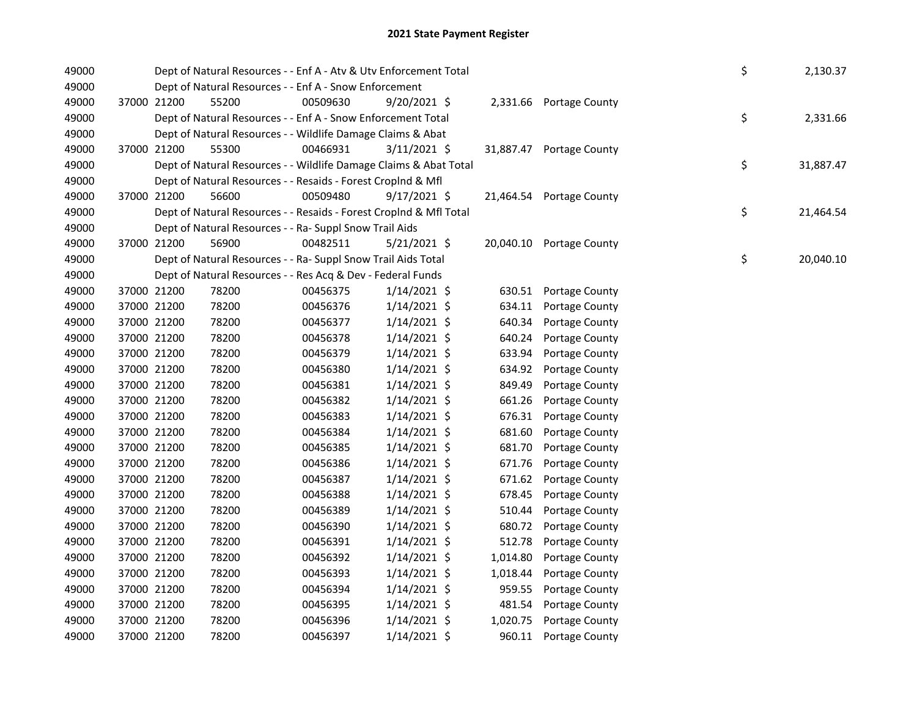## 2021 State Payment Register

| | | | | | | | | | |
|---|---|---|---|---|---|---|---|---|---|
| 49000 | | | Dept of Natural Resources - - Enf A - Atv & Utv Enforcement Total | | | | | $ | 2,130.37 |
| 49000 | | | Dept of Natural Resources - - Enf A - Snow Enforcement | | | | | | |
| 49000 | 37000 | 21200 | 55200 | 00509630 | 9/20/2021 $ | 2,331.66 | Portage County | | |
| 49000 | | | Dept of Natural Resources - - Enf A - Snow Enforcement Total | | | | | $ | 2,331.66 |
| 49000 | | | Dept of Natural Resources - - Wildlife Damage Claims & Abat | | | | | | |
| 49000 | 37000 | 21200 | 55300 | 00466931 | 3/11/2021 $ | 31,887.47 | Portage County | | |
| 49000 | | | Dept of Natural Resources - - Wildlife Damage Claims & Abat Total | | | | | $ | 31,887.47 |
| 49000 | | | Dept of Natural Resources - - Resaids - Forest Croplnd & Mfl | | | | | | |
| 49000 | 37000 | 21200 | 56600 | 00509480 | 9/17/2021 $ | 21,464.54 | Portage County | | |
| 49000 | | | Dept of Natural Resources - - Resaids - Forest Croplnd & Mfl Total | | | | | $ | 21,464.54 |
| 49000 | | | Dept of Natural Resources - - Ra- Suppl Snow Trail Aids | | | | | | |
| 49000 | 37000 | 21200 | 56900 | 00482511 | 5/21/2021 $ | 20,040.10 | Portage County | | |
| 49000 | | | Dept of Natural Resources - - Ra- Suppl Snow Trail Aids Total | | | | | $ | 20,040.10 |
| 49000 | | | Dept of Natural Resources - - Res Acq & Dev - Federal Funds | | | | | | |
| 49000 | 37000 | 21200 | 78200 | 00456375 | 1/14/2021 $ | 630.51 | Portage County | | |
| 49000 | 37000 | 21200 | 78200 | 00456376 | 1/14/2021 $ | 634.11 | Portage County | | |
| 49000 | 37000 | 21200 | 78200 | 00456377 | 1/14/2021 $ | 640.34 | Portage County | | |
| 49000 | 37000 | 21200 | 78200 | 00456378 | 1/14/2021 $ | 640.24 | Portage County | | |
| 49000 | 37000 | 21200 | 78200 | 00456379 | 1/14/2021 $ | 633.94 | Portage County | | |
| 49000 | 37000 | 21200 | 78200 | 00456380 | 1/14/2021 $ | 634.92 | Portage County | | |
| 49000 | 37000 | 21200 | 78200 | 00456381 | 1/14/2021 $ | 849.49 | Portage County | | |
| 49000 | 37000 | 21200 | 78200 | 00456382 | 1/14/2021 $ | 661.26 | Portage County | | |
| 49000 | 37000 | 21200 | 78200 | 00456383 | 1/14/2021 $ | 676.31 | Portage County | | |
| 49000 | 37000 | 21200 | 78200 | 00456384 | 1/14/2021 $ | 681.60 | Portage County | | |
| 49000 | 37000 | 21200 | 78200 | 00456385 | 1/14/2021 $ | 681.70 | Portage County | | |
| 49000 | 37000 | 21200 | 78200 | 00456386 | 1/14/2021 $ | 671.76 | Portage County | | |
| 49000 | 37000 | 21200 | 78200 | 00456387 | 1/14/2021 $ | 671.62 | Portage County | | |
| 49000 | 37000 | 21200 | 78200 | 00456388 | 1/14/2021 $ | 678.45 | Portage County | | |
| 49000 | 37000 | 21200 | 78200 | 00456389 | 1/14/2021 $ | 510.44 | Portage County | | |
| 49000 | 37000 | 21200 | 78200 | 00456390 | 1/14/2021 $ | 680.72 | Portage County | | |
| 49000 | 37000 | 21200 | 78200 | 00456391 | 1/14/2021 $ | 512.78 | Portage County | | |
| 49000 | 37000 | 21200 | 78200 | 00456392 | 1/14/2021 $ | 1,014.80 | Portage County | | |
| 49000 | 37000 | 21200 | 78200 | 00456393 | 1/14/2021 $ | 1,018.44 | Portage County | | |
| 49000 | 37000 | 21200 | 78200 | 00456394 | 1/14/2021 $ | 959.55 | Portage County | | |
| 49000 | 37000 | 21200 | 78200 | 00456395 | 1/14/2021 $ | 481.54 | Portage County | | |
| 49000 | 37000 | 21200 | 78200 | 00456396 | 1/14/2021 $ | 1,020.75 | Portage County | | |
| 49000 | 37000 | 21200 | 78200 | 00456397 | 1/14/2021 $ | 960.11 | Portage County | | |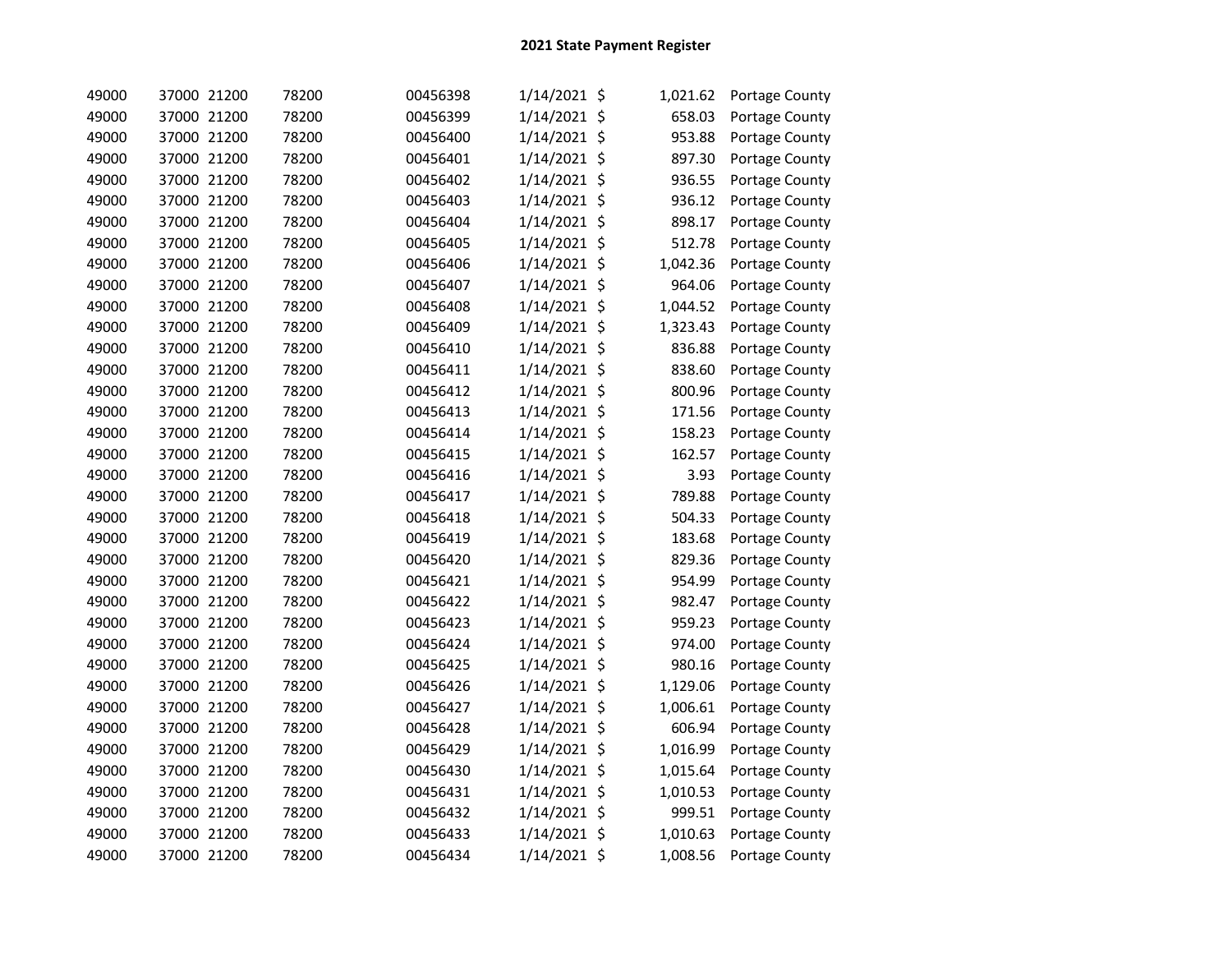# 2021 State Payment Register

| | | | | | | | |
|---|---|---|---|---|---|---|---|
| 49000 | 37000 | 21200 | 78200 | 00456398 | 1/14/2021 | $ 1,021.62 | Portage County |
| 49000 | 37000 | 21200 | 78200 | 00456399 | 1/14/2021 | $ 658.03 | Portage County |
| 49000 | 37000 | 21200 | 78200 | 00456400 | 1/14/2021 | $ 953.88 | Portage County |
| 49000 | 37000 | 21200 | 78200 | 00456401 | 1/14/2021 | $ 897.30 | Portage County |
| 49000 | 37000 | 21200 | 78200 | 00456402 | 1/14/2021 | $ 936.55 | Portage County |
| 49000 | 37000 | 21200 | 78200 | 00456403 | 1/14/2021 | $ 936.12 | Portage County |
| 49000 | 37000 | 21200 | 78200 | 00456404 | 1/14/2021 | $ 898.17 | Portage County |
| 49000 | 37000 | 21200 | 78200 | 00456405 | 1/14/2021 | $ 512.78 | Portage County |
| 49000 | 37000 | 21200 | 78200 | 00456406 | 1/14/2021 | $ 1,042.36 | Portage County |
| 49000 | 37000 | 21200 | 78200 | 00456407 | 1/14/2021 | $ 964.06 | Portage County |
| 49000 | 37000 | 21200 | 78200 | 00456408 | 1/14/2021 | $ 1,044.52 | Portage County |
| 49000 | 37000 | 21200 | 78200 | 00456409 | 1/14/2021 | $ 1,323.43 | Portage County |
| 49000 | 37000 | 21200 | 78200 | 00456410 | 1/14/2021 | $ 836.88 | Portage County |
| 49000 | 37000 | 21200 | 78200 | 00456411 | 1/14/2021 | $ 838.60 | Portage County |
| 49000 | 37000 | 21200 | 78200 | 00456412 | 1/14/2021 | $ 800.96 | Portage County |
| 49000 | 37000 | 21200 | 78200 | 00456413 | 1/14/2021 | $ 171.56 | Portage County |
| 49000 | 37000 | 21200 | 78200 | 00456414 | 1/14/2021 | $ 158.23 | Portage County |
| 49000 | 37000 | 21200 | 78200 | 00456415 | 1/14/2021 | $ 162.57 | Portage County |
| 49000 | 37000 | 21200 | 78200 | 00456416 | 1/14/2021 | $ 3.93 | Portage County |
| 49000 | 37000 | 21200 | 78200 | 00456417 | 1/14/2021 | $ 789.88 | Portage County |
| 49000 | 37000 | 21200 | 78200 | 00456418 | 1/14/2021 | $ 504.33 | Portage County |
| 49000 | 37000 | 21200 | 78200 | 00456419 | 1/14/2021 | $ 183.68 | Portage County |
| 49000 | 37000 | 21200 | 78200 | 00456420 | 1/14/2021 | $ 829.36 | Portage County |
| 49000 | 37000 | 21200 | 78200 | 00456421 | 1/14/2021 | $ 954.99 | Portage County |
| 49000 | 37000 | 21200 | 78200 | 00456422 | 1/14/2021 | $ 982.47 | Portage County |
| 49000 | 37000 | 21200 | 78200 | 00456423 | 1/14/2021 | $ 959.23 | Portage County |
| 49000 | 37000 | 21200 | 78200 | 00456424 | 1/14/2021 | $ 974.00 | Portage County |
| 49000 | 37000 | 21200 | 78200 | 00456425 | 1/14/2021 | $ 980.16 | Portage County |
| 49000 | 37000 | 21200 | 78200 | 00456426 | 1/14/2021 | $ 1,129.06 | Portage County |
| 49000 | 37000 | 21200 | 78200 | 00456427 | 1/14/2021 | $ 1,006.61 | Portage County |
| 49000 | 37000 | 21200 | 78200 | 00456428 | 1/14/2021 | $ 606.94 | Portage County |
| 49000 | 37000 | 21200 | 78200 | 00456429 | 1/14/2021 | $ 1,016.99 | Portage County |
| 49000 | 37000 | 21200 | 78200 | 00456430 | 1/14/2021 | $ 1,015.64 | Portage County |
| 49000 | 37000 | 21200 | 78200 | 00456431 | 1/14/2021 | $ 1,010.53 | Portage County |
| 49000 | 37000 | 21200 | 78200 | 00456432 | 1/14/2021 | $ 999.51 | Portage County |
| 49000 | 37000 | 21200 | 78200 | 00456433 | 1/14/2021 | $ 1,010.63 | Portage County |
| 49000 | 37000 | 21200 | 78200 | 00456434 | 1/14/2021 | $ 1,008.56 | Portage County |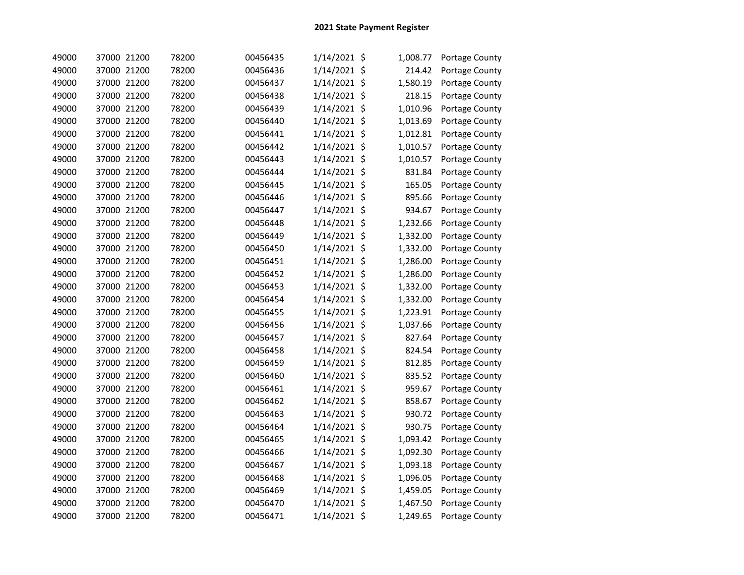## 2021 State Payment Register

| | | | | | | | | |
|---|---|---|---|---|---|---|---|---|
| 49000 | 37000 | 21200 | 78200 | 00456435 | 1/14/2021 | $ | 1,008.77 | Portage County |
| 49000 | 37000 | 21200 | 78200 | 00456436 | 1/14/2021 | $ | 214.42 | Portage County |
| 49000 | 37000 | 21200 | 78200 | 00456437 | 1/14/2021 | $ | 1,580.19 | Portage County |
| 49000 | 37000 | 21200 | 78200 | 00456438 | 1/14/2021 | $ | 218.15 | Portage County |
| 49000 | 37000 | 21200 | 78200 | 00456439 | 1/14/2021 | $ | 1,010.96 | Portage County |
| 49000 | 37000 | 21200 | 78200 | 00456440 | 1/14/2021 | $ | 1,013.69 | Portage County |
| 49000 | 37000 | 21200 | 78200 | 00456441 | 1/14/2021 | $ | 1,012.81 | Portage County |
| 49000 | 37000 | 21200 | 78200 | 00456442 | 1/14/2021 | $ | 1,010.57 | Portage County |
| 49000 | 37000 | 21200 | 78200 | 00456443 | 1/14/2021 | $ | 1,010.57 | Portage County |
| 49000 | 37000 | 21200 | 78200 | 00456444 | 1/14/2021 | $ | 831.84 | Portage County |
| 49000 | 37000 | 21200 | 78200 | 00456445 | 1/14/2021 | $ | 165.05 | Portage County |
| 49000 | 37000 | 21200 | 78200 | 00456446 | 1/14/2021 | $ | 895.66 | Portage County |
| 49000 | 37000 | 21200 | 78200 | 00456447 | 1/14/2021 | $ | 934.67 | Portage County |
| 49000 | 37000 | 21200 | 78200 | 00456448 | 1/14/2021 | $ | 1,232.66 | Portage County |
| 49000 | 37000 | 21200 | 78200 | 00456449 | 1/14/2021 | $ | 1,332.00 | Portage County |
| 49000 | 37000 | 21200 | 78200 | 00456450 | 1/14/2021 | $ | 1,332.00 | Portage County |
| 49000 | 37000 | 21200 | 78200 | 00456451 | 1/14/2021 | $ | 1,286.00 | Portage County |
| 49000 | 37000 | 21200 | 78200 | 00456452 | 1/14/2021 | $ | 1,286.00 | Portage County |
| 49000 | 37000 | 21200 | 78200 | 00456453 | 1/14/2021 | $ | 1,332.00 | Portage County |
| 49000 | 37000 | 21200 | 78200 | 00456454 | 1/14/2021 | $ | 1,332.00 | Portage County |
| 49000 | 37000 | 21200 | 78200 | 00456455 | 1/14/2021 | $ | 1,223.91 | Portage County |
| 49000 | 37000 | 21200 | 78200 | 00456456 | 1/14/2021 | $ | 1,037.66 | Portage County |
| 49000 | 37000 | 21200 | 78200 | 00456457 | 1/14/2021 | $ | 827.64 | Portage County |
| 49000 | 37000 | 21200 | 78200 | 00456458 | 1/14/2021 | $ | 824.54 | Portage County |
| 49000 | 37000 | 21200 | 78200 | 00456459 | 1/14/2021 | $ | 812.85 | Portage County |
| 49000 | 37000 | 21200 | 78200 | 00456460 | 1/14/2021 | $ | 835.52 | Portage County |
| 49000 | 37000 | 21200 | 78200 | 00456461 | 1/14/2021 | $ | 959.67 | Portage County |
| 49000 | 37000 | 21200 | 78200 | 00456462 | 1/14/2021 | $ | 858.67 | Portage County |
| 49000 | 37000 | 21200 | 78200 | 00456463 | 1/14/2021 | $ | 930.72 | Portage County |
| 49000 | 37000 | 21200 | 78200 | 00456464 | 1/14/2021 | $ | 930.75 | Portage County |
| 49000 | 37000 | 21200 | 78200 | 00456465 | 1/14/2021 | $ | 1,093.42 | Portage County |
| 49000 | 37000 | 21200 | 78200 | 00456466 | 1/14/2021 | $ | 1,092.30 | Portage County |
| 49000 | 37000 | 21200 | 78200 | 00456467 | 1/14/2021 | $ | 1,093.18 | Portage County |
| 49000 | 37000 | 21200 | 78200 | 00456468 | 1/14/2021 | $ | 1,096.05 | Portage County |
| 49000 | 37000 | 21200 | 78200 | 00456469 | 1/14/2021 | $ | 1,459.05 | Portage County |
| 49000 | 37000 | 21200 | 78200 | 00456470 | 1/14/2021 | $ | 1,467.50 | Portage County |
| 49000 | 37000 | 21200 | 78200 | 00456471 | 1/14/2021 | $ | 1,249.65 | Portage County |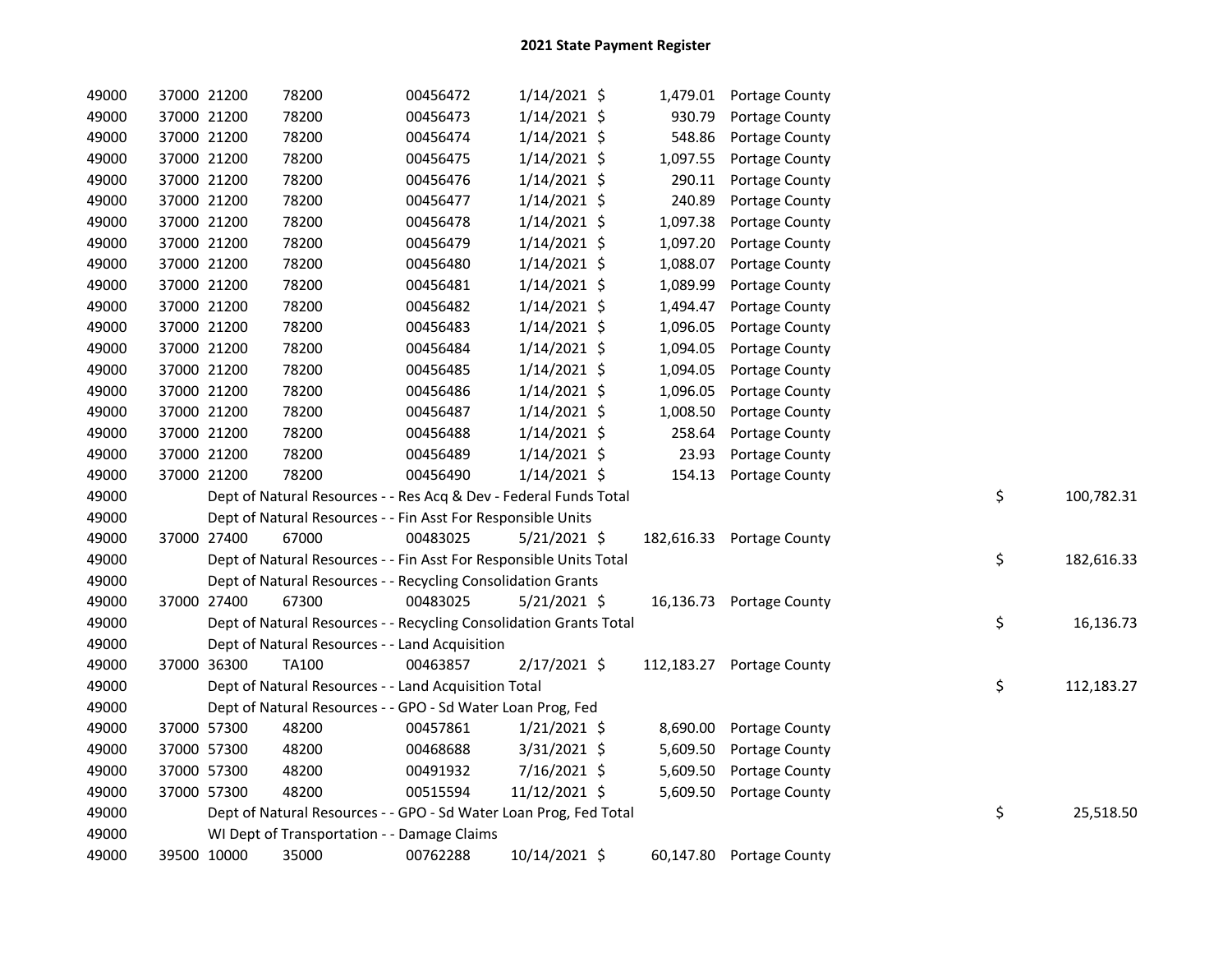# 2021 State Payment Register

| | | | | | | | | | |
|---|---|---|---|---|---|---|---|---|---|
| 49000 | 37000 | 21200 | 78200 | 00456472 | 1/14/2021 | $ | 1,479.01 | Portage County | |
| 49000 | 37000 | 21200 | 78200 | 00456473 | 1/14/2021 | $ | 930.79 | Portage County | |
| 49000 | 37000 | 21200 | 78200 | 00456474 | 1/14/2021 | $ | 548.86 | Portage County | |
| 49000 | 37000 | 21200 | 78200 | 00456475 | 1/14/2021 | $ | 1,097.55 | Portage County | |
| 49000 | 37000 | 21200 | 78200 | 00456476 | 1/14/2021 | $ | 290.11 | Portage County | |
| 49000 | 37000 | 21200 | 78200 | 00456477 | 1/14/2021 | $ | 240.89 | Portage County | |
| 49000 | 37000 | 21200 | 78200 | 00456478 | 1/14/2021 | $ | 1,097.38 | Portage County | |
| 49000 | 37000 | 21200 | 78200 | 00456479 | 1/14/2021 | $ | 1,097.20 | Portage County | |
| 49000 | 37000 | 21200 | 78200 | 00456480 | 1/14/2021 | $ | 1,088.07 | Portage County | |
| 49000 | 37000 | 21200 | 78200 | 00456481 | 1/14/2021 | $ | 1,089.99 | Portage County | |
| 49000 | 37000 | 21200 | 78200 | 00456482 | 1/14/2021 | $ | 1,494.47 | Portage County | |
| 49000 | 37000 | 21200 | 78200 | 00456483 | 1/14/2021 | $ | 1,096.05 | Portage County | |
| 49000 | 37000 | 21200 | 78200 | 00456484 | 1/14/2021 | $ | 1,094.05 | Portage County | |
| 49000 | 37000 | 21200 | 78200 | 00456485 | 1/14/2021 | $ | 1,094.05 | Portage County | |
| 49000 | 37000 | 21200 | 78200 | 00456486 | 1/14/2021 | $ | 1,096.05 | Portage County | |
| 49000 | 37000 | 21200 | 78200 | 00456487 | 1/14/2021 | $ | 1,008.50 | Portage County | |
| 49000 | 37000 | 21200 | 78200 | 00456488 | 1/14/2021 | $ | 258.64 | Portage County | |
| 49000 | 37000 | 21200 | 78200 | 00456489 | 1/14/2021 | $ | 23.93 | Portage County | |
| 49000 | 37000 | 21200 | 78200 | 00456490 | 1/14/2021 | $ | 154.13 | Portage County | |
| 49000 | Dept of Natural Resources - - Res Acq & Dev - Federal Funds Total | | | | | | | $ | 100,782.31 |
| 49000 | Dept of Natural Resources - - Fin Asst For Responsible Units | | | | | | | | |
| 49000 | 37000 | 27400 | 67000 | 00483025 | 5/21/2021 | $ | 182,616.33 | Portage County | |
| 49000 | Dept of Natural Resources - - Fin Asst For Responsible Units Total | | | | | | | $ | 182,616.33 |
| 49000 | Dept of Natural Resources - - Recycling Consolidation Grants | | | | | | | | |
| 49000 | 37000 | 27400 | 67300 | 00483025 | 5/21/2021 | $ | 16,136.73 | Portage County | |
| 49000 | Dept of Natural Resources - - Recycling Consolidation Grants Total | | | | | | | $ | 16,136.73 |
| 49000 | Dept of Natural Resources - - Land Acquisition | | | | | | | | |
| 49000 | 37000 | 36300 | TA100 | 00463857 | 2/17/2021 | $ | 112,183.27 | Portage County | |
| 49000 | Dept of Natural Resources - - Land Acquisition Total | | | | | | | $ | 112,183.27 |
| 49000 | Dept of Natural Resources - - GPO - Sd Water Loan Prog, Fed | | | | | | | | |
| 49000 | 37000 | 57300 | 48200 | 00457861 | 1/21/2021 | $ | 8,690.00 | Portage County | |
| 49000 | 37000 | 57300 | 48200 | 00468688 | 3/31/2021 | $ | 5,609.50 | Portage County | |
| 49000 | 37000 | 57300 | 48200 | 00491932 | 7/16/2021 | $ | 5,609.50 | Portage County | |
| 49000 | 37000 | 57300 | 48200 | 00515594 | 11/12/2021 | $ | 5,609.50 | Portage County | |
| 49000 | Dept of Natural Resources - - GPO - Sd Water Loan Prog, Fed Total | | | | | | | $ | 25,518.50 |
| 49000 | WI Dept of Transportation - - Damage Claims | | | | | | | | |
| 49000 | 39500 | 10000 | 35000 | 00762288 | 10/14/2021 | $ | 60,147.80 | Portage County | |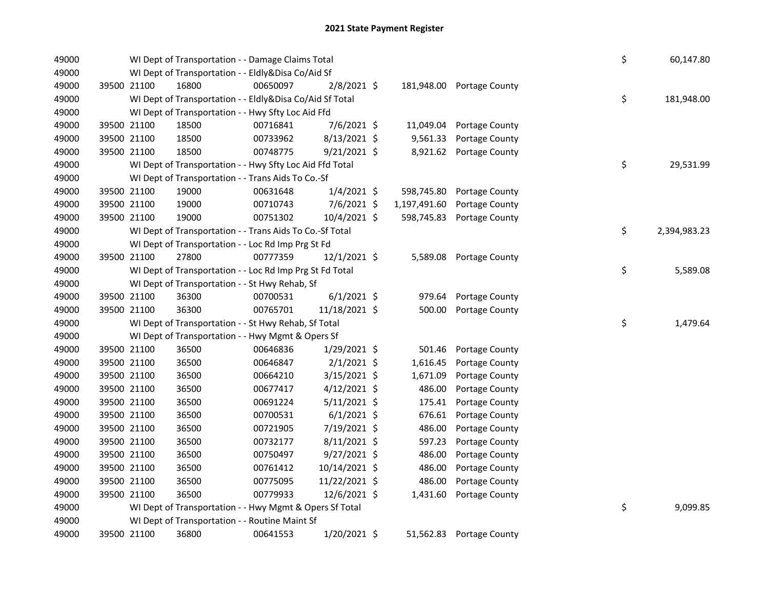# 2021 State Payment Register

| | | | | | | | | | | |
|---|---|---|---|---|---|---|---|---|---|---|
| 49000 | | | WI Dept of Transportation - - Damage Claims Total | | | | | | $ | 60,147.80 |
| 49000 | | | WI Dept of Transportation - - Eldly&Disa Co/Aid Sf | | | | | | | |
| 49000 | 39500 | 21100 | 16800 | 00650097 | 2/8/2021 | $ | 181,948.00 | Portage County | | |
| 49000 | | | WI Dept of Transportation - - Eldly&Disa Co/Aid Sf Total | | | | | | $ | 181,948.00 |
| 49000 | | | WI Dept of Transportation - - Hwy Sfty Loc Aid Ffd | | | | | | | |
| 49000 | 39500 | 21100 | 18500 | 00716841 | 7/6/2021 | $ | 11,049.04 | Portage County | | |
| 49000 | 39500 | 21100 | 18500 | 00733962 | 8/13/2021 | $ | 9,561.33 | Portage County | | |
| 49000 | 39500 | 21100 | 18500 | 00748775 | 9/21/2021 | $ | 8,921.62 | Portage County | | |
| 49000 | | | WI Dept of Transportation - - Hwy Sfty Loc Aid Ffd Total | | | | | | $ | 29,531.99 |
| 49000 | | | WI Dept of Transportation - - Trans Aids To Co.-Sf | | | | | | | |
| 49000 | 39500 | 21100 | 19000 | 00631648 | 1/4/2021 | $ | 598,745.80 | Portage County | | |
| 49000 | 39500 | 21100 | 19000 | 00710743 | 7/6/2021 | $ | 1,197,491.60 | Portage County | | |
| 49000 | 39500 | 21100 | 19000 | 00751302 | 10/4/2021 | $ | 598,745.83 | Portage County | | |
| 49000 | | | WI Dept of Transportation - - Trans Aids To Co.-Sf Total | | | | | | $ | 2,394,983.23 |
| 49000 | | | WI Dept of Transportation - - Loc Rd Imp Prg St Fd | | | | | | | |
| 49000 | 39500 | 21100 | 27800 | 00777359 | 12/1/2021 | $ | 5,589.08 | Portage County | | |
| 49000 | | | WI Dept of Transportation - - Loc Rd Imp Prg St Fd Total | | | | | | $ | 5,589.08 |
| 49000 | | | WI Dept of Transportation - - St Hwy Rehab, Sf | | | | | | | |
| 49000 | 39500 | 21100 | 36300 | 00700531 | 6/1/2021 | $ | 979.64 | Portage County | | |
| 49000 | 39500 | 21100 | 36300 | 00765701 | 11/18/2021 | $ | 500.00 | Portage County | | |
| 49000 | | | WI Dept of Transportation - - St Hwy Rehab, Sf Total | | | | | | $ | 1,479.64 |
| 49000 | | | WI Dept of Transportation - - Hwy Mgmt & Opers Sf | | | | | | | |
| 49000 | 39500 | 21100 | 36500 | 00646836 | 1/29/2021 | $ | 501.46 | Portage County | | |
| 49000 | 39500 | 21100 | 36500 | 00646847 | 2/1/2021 | $ | 1,616.45 | Portage County | | |
| 49000 | 39500 | 21100 | 36500 | 00664210 | 3/15/2021 | $ | 1,671.09 | Portage County | | |
| 49000 | 39500 | 21100 | 36500 | 00677417 | 4/12/2021 | $ | 486.00 | Portage County | | |
| 49000 | 39500 | 21100 | 36500 | 00691224 | 5/11/2021 | $ | 175.41 | Portage County | | |
| 49000 | 39500 | 21100 | 36500 | 00700531 | 6/1/2021 | $ | 676.61 | Portage County | | |
| 49000 | 39500 | 21100 | 36500 | 00721905 | 7/19/2021 | $ | 486.00 | Portage County | | |
| 49000 | 39500 | 21100 | 36500 | 00732177 | 8/11/2021 | $ | 597.23 | Portage County | | |
| 49000 | 39500 | 21100 | 36500 | 00750497 | 9/27/2021 | $ | 486.00 | Portage County | | |
| 49000 | 39500 | 21100 | 36500 | 00761412 | 10/14/2021 | $ | 486.00 | Portage County | | |
| 49000 | 39500 | 21100 | 36500 | 00775095 | 11/22/2021 | $ | 486.00 | Portage County | | |
| 49000 | 39500 | 21100 | 36500 | 00779933 | 12/6/2021 | $ | 1,431.60 | Portage County | | |
| 49000 | | | WI Dept of Transportation - - Hwy Mgmt & Opers Sf Total | | | | | | $ | 9,099.85 |
| 49000 | | | WI Dept of Transportation - - Routine Maint Sf | | | | | | | |
| 49000 | 39500 | 21100 | 36800 | 00641553 | 1/20/2021 | $ | 51,562.83 | Portage County | | |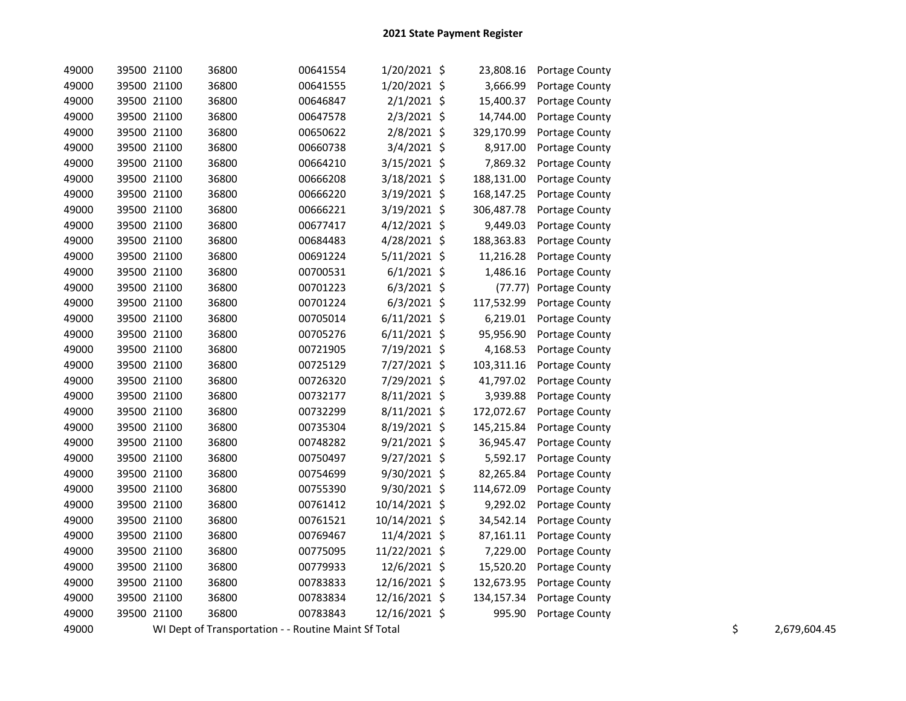# 2021 State Payment Register

| | | | | | | | | | |
|---|---|---|---|---|---|---|---|---|---|
| 49000 | 39500 | 21100 | 36800 | 00641554 | 1/20/2021 | $ | 23,808.16 | Portage County | |
| 49000 | 39500 | 21100 | 36800 | 00641555 | 1/20/2021 | $ | 3,666.99 | Portage County | |
| 49000 | 39500 | 21100 | 36800 | 00646847 | 2/1/2021 | $ | 15,400.37 | Portage County | |
| 49000 | 39500 | 21100 | 36800 | 00647578 | 2/3/2021 | $ | 14,744.00 | Portage County | |
| 49000 | 39500 | 21100 | 36800 | 00650622 | 2/8/2021 | $ | 329,170.99 | Portage County | |
| 49000 | 39500 | 21100 | 36800 | 00660738 | 3/4/2021 | $ | 8,917.00 | Portage County | |
| 49000 | 39500 | 21100 | 36800 | 00664210 | 3/15/2021 | $ | 7,869.32 | Portage County | |
| 49000 | 39500 | 21100 | 36800 | 00666208 | 3/18/2021 | $ | 188,131.00 | Portage County | |
| 49000 | 39500 | 21100 | 36800 | 00666220 | 3/19/2021 | $ | 168,147.25 | Portage County | |
| 49000 | 39500 | 21100 | 36800 | 00666221 | 3/19/2021 | $ | 306,487.78 | Portage County | |
| 49000 | 39500 | 21100 | 36800 | 00677417 | 4/12/2021 | $ | 9,449.03 | Portage County | |
| 49000 | 39500 | 21100 | 36800 | 00684483 | 4/28/2021 | $ | 188,363.83 | Portage County | |
| 49000 | 39500 | 21100 | 36800 | 00691224 | 5/11/2021 | $ | 11,216.28 | Portage County | |
| 49000 | 39500 | 21100 | 36800 | 00700531 | 6/1/2021 | $ | 1,486.16 | Portage County | |
| 49000 | 39500 | 21100 | 36800 | 00701223 | 6/3/2021 | $ | (77.77) | Portage County | |
| 49000 | 39500 | 21100 | 36800 | 00701224 | 6/3/2021 | $ | 117,532.99 | Portage County | |
| 49000 | 39500 | 21100 | 36800 | 00705014 | 6/11/2021 | $ | 6,219.01 | Portage County | |
| 49000 | 39500 | 21100 | 36800 | 00705276 | 6/11/2021 | $ | 95,956.90 | Portage County | |
| 49000 | 39500 | 21100 | 36800 | 00721905 | 7/19/2021 | $ | 4,168.53 | Portage County | |
| 49000 | 39500 | 21100 | 36800 | 00725129 | 7/27/2021 | $ | 103,311.16 | Portage County | |
| 49000 | 39500 | 21100 | 36800 | 00726320 | 7/29/2021 | $ | 41,797.02 | Portage County | |
| 49000 | 39500 | 21100 | 36800 | 00732177 | 8/11/2021 | $ | 3,939.88 | Portage County | |
| 49000 | 39500 | 21100 | 36800 | 00732299 | 8/11/2021 | $ | 172,072.67 | Portage County | |
| 49000 | 39500 | 21100 | 36800 | 00735304 | 8/19/2021 | $ | 145,215.84 | Portage County | |
| 49000 | 39500 | 21100 | 36800 | 00748282 | 9/21/2021 | $ | 36,945.47 | Portage County | |
| 49000 | 39500 | 21100 | 36800 | 00750497 | 9/27/2021 | $ | 5,592.17 | Portage County | |
| 49000 | 39500 | 21100 | 36800 | 00754699 | 9/30/2021 | $ | 82,265.84 | Portage County | |
| 49000 | 39500 | 21100 | 36800 | 00755390 | 9/30/2021 | $ | 114,672.09 | Portage County | |
| 49000 | 39500 | 21100 | 36800 | 00761412 | 10/14/2021 | $ | 9,292.02 | Portage County | |
| 49000 | 39500 | 21100 | 36800 | 00761521 | 10/14/2021 | $ | 34,542.14 | Portage County | |
| 49000 | 39500 | 21100 | 36800 | 00769467 | 11/4/2021 | $ | 87,161.11 | Portage County | |
| 49000 | 39500 | 21100 | 36800 | 00775095 | 11/22/2021 | $ | 7,229.00 | Portage County | |
| 49000 | 39500 | 21100 | 36800 | 00779933 | 12/6/2021 | $ | 15,520.20 | Portage County | |
| 49000 | 39500 | 21100 | 36800 | 00783833 | 12/16/2021 | $ | 132,673.95 | Portage County | |
| 49000 | 39500 | 21100 | 36800 | 00783834 | 12/16/2021 | $ | 134,157.34 | Portage County | |
| 49000 | 39500 | 21100 | 36800 | 00783843 | 12/16/2021 | $ | 995.90 | Portage County | |
| 49000 | | WI Dept of Transportation - - Routine Maint Sf Total | | | | | | | $ 2,679,604.45 |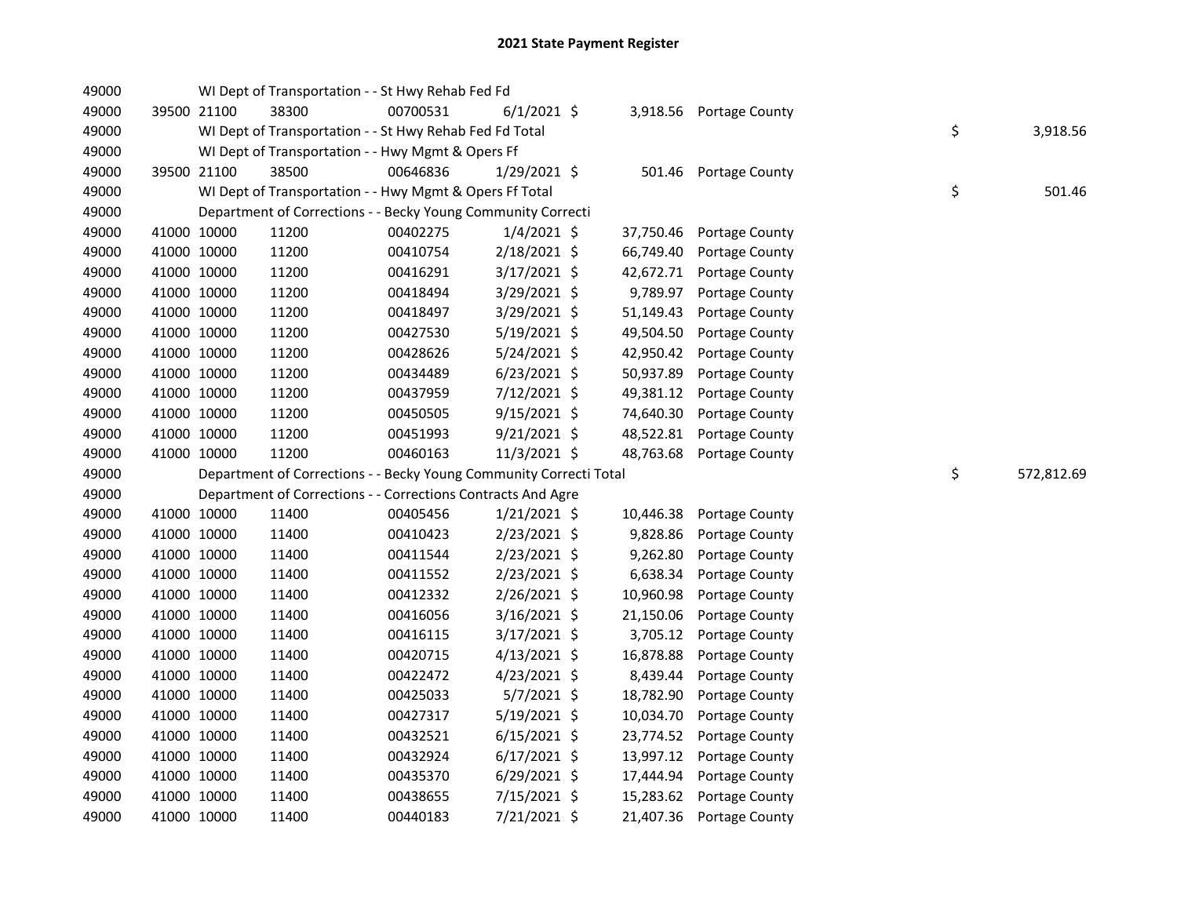# 2021 State Payment Register

| | | | | | | | | | |
|---|---|---|---|---|---|---|---|---|---|
| 49000 | | | WI Dept of Transportation - - St Hwy Rehab Fed Fd | | | | | | |
| 49000 | 39500 | 21100 | 38300 | 00700531 | 6/1/2021 | $ | 3,918.56 | Portage County | |
| 49000 | | | WI Dept of Transportation - - St Hwy Rehab Fed Fd Total | | | | | | $ 3,918.56 |
| 49000 | | | WI Dept of Transportation - - Hwy Mgmt & Opers Ff | | | | | | |
| 49000 | 39500 | 21100 | 38500 | 00646836 | 1/29/2021 | $ | 501.46 | Portage County | |
| 49000 | | | WI Dept of Transportation - - Hwy Mgmt & Opers Ff Total | | | | | | $ 501.46 |
| 49000 | | | Department of Corrections - - Becky Young Community Correcti | | | | | | |
| 49000 | 41000 | 10000 | 11200 | 00402275 | 1/4/2021 | $ | 37,750.46 | Portage County | |
| 49000 | 41000 | 10000 | 11200 | 00410754 | 2/18/2021 | $ | 66,749.40 | Portage County | |
| 49000 | 41000 | 10000 | 11200 | 00416291 | 3/17/2021 | $ | 42,672.71 | Portage County | |
| 49000 | 41000 | 10000 | 11200 | 00418494 | 3/29/2021 | $ | 9,789.97 | Portage County | |
| 49000 | 41000 | 10000 | 11200 | 00418497 | 3/29/2021 | $ | 51,149.43 | Portage County | |
| 49000 | 41000 | 10000 | 11200 | 00427530 | 5/19/2021 | $ | 49,504.50 | Portage County | |
| 49000 | 41000 | 10000 | 11200 | 00428626 | 5/24/2021 | $ | 42,950.42 | Portage County | |
| 49000 | 41000 | 10000 | 11200 | 00434489 | 6/23/2021 | $ | 50,937.89 | Portage County | |
| 49000 | 41000 | 10000 | 11200 | 00437959 | 7/12/2021 | $ | 49,381.12 | Portage County | |
| 49000 | 41000 | 10000 | 11200 | 00450505 | 9/15/2021 | $ | 74,640.30 | Portage County | |
| 49000 | 41000 | 10000 | 11200 | 00451993 | 9/21/2021 | $ | 48,522.81 | Portage County | |
| 49000 | 41000 | 10000 | 11200 | 00460163 | 11/3/2021 | $ | 48,763.68 | Portage County | |
| 49000 | | | Department of Corrections - - Becky Young Community Correcti Total | | | | | | $ 572,812.69 |
| 49000 | | | Department of Corrections - - Corrections Contracts And Agre | | | | | | |
| 49000 | 41000 | 10000 | 11400 | 00405456 | 1/21/2021 | $ | 10,446.38 | Portage County | |
| 49000 | 41000 | 10000 | 11400 | 00410423 | 2/23/2021 | $ | 9,828.86 | Portage County | |
| 49000 | 41000 | 10000 | 11400 | 00411544 | 2/23/2021 | $ | 9,262.80 | Portage County | |
| 49000 | 41000 | 10000 | 11400 | 00411552 | 2/23/2021 | $ | 6,638.34 | Portage County | |
| 49000 | 41000 | 10000 | 11400 | 00412332 | 2/26/2021 | $ | 10,960.98 | Portage County | |
| 49000 | 41000 | 10000 | 11400 | 00416056 | 3/16/2021 | $ | 21,150.06 | Portage County | |
| 49000 | 41000 | 10000 | 11400 | 00416115 | 3/17/2021 | $ | 3,705.12 | Portage County | |
| 49000 | 41000 | 10000 | 11400 | 00420715 | 4/13/2021 | $ | 16,878.88 | Portage County | |
| 49000 | 41000 | 10000 | 11400 | 00422472 | 4/23/2021 | $ | 8,439.44 | Portage County | |
| 49000 | 41000 | 10000 | 11400 | 00425033 | 5/7/2021 | $ | 18,782.90 | Portage County | |
| 49000 | 41000 | 10000 | 11400 | 00427317 | 5/19/2021 | $ | 10,034.70 | Portage County | |
| 49000 | 41000 | 10000 | 11400 | 00432521 | 6/15/2021 | $ | 23,774.52 | Portage County | |
| 49000 | 41000 | 10000 | 11400 | 00432924 | 6/17/2021 | $ | 13,997.12 | Portage County | |
| 49000 | 41000 | 10000 | 11400 | 00435370 | 6/29/2021 | $ | 17,444.94 | Portage County | |
| 49000 | 41000 | 10000 | 11400 | 00438655 | 7/15/2021 | $ | 15,283.62 | Portage County | |
| 49000 | 41000 | 10000 | 11400 | 00440183 | 7/21/2021 | $ | 21,407.36 | Portage County | |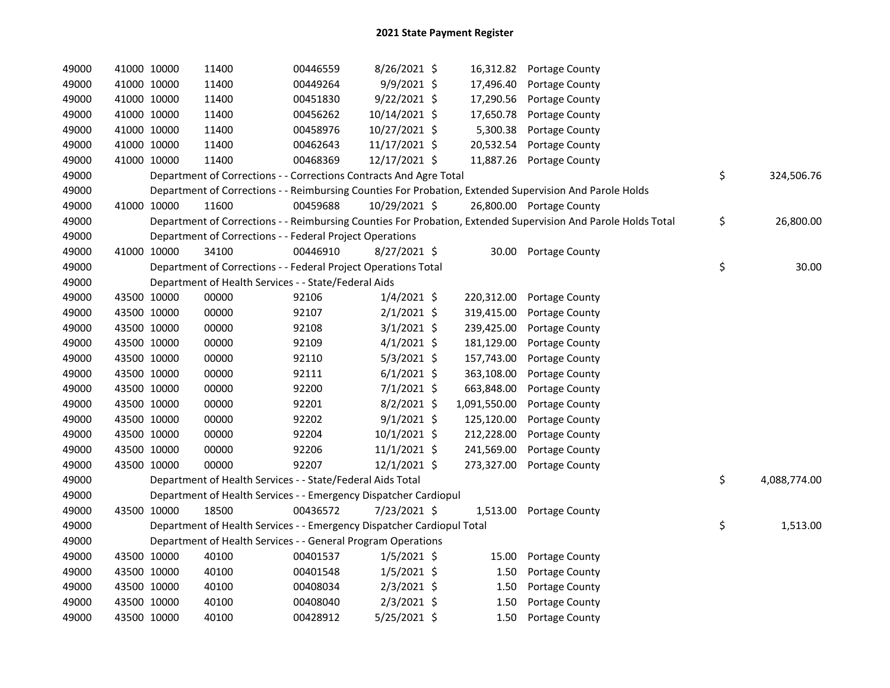## 2021 State Payment Register

| | | | | | | | | | |
|---|---|---|---|---|---|---|---|---|---|
| 49000 | 41000 | 10000 | 11400 | 00446559 | 8/26/2021 | $ 16,312.82 | Portage County | | |
| 49000 | 41000 | 10000 | 11400 | 00449264 | 9/9/2021 | $ 17,496.40 | Portage County | | |
| 49000 | 41000 | 10000 | 11400 | 00451830 | 9/22/2021 | $ 17,290.56 | Portage County | | |
| 49000 | 41000 | 10000 | 11400 | 00456262 | 10/14/2021 | $ 17,650.78 | Portage County | | |
| 49000 | 41000 | 10000 | 11400 | 00458976 | 10/27/2021 | $ 5,300.38 | Portage County | | |
| 49000 | 41000 | 10000 | 11400 | 00462643 | 11/17/2021 | $ 20,532.54 | Portage County | | |
| 49000 | 41000 | 10000 | 11400 | 00468369 | 12/17/2021 | $ 11,887.26 | Portage County | | |
| 49000 | | Department of Corrections - - Corrections Contracts And Agre Total | | | | | | $ | 324,506.76 |
| 49000 | | Department of Corrections - - Reimbursing Counties For Probation, Extended Supervision And Parole Holds | | | | | | | |
| 49000 | 41000 | 10000 | 11600 | 00459688 | 10/29/2021 | $ 26,800.00 | Portage County | | |
| 49000 | | Department of Corrections - - Reimbursing Counties For Probation, Extended Supervision And Parole Holds Total | | | | | | $ | 26,800.00 |
| 49000 | | Department of Corrections - - Federal Project Operations | | | | | | | |
| 49000 | 41000 | 10000 | 34100 | 00446910 | 8/27/2021 | $ 30.00 | Portage County | | |
| 49000 | | Department of Corrections - - Federal Project Operations Total | | | | | | $ | 30.00 |
| 49000 | | Department of Health Services - - State/Federal Aids | | | | | | | |
| 49000 | 43500 | 10000 | 00000 | 92106 | 1/4/2021 | $ 220,312.00 | Portage County | | |
| 49000 | 43500 | 10000 | 00000 | 92107 | 2/1/2021 | $ 319,415.00 | Portage County | | |
| 49000 | 43500 | 10000 | 00000 | 92108 | 3/1/2021 | $ 239,425.00 | Portage County | | |
| 49000 | 43500 | 10000 | 00000 | 92109 | 4/1/2021 | $ 181,129.00 | Portage County | | |
| 49000 | 43500 | 10000 | 00000 | 92110 | 5/3/2021 | $ 157,743.00 | Portage County | | |
| 49000 | 43500 | 10000 | 00000 | 92111 | 6/1/2021 | $ 363,108.00 | Portage County | | |
| 49000 | 43500 | 10000 | 00000 | 92200 | 7/1/2021 | $ 663,848.00 | Portage County | | |
| 49000 | 43500 | 10000 | 00000 | 92201 | 8/2/2021 | $ 1,091,550.00 | Portage County | | |
| 49000 | 43500 | 10000 | 00000 | 92202 | 9/1/2021 | $ 125,120.00 | Portage County | | |
| 49000 | 43500 | 10000 | 00000 | 92204 | 10/1/2021 | $ 212,228.00 | Portage County | | |
| 49000 | 43500 | 10000 | 00000 | 92206 | 11/1/2021 | $ 241,569.00 | Portage County | | |
| 49000 | 43500 | 10000 | 00000 | 92207 | 12/1/2021 | $ 273,327.00 | Portage County | | |
| 49000 | | Department of Health Services - - State/Federal Aids Total | | | | | | $ | 4,088,774.00 |
| 49000 | | Department of Health Services - - Emergency Dispatcher Cardiopul | | | | | | | |
| 49000 | 43500 | 10000 | 18500 | 00436572 | 7/23/2021 | $ 1,513.00 | Portage County | | |
| 49000 | | Department of Health Services - - Emergency Dispatcher Cardiopul Total | | | | | | $ | 1,513.00 |
| 49000 | | Department of Health Services - - General Program Operations | | | | | | | |
| 49000 | 43500 | 10000 | 40100 | 00401537 | 1/5/2021 | $ 15.00 | Portage County | | |
| 49000 | 43500 | 10000 | 40100 | 00401548 | 1/5/2021 | $ 1.50 | Portage County | | |
| 49000 | 43500 | 10000 | 40100 | 00408034 | 2/3/2021 | $ 1.50 | Portage County | | |
| 49000 | 43500 | 10000 | 40100 | 00408040 | 2/3/2021 | $ 1.50 | Portage County | | |
| 49000 | 43500 | 10000 | 40100 | 00428912 | 5/25/2021 | $ 1.50 | Portage County | | |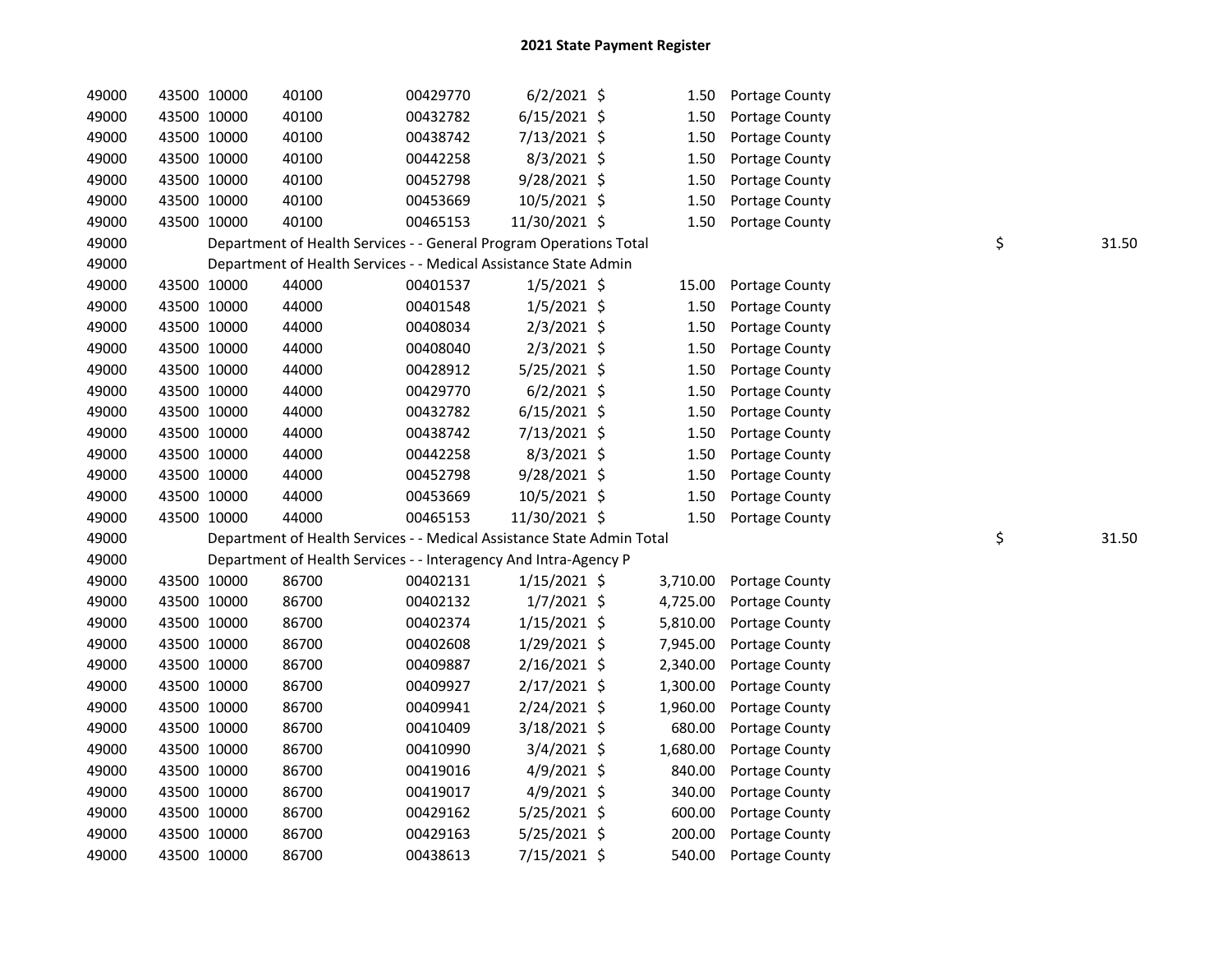# 2021 State Payment Register

| | | | | | | | | | |
|---|---|---|---|---|---|---|---|---|---|
| 49000 | 43500 | 10000 | 40100 | 00429770 | 6/2/2021 | $ | 1.50 | Portage County | |
| 49000 | 43500 | 10000 | 40100 | 00432782 | 6/15/2021 | $ | 1.50 | Portage County | |
| 49000 | 43500 | 10000 | 40100 | 00438742 | 7/13/2021 | $ | 1.50 | Portage County | |
| 49000 | 43500 | 10000 | 40100 | 00442258 | 8/3/2021 | $ | 1.50 | Portage County | |
| 49000 | 43500 | 10000 | 40100 | 00452798 | 9/28/2021 | $ | 1.50 | Portage County | |
| 49000 | 43500 | 10000 | 40100 | 00453669 | 10/5/2021 | $ | 1.50 | Portage County | |
| 49000 | 43500 | 10000 | 40100 | 00465153 | 11/30/2021 | $ | 1.50 | Portage County | |
| 49000 | Department of Health Services - - General Program Operations Total | | | | | | | | $ 31.50 |
| 49000 | Department of Health Services - - Medical Assistance State Admin | | | | | | | | |
| 49000 | 43500 | 10000 | 44000 | 00401537 | 1/5/2021 | $ | 15.00 | Portage County | |
| 49000 | 43500 | 10000 | 44000 | 00401548 | 1/5/2021 | $ | 1.50 | Portage County | |
| 49000 | 43500 | 10000 | 44000 | 00408034 | 2/3/2021 | $ | 1.50 | Portage County | |
| 49000 | 43500 | 10000 | 44000 | 00408040 | 2/3/2021 | $ | 1.50 | Portage County | |
| 49000 | 43500 | 10000 | 44000 | 00428912 | 5/25/2021 | $ | 1.50 | Portage County | |
| 49000 | 43500 | 10000 | 44000 | 00429770 | 6/2/2021 | $ | 1.50 | Portage County | |
| 49000 | 43500 | 10000 | 44000 | 00432782 | 6/15/2021 | $ | 1.50 | Portage County | |
| 49000 | 43500 | 10000 | 44000 | 00438742 | 7/13/2021 | $ | 1.50 | Portage County | |
| 49000 | 43500 | 10000 | 44000 | 00442258 | 8/3/2021 | $ | 1.50 | Portage County | |
| 49000 | 43500 | 10000 | 44000 | 00452798 | 9/28/2021 | $ | 1.50 | Portage County | |
| 49000 | 43500 | 10000 | 44000 | 00453669 | 10/5/2021 | $ | 1.50 | Portage County | |
| 49000 | 43500 | 10000 | 44000 | 00465153 | 11/30/2021 | $ | 1.50 | Portage County | |
| 49000 | Department of Health Services - - Medical Assistance State Admin Total | | | | | | | | $ 31.50 |
| 49000 | Department of Health Services - - Interagency And Intra-Agency P | | | | | | | | |
| 49000 | 43500 | 10000 | 86700 | 00402131 | 1/15/2021 | $ | 3,710.00 | Portage County | |
| 49000 | 43500 | 10000 | 86700 | 00402132 | 1/7/2021 | $ | 4,725.00 | Portage County | |
| 49000 | 43500 | 10000 | 86700 | 00402374 | 1/15/2021 | $ | 5,810.00 | Portage County | |
| 49000 | 43500 | 10000 | 86700 | 00402608 | 1/29/2021 | $ | 7,945.00 | Portage County | |
| 49000 | 43500 | 10000 | 86700 | 00409887 | 2/16/2021 | $ | 2,340.00 | Portage County | |
| 49000 | 43500 | 10000 | 86700 | 00409927 | 2/17/2021 | $ | 1,300.00 | Portage County | |
| 49000 | 43500 | 10000 | 86700 | 00409941 | 2/24/2021 | $ | 1,960.00 | Portage County | |
| 49000 | 43500 | 10000 | 86700 | 00410409 | 3/18/2021 | $ | 680.00 | Portage County | |
| 49000 | 43500 | 10000 | 86700 | 00410990 | 3/4/2021 | $ | 1,680.00 | Portage County | |
| 49000 | 43500 | 10000 | 86700 | 00419016 | 4/9/2021 | $ | 840.00 | Portage County | |
| 49000 | 43500 | 10000 | 86700 | 00419017 | 4/9/2021 | $ | 340.00 | Portage County | |
| 49000 | 43500 | 10000 | 86700 | 00429162 | 5/25/2021 | $ | 600.00 | Portage County | |
| 49000 | 43500 | 10000 | 86700 | 00429163 | 5/25/2021 | $ | 200.00 | Portage County | |
| 49000 | 43500 | 10000 | 86700 | 00438613 | 7/15/2021 | $ | 540.00 | Portage County | |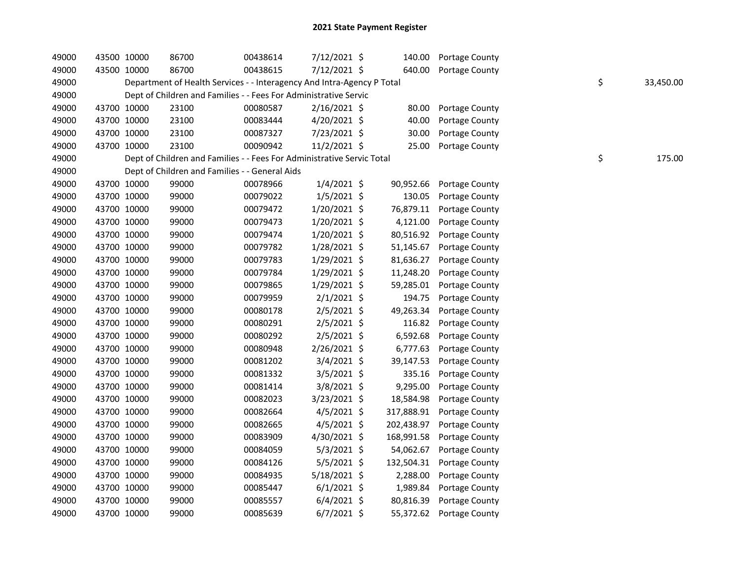# 2021 State Payment Register

| | | | | | | | | | |
|---|---|---|---|---|---|---|---|---|---|
| 49000 | 43500 | 10000 | 86700 | 00438614 | 7/12/2021 | $ | 140.00 | Portage County | | |
| 49000 | 43500 | 10000 | 86700 | 00438615 | 7/12/2021 | $ | 640.00 | Portage County | | |
| 49000 | | Department of Health Services - - Interagency And Intra-Agency P Total | | | | | | | $ | 33,450.00 |
| 49000 | | Dept of Children and Families - - Fees For Administrative Servic | | | | | | | | |
| 49000 | 43700 | 10000 | 23100 | 00080587 | 2/16/2021 | $ | 80.00 | Portage County | | |
| 49000 | 43700 | 10000 | 23100 | 00083444 | 4/20/2021 | $ | 40.00 | Portage County | | |
| 49000 | 43700 | 10000 | 23100 | 00087327 | 7/23/2021 | $ | 30.00 | Portage County | | |
| 49000 | 43700 | 10000 | 23100 | 00090942 | 11/2/2021 | $ | 25.00 | Portage County | | |
| 49000 | | Dept of Children and Families - - Fees For Administrative Servic Total | | | | | | | $ | 175.00 |
| 49000 | | Dept of Children and Families - - General Aids | | | | | | | | |
| 49000 | 43700 | 10000 | 99000 | 00078966 | 1/4/2021 | $ | 90,952.66 | Portage County | | |
| 49000 | 43700 | 10000 | 99000 | 00079022 | 1/5/2021 | $ | 130.05 | Portage County | | |
| 49000 | 43700 | 10000 | 99000 | 00079472 | 1/20/2021 | $ | 76,879.11 | Portage County | | |
| 49000 | 43700 | 10000 | 99000 | 00079473 | 1/20/2021 | $ | 4,121.00 | Portage County | | |
| 49000 | 43700 | 10000 | 99000 | 00079474 | 1/20/2021 | $ | 80,516.92 | Portage County | | |
| 49000 | 43700 | 10000 | 99000 | 00079782 | 1/28/2021 | $ | 51,145.67 | Portage County | | |
| 49000 | 43700 | 10000 | 99000 | 00079783 | 1/29/2021 | $ | 81,636.27 | Portage County | | |
| 49000 | 43700 | 10000 | 99000 | 00079784 | 1/29/2021 | $ | 11,248.20 | Portage County | | |
| 49000 | 43700 | 10000 | 99000 | 00079865 | 1/29/2021 | $ | 59,285.01 | Portage County | | |
| 49000 | 43700 | 10000 | 99000 | 00079959 | 2/1/2021 | $ | 194.75 | Portage County | | |
| 49000 | 43700 | 10000 | 99000 | 00080178 | 2/5/2021 | $ | 49,263.34 | Portage County | | |
| 49000 | 43700 | 10000 | 99000 | 00080291 | 2/5/2021 | $ | 116.82 | Portage County | | |
| 49000 | 43700 | 10000 | 99000 | 00080292 | 2/5/2021 | $ | 6,592.68 | Portage County | | |
| 49000 | 43700 | 10000 | 99000 | 00080948 | 2/26/2021 | $ | 6,777.63 | Portage County | | |
| 49000 | 43700 | 10000 | 99000 | 00081202 | 3/4/2021 | $ | 39,147.53 | Portage County | | |
| 49000 | 43700 | 10000 | 99000 | 00081332 | 3/5/2021 | $ | 335.16 | Portage County | | |
| 49000 | 43700 | 10000 | 99000 | 00081414 | 3/8/2021 | $ | 9,295.00 | Portage County | | |
| 49000 | 43700 | 10000 | 99000 | 00082023 | 3/23/2021 | $ | 18,584.98 | Portage County | | |
| 49000 | 43700 | 10000 | 99000 | 00082664 | 4/5/2021 | $ | 317,888.91 | Portage County | | |
| 49000 | 43700 | 10000 | 99000 | 00082665 | 4/5/2021 | $ | 202,438.97 | Portage County | | |
| 49000 | 43700 | 10000 | 99000 | 00083909 | 4/30/2021 | $ | 168,991.58 | Portage County | | |
| 49000 | 43700 | 10000 | 99000 | 00084059 | 5/3/2021 | $ | 54,062.67 | Portage County | | |
| 49000 | 43700 | 10000 | 99000 | 00084126 | 5/5/2021 | $ | 132,504.31 | Portage County | | |
| 49000 | 43700 | 10000 | 99000 | 00084935 | 5/18/2021 | $ | 2,288.00 | Portage County | | |
| 49000 | 43700 | 10000 | 99000 | 00085447 | 6/1/2021 | $ | 1,989.84 | Portage County | | |
| 49000 | 43700 | 10000 | 99000 | 00085557 | 6/4/2021 | $ | 80,816.39 | Portage County | | |
| 49000 | 43700 | 10000 | 99000 | 00085639 | 6/7/2021 | $ | 55,372.62 | Portage County | | |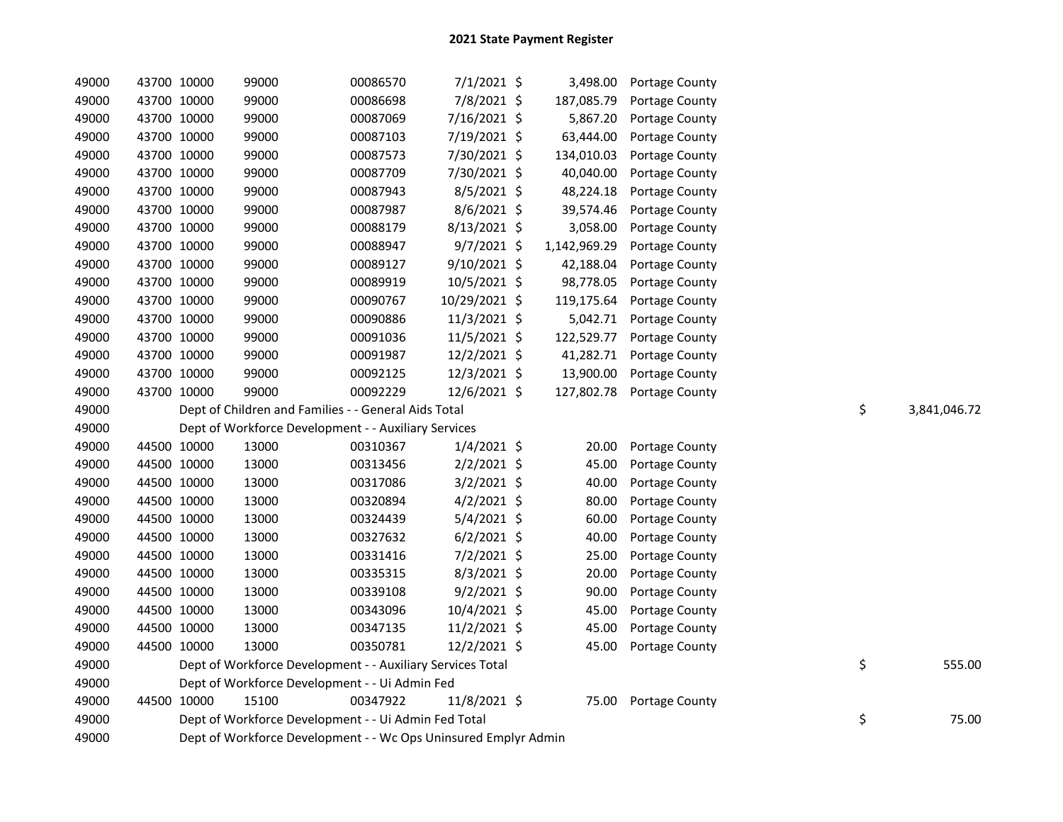# 2021 State Payment Register

| | | | | | | | | | |
|---|---|---|---|---|---|---|---|---|---|
| 49000 | 43700 | 10000 | 99000 | 00086570 | 7/1/2021 | $ 3,498.00 | Portage County | | |
| 49000 | 43700 | 10000 | 99000 | 00086698 | 7/8/2021 | $ 187,085.79 | Portage County | | |
| 49000 | 43700 | 10000 | 99000 | 00087069 | 7/16/2021 | $ 5,867.20 | Portage County | | |
| 49000 | 43700 | 10000 | 99000 | 00087103 | 7/19/2021 | $ 63,444.00 | Portage County | | |
| 49000 | 43700 | 10000 | 99000 | 00087573 | 7/30/2021 | $ 134,010.03 | Portage County | | |
| 49000 | 43700 | 10000 | 99000 | 00087709 | 7/30/2021 | $ 40,040.00 | Portage County | | |
| 49000 | 43700 | 10000 | 99000 | 00087943 | 8/5/2021 | $ 48,224.18 | Portage County | | |
| 49000 | 43700 | 10000 | 99000 | 00087987 | 8/6/2021 | $ 39,574.46 | Portage County | | |
| 49000 | 43700 | 10000 | 99000 | 00088179 | 8/13/2021 | $ 3,058.00 | Portage County | | |
| 49000 | 43700 | 10000 | 99000 | 00088947 | 9/7/2021 | $ 1,142,969.29 | Portage County | | |
| 49000 | 43700 | 10000 | 99000 | 00089127 | 9/10/2021 | $ 42,188.04 | Portage County | | |
| 49000 | 43700 | 10000 | 99000 | 00089919 | 10/5/2021 | $ 98,778.05 | Portage County | | |
| 49000 | 43700 | 10000 | 99000 | 00090767 | 10/29/2021 | $ 119,175.64 | Portage County | | |
| 49000 | 43700 | 10000 | 99000 | 00090886 | 11/3/2021 | $ 5,042.71 | Portage County | | |
| 49000 | 43700 | 10000 | 99000 | 00091036 | 11/5/2021 | $ 122,529.77 | Portage County | | |
| 49000 | 43700 | 10000 | 99000 | 00091987 | 12/2/2021 | $ 41,282.71 | Portage County | | |
| 49000 | 43700 | 10000 | 99000 | 00092125 | 12/3/2021 | $ 13,900.00 | Portage County | | |
| 49000 | 43700 | 10000 | 99000 | 00092229 | 12/6/2021 | $ 127,802.78 | Portage County | | |
| 49000 | | Dept of Children and Families - - General Aids Total | | | | | | $ | 3,841,046.72 |
| 49000 | | Dept of Workforce Development - - Auxiliary Services | | | | | | | |
| 49000 | 44500 | 10000 | 13000 | 00310367 | 1/4/2021 | $ 20.00 | Portage County | | |
| 49000 | 44500 | 10000 | 13000 | 00313456 | 2/2/2021 | $ 45.00 | Portage County | | |
| 49000 | 44500 | 10000 | 13000 | 00317086 | 3/2/2021 | $ 40.00 | Portage County | | |
| 49000 | 44500 | 10000 | 13000 | 00320894 | 4/2/2021 | $ 80.00 | Portage County | | |
| 49000 | 44500 | 10000 | 13000 | 00324439 | 5/4/2021 | $ 60.00 | Portage County | | |
| 49000 | 44500 | 10000 | 13000 | 00327632 | 6/2/2021 | $ 40.00 | Portage County | | |
| 49000 | 44500 | 10000 | 13000 | 00331416 | 7/2/2021 | $ 25.00 | Portage County | | |
| 49000 | 44500 | 10000 | 13000 | 00335315 | 8/3/2021 | $ 20.00 | Portage County | | |
| 49000 | 44500 | 10000 | 13000 | 00339108 | 9/2/2021 | $ 90.00 | Portage County | | |
| 49000 | 44500 | 10000 | 13000 | 00343096 | 10/4/2021 | $ 45.00 | Portage County | | |
| 49000 | 44500 | 10000 | 13000 | 00347135 | 11/2/2021 | $ 45.00 | Portage County | | |
| 49000 | 44500 | 10000 | 13000 | 00350781 | 12/2/2021 | $ 45.00 | Portage County | | |
| 49000 | | Dept of Workforce Development - - Auxiliary Services Total | | | | | | $ | 555.00 |
| 49000 | | Dept of Workforce Development - - Ui Admin Fed | | | | | | | |
| 49000 | 44500 | 10000 | 15100 | 00347922 | 11/8/2021 | $ 75.00 | Portage County | | |
| 49000 | | Dept of Workforce Development - - Ui Admin Fed Total | | | | | | $ | 75.00 |
| 49000 | | Dept of Workforce Development - - Wc Ops Uninsured Emplyr Admin | | | | | | | |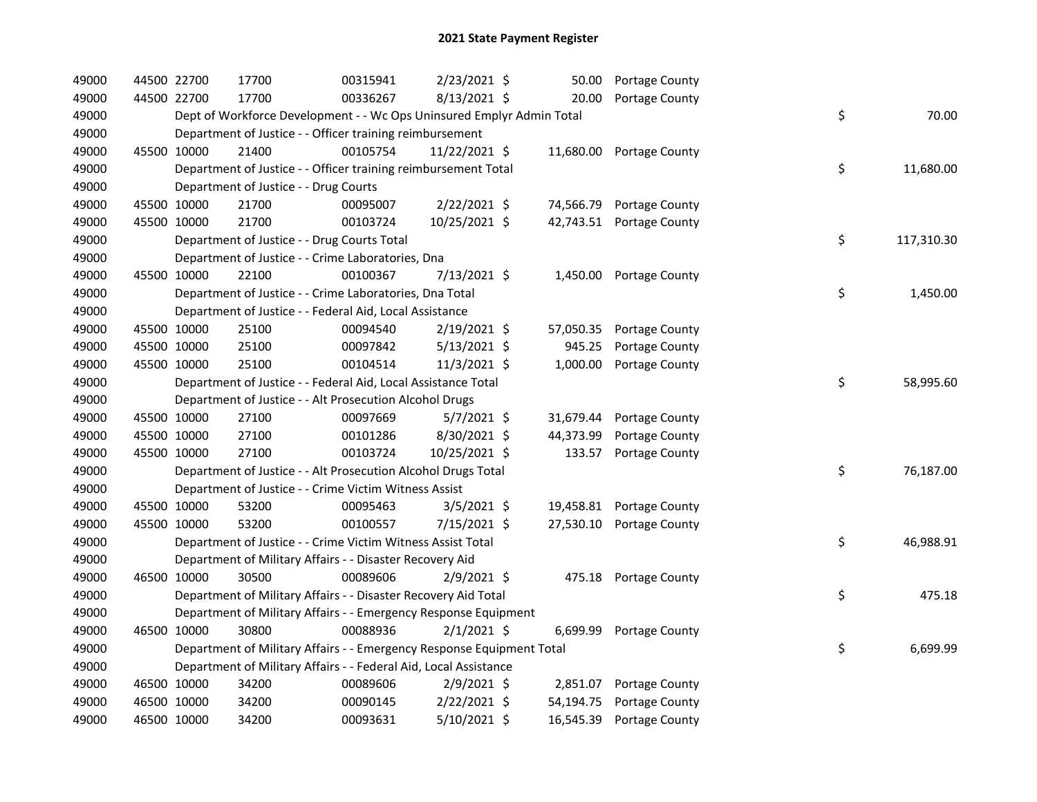# 2021 State Payment Register

| | | | | | | | | | |
|---|---|---|---|---|---|---|---|---|---|
| 49000 | 44500 | 22700 | 17700 | 00315941 | 2/23/2021 | $ 50.00 | Portage County | | |
| 49000 | 44500 | 22700 | 17700 | 00336267 | 8/13/2021 | $ 20.00 | Portage County | | |
| 49000 | | Dept of Workforce Development - - Wc Ops Uninsured Emplyr Admin Total | | | | | | $ | 70.00 |
| 49000 | | Department of Justice - - Officer training reimbursement | | | | | | | |
| 49000 | 45500 | 10000 | 21400 | 00105754 | 11/22/2021 | $ 11,680.00 | Portage County | | |
| 49000 | | Department of Justice - - Officer training reimbursement Total | | | | | | $ | 11,680.00 |
| 49000 | | Department of Justice - - Drug Courts | | | | | | | |
| 49000 | 45500 | 10000 | 21700 | 00095007 | 2/22/2021 | $ 74,566.79 | Portage County | | |
| 49000 | 45500 | 10000 | 21700 | 00103724 | 10/25/2021 | $ 42,743.51 | Portage County | | |
| 49000 | | Department of Justice - - Drug Courts Total | | | | | | $ | 117,310.30 |
| 49000 | | Department of Justice - - Crime Laboratories, Dna | | | | | | | |
| 49000 | 45500 | 10000 | 22100 | 00100367 | 7/13/2021 | $ 1,450.00 | Portage County | | |
| 49000 | | Department of Justice - - Crime Laboratories, Dna Total | | | | | | $ | 1,450.00 |
| 49000 | | Department of Justice - - Federal Aid, Local Assistance | | | | | | | |
| 49000 | 45500 | 10000 | 25100 | 00094540 | 2/19/2021 | $ 57,050.35 | Portage County | | |
| 49000 | 45500 | 10000 | 25100 | 00097842 | 5/13/2021 | $ 945.25 | Portage County | | |
| 49000 | 45500 | 10000 | 25100 | 00104514 | 11/3/2021 | $ 1,000.00 | Portage County | | |
| 49000 | | Department of Justice - - Federal Aid, Local Assistance Total | | | | | | $ | 58,995.60 |
| 49000 | | Department of Justice - - Alt Prosecution Alcohol Drugs | | | | | | | |
| 49000 | 45500 | 10000 | 27100 | 00097669 | 5/7/2021 | $ 31,679.44 | Portage County | | |
| 49000 | 45500 | 10000 | 27100 | 00101286 | 8/30/2021 | $ 44,373.99 | Portage County | | |
| 49000 | 45500 | 10000 | 27100 | 00103724 | 10/25/2021 | $ 133.57 | Portage County | | |
| 49000 | | Department of Justice - - Alt Prosecution Alcohol Drugs Total | | | | | | $ | 76,187.00 |
| 49000 | | Department of Justice - - Crime Victim Witness Assist | | | | | | | |
| 49000 | 45500 | 10000 | 53200 | 00095463 | 3/5/2021 | $ 19,458.81 | Portage County | | |
| 49000 | 45500 | 10000 | 53200 | 00100557 | 7/15/2021 | $ 27,530.10 | Portage County | | |
| 49000 | | Department of Justice - - Crime Victim Witness Assist Total | | | | | | $ | 46,988.91 |
| 49000 | | Department of Military Affairs - - Disaster Recovery Aid | | | | | | | |
| 49000 | 46500 | 10000 | 30500 | 00089606 | 2/9/2021 | $ 475.18 | Portage County | | |
| 49000 | | Department of Military Affairs - - Disaster Recovery Aid Total | | | | | | $ | 475.18 |
| 49000 | | Department of Military Affairs - - Emergency Response Equipment | | | | | | | |
| 49000 | 46500 | 10000 | 30800 | 00088936 | 2/1/2021 | $ 6,699.99 | Portage County | | |
| 49000 | | Department of Military Affairs - - Emergency Response Equipment Total | | | | | | $ | 6,699.99 |
| 49000 | | Department of Military Affairs - - Federal Aid, Local Assistance | | | | | | | |
| 49000 | 46500 | 10000 | 34200 | 00089606 | 2/9/2021 | $ 2,851.07 | Portage County | | |
| 49000 | 46500 | 10000 | 34200 | 00090145 | 2/22/2021 | $ 54,194.75 | Portage County | | |
| 49000 | 46500 | 10000 | 34200 | 00093631 | 5/10/2021 | $ 16,545.39 | Portage County | | |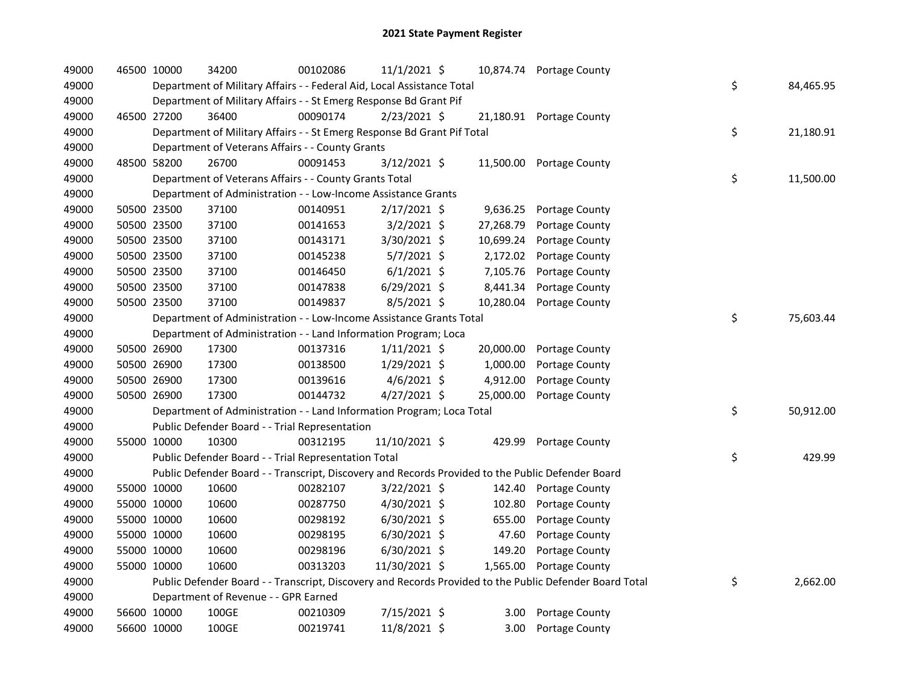# 2021 State Payment Register

| | | | | | | | | | |
|---|---|---|---|---|---|---|---|---|---|
| 49000 | 46500 | 10000 | 34200 | 00102086 | 11/1/2021 | $ 10,874.74 | Portage County | | |
| 49000 | | Department of Military Affairs - - Federal Aid, Local Assistance Total | | | | | | $ | 84,465.95 |
| 49000 | | Department of Military Affairs - - St Emerg Response Bd Grant Pif | | | | | | | |
| 49000 | 46500 | 27200 | 36400 | 00090174 | 2/23/2021 | $ 21,180.91 | Portage County | | |
| 49000 | | Department of Military Affairs - - St Emerg Response Bd Grant Pif Total | | | | | | $ | 21,180.91 |
| 49000 | | Department of Veterans Affairs - - County Grants | | | | | | | |
| 49000 | 48500 | 58200 | 26700 | 00091453 | 3/12/2021 | $ 11,500.00 | Portage County | | |
| 49000 | | Department of Veterans Affairs - - County Grants Total | | | | | | $ | 11,500.00 |
| 49000 | | Department of Administration - - Low-Income Assistance Grants | | | | | | | |
| 49000 | 50500 | 23500 | 37100 | 00140951 | 2/17/2021 | $ 9,636.25 | Portage County | | |
| 49000 | 50500 | 23500 | 37100 | 00141653 | 3/2/2021 | $ 27,268.79 | Portage County | | |
| 49000 | 50500 | 23500 | 37100 | 00143171 | 3/30/2021 | $ 10,699.24 | Portage County | | |
| 49000 | 50500 | 23500 | 37100 | 00145238 | 5/7/2021 | $ 2,172.02 | Portage County | | |
| 49000 | 50500 | 23500 | 37100 | 00146450 | 6/1/2021 | $ 7,105.76 | Portage County | | |
| 49000 | 50500 | 23500 | 37100 | 00147838 | 6/29/2021 | $ 8,441.34 | Portage County | | |
| 49000 | 50500 | 23500 | 37100 | 00149837 | 8/5/2021 | $ 10,280.04 | Portage County | | |
| 49000 | | Department of Administration - - Low-Income Assistance Grants Total | | | | | | $ | 75,603.44 |
| 49000 | | Department of Administration - - Land Information Program; Loca | | | | | | | |
| 49000 | 50500 | 26900 | 17300 | 00137316 | 1/11/2021 | $ 20,000.00 | Portage County | | |
| 49000 | 50500 | 26900 | 17300 | 00138500 | 1/29/2021 | $ 1,000.00 | Portage County | | |
| 49000 | 50500 | 26900 | 17300 | 00139616 | 4/6/2021 | $ 4,912.00 | Portage County | | |
| 49000 | 50500 | 26900 | 17300 | 00144732 | 4/27/2021 | $ 25,000.00 | Portage County | | |
| 49000 | | Department of Administration - - Land Information Program; Loca Total | | | | | | $ | 50,912.00 |
| 49000 | | Public Defender Board - - Trial Representation | | | | | | | |
| 49000 | 55000 | 10000 | 10300 | 00312195 | 11/10/2021 | $ 429.99 | Portage County | | |
| 49000 | | Public Defender Board - - Trial Representation Total | | | | | | $ | 429.99 |
| 49000 | | Public Defender Board - - Transcript, Discovery and Records Provided to the Public Defender Board | | | | | | | |
| 49000 | 55000 | 10000 | 10600 | 00282107 | 3/22/2021 | $ 142.40 | Portage County | | |
| 49000 | 55000 | 10000 | 10600 | 00287750 | 4/30/2021 | $ 102.80 | Portage County | | |
| 49000 | 55000 | 10000 | 10600 | 00298192 | 6/30/2021 | $ 655.00 | Portage County | | |
| 49000 | 55000 | 10000 | 10600 | 00298195 | 6/30/2021 | $ 47.60 | Portage County | | |
| 49000 | 55000 | 10000 | 10600 | 00298196 | 6/30/2021 | $ 149.20 | Portage County | | |
| 49000 | 55000 | 10000 | 10600 | 00313203 | 11/30/2021 | $ 1,565.00 | Portage County | | |
| 49000 | | Public Defender Board - - Transcript, Discovery and Records Provided to the Public Defender Board Total | | | | | | $ | 2,662.00 |
| 49000 | | Department of Revenue - - GPR Earned | | | | | | | |
| 49000 | 56600 | 10000 | 100GE | 00210309 | 7/15/2021 | $ 3.00 | Portage County | | |
| 49000 | 56600 | 10000 | 100GE | 00219741 | 11/8/2021 | $ 3.00 | Portage County | | |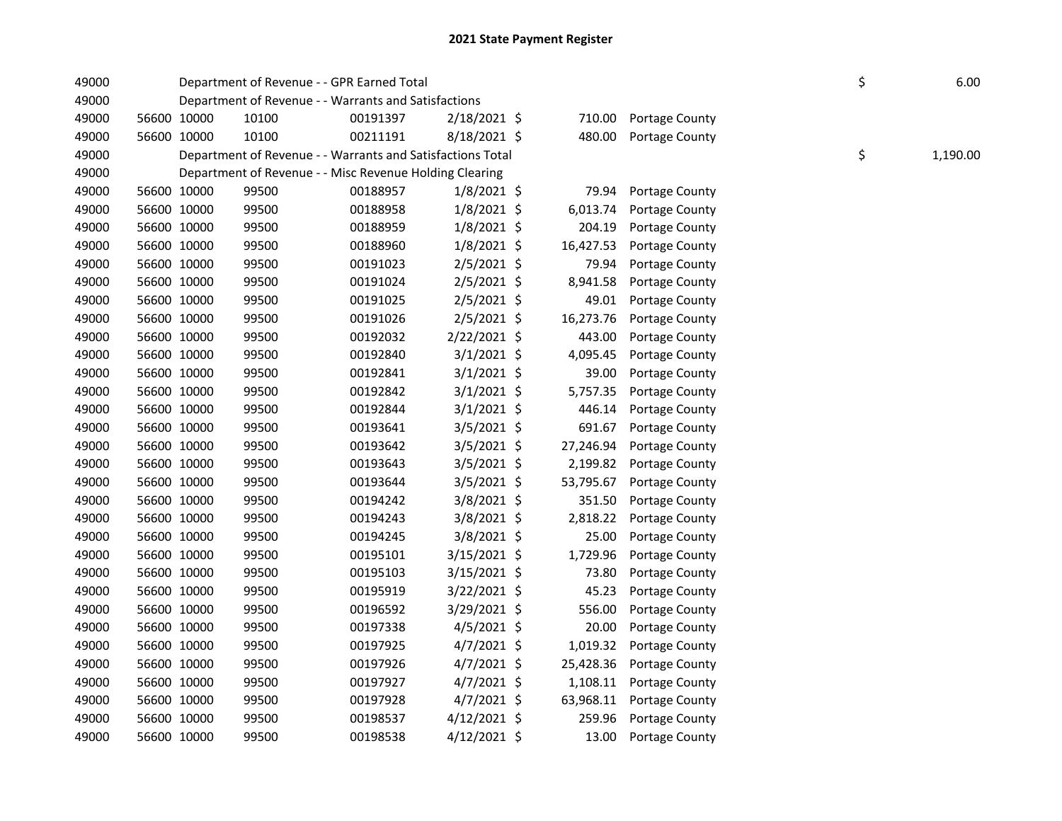# 2021 State Payment Register

| | | | | | | | | | |
|---|---|---|---|---|---|---|---|---|---|
| 49000 | | | Department of Revenue - - GPR Earned Total | | | | | $ | 6.00 |
| 49000 | | | Department of Revenue - - Warrants and Satisfactions | | | | | | |
| 49000 | 56600 | 10000 | 10100 | 00191397 | 2/18/2021 $ | 710.00 | Portage County | | |
| 49000 | 56600 | 10000 | 10100 | 00211191 | 8/18/2021 $ | 480.00 | Portage County | | |
| 49000 | | | Department of Revenue - - Warrants and Satisfactions Total | | | | | $ | 1,190.00 |
| 49000 | | | Department of Revenue - - Misc Revenue Holding Clearing | | | | | | |
| 49000 | 56600 | 10000 | 99500 | 00188957 | 1/8/2021 $ | 79.94 | Portage County | | |
| 49000 | 56600 | 10000 | 99500 | 00188958 | 1/8/2021 $ | 6,013.74 | Portage County | | |
| 49000 | 56600 | 10000 | 99500 | 00188959 | 1/8/2021 $ | 204.19 | Portage County | | |
| 49000 | 56600 | 10000 | 99500 | 00188960 | 1/8/2021 $ | 16,427.53 | Portage County | | |
| 49000 | 56600 | 10000 | 99500 | 00191023 | 2/5/2021 $ | 79.94 | Portage County | | |
| 49000 | 56600 | 10000 | 99500 | 00191024 | 2/5/2021 $ | 8,941.58 | Portage County | | |
| 49000 | 56600 | 10000 | 99500 | 00191025 | 2/5/2021 $ | 49.01 | Portage County | | |
| 49000 | 56600 | 10000 | 99500 | 00191026 | 2/5/2021 $ | 16,273.76 | Portage County | | |
| 49000 | 56600 | 10000 | 99500 | 00192032 | 2/22/2021 $ | 443.00 | Portage County | | |
| 49000 | 56600 | 10000 | 99500 | 00192840 | 3/1/2021 $ | 4,095.45 | Portage County | | |
| 49000 | 56600 | 10000 | 99500 | 00192841 | 3/1/2021 $ | 39.00 | Portage County | | |
| 49000 | 56600 | 10000 | 99500 | 00192842 | 3/1/2021 $ | 5,757.35 | Portage County | | |
| 49000 | 56600 | 10000 | 99500 | 00192844 | 3/1/2021 $ | 446.14 | Portage County | | |
| 49000 | 56600 | 10000 | 99500 | 00193641 | 3/5/2021 $ | 691.67 | Portage County | | |
| 49000 | 56600 | 10000 | 99500 | 00193642 | 3/5/2021 $ | 27,246.94 | Portage County | | |
| 49000 | 56600 | 10000 | 99500 | 00193643 | 3/5/2021 $ | 2,199.82 | Portage County | | |
| 49000 | 56600 | 10000 | 99500 | 00193644 | 3/5/2021 $ | 53,795.67 | Portage County | | |
| 49000 | 56600 | 10000 | 99500 | 00194242 | 3/8/2021 $ | 351.50 | Portage County | | |
| 49000 | 56600 | 10000 | 99500 | 00194243 | 3/8/2021 $ | 2,818.22 | Portage County | | |
| 49000 | 56600 | 10000 | 99500 | 00194245 | 3/8/2021 $ | 25.00 | Portage County | | |
| 49000 | 56600 | 10000 | 99500 | 00195101 | 3/15/2021 $ | 1,729.96 | Portage County | | |
| 49000 | 56600 | 10000 | 99500 | 00195103 | 3/15/2021 $ | 73.80 | Portage County | | |
| 49000 | 56600 | 10000 | 99500 | 00195919 | 3/22/2021 $ | 45.23 | Portage County | | |
| 49000 | 56600 | 10000 | 99500 | 00196592 | 3/29/2021 $ | 556.00 | Portage County | | |
| 49000 | 56600 | 10000 | 99500 | 00197338 | 4/5/2021 $ | 20.00 | Portage County | | |
| 49000 | 56600 | 10000 | 99500 | 00197925 | 4/7/2021 $ | 1,019.32 | Portage County | | |
| 49000 | 56600 | 10000 | 99500 | 00197926 | 4/7/2021 $ | 25,428.36 | Portage County | | |
| 49000 | 56600 | 10000 | 99500 | 00197927 | 4/7/2021 $ | 1,108.11 | Portage County | | |
| 49000 | 56600 | 10000 | 99500 | 00197928 | 4/7/2021 $ | 63,968.11 | Portage County | | |
| 49000 | 56600 | 10000 | 99500 | 00198537 | 4/12/2021 $ | 259.96 | Portage County | | |
| 49000 | 56600 | 10000 | 99500 | 00198538 | 4/12/2021 $ | 13.00 | Portage County | | |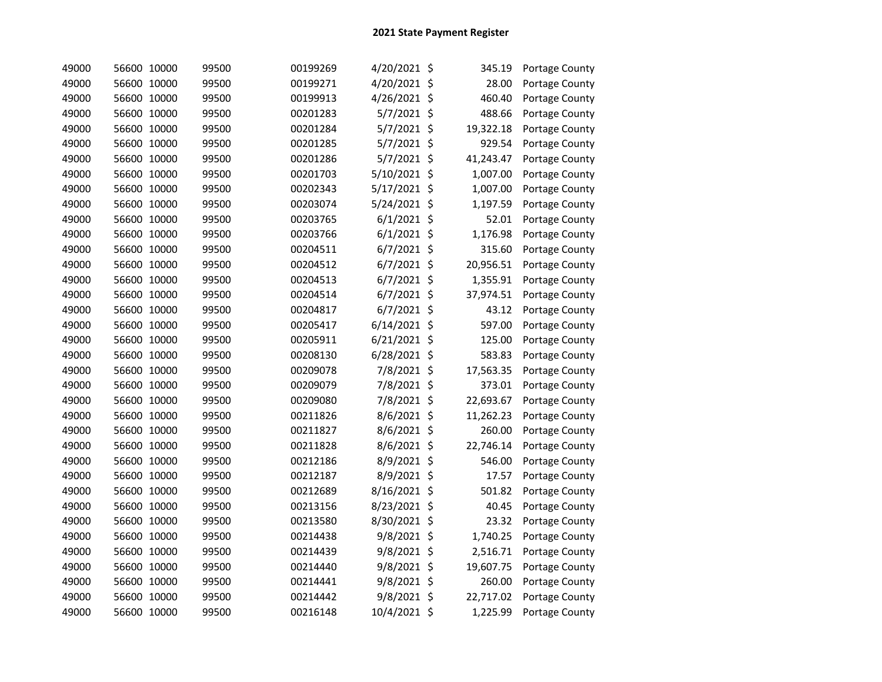## 2021 State Payment Register

| | | | | | | | | |
|---|---|---|---|---|---|---|---|---|
| 49000 | 56600 | 10000 | 99500 | 00199269 | 4/20/2021 | $ | 345.19 | Portage County |
| 49000 | 56600 | 10000 | 99500 | 00199271 | 4/20/2021 | $ | 28.00 | Portage County |
| 49000 | 56600 | 10000 | 99500 | 00199913 | 4/26/2021 | $ | 460.40 | Portage County |
| 49000 | 56600 | 10000 | 99500 | 00201283 | 5/7/2021 | $ | 488.66 | Portage County |
| 49000 | 56600 | 10000 | 99500 | 00201284 | 5/7/2021 | $ | 19,322.18 | Portage County |
| 49000 | 56600 | 10000 | 99500 | 00201285 | 5/7/2021 | $ | 929.54 | Portage County |
| 49000 | 56600 | 10000 | 99500 | 00201286 | 5/7/2021 | $ | 41,243.47 | Portage County |
| 49000 | 56600 | 10000 | 99500 | 00201703 | 5/10/2021 | $ | 1,007.00 | Portage County |
| 49000 | 56600 | 10000 | 99500 | 00202343 | 5/17/2021 | $ | 1,007.00 | Portage County |
| 49000 | 56600 | 10000 | 99500 | 00203074 | 5/24/2021 | $ | 1,197.59 | Portage County |
| 49000 | 56600 | 10000 | 99500 | 00203765 | 6/1/2021 | $ | 52.01 | Portage County |
| 49000 | 56600 | 10000 | 99500 | 00203766 | 6/1/2021 | $ | 1,176.98 | Portage County |
| 49000 | 56600 | 10000 | 99500 | 00204511 | 6/7/2021 | $ | 315.60 | Portage County |
| 49000 | 56600 | 10000 | 99500 | 00204512 | 6/7/2021 | $ | 20,956.51 | Portage County |
| 49000 | 56600 | 10000 | 99500 | 00204513 | 6/7/2021 | $ | 1,355.91 | Portage County |
| 49000 | 56600 | 10000 | 99500 | 00204514 | 6/7/2021 | $ | 37,974.51 | Portage County |
| 49000 | 56600 | 10000 | 99500 | 00204817 | 6/7/2021 | $ | 43.12 | Portage County |
| 49000 | 56600 | 10000 | 99500 | 00205417 | 6/14/2021 | $ | 597.00 | Portage County |
| 49000 | 56600 | 10000 | 99500 | 00205911 | 6/21/2021 | $ | 125.00 | Portage County |
| 49000 | 56600 | 10000 | 99500 | 00208130 | 6/28/2021 | $ | 583.83 | Portage County |
| 49000 | 56600 | 10000 | 99500 | 00209078 | 7/8/2021 | $ | 17,563.35 | Portage County |
| 49000 | 56600 | 10000 | 99500 | 00209079 | 7/8/2021 | $ | 373.01 | Portage County |
| 49000 | 56600 | 10000 | 99500 | 00209080 | 7/8/2021 | $ | 22,693.67 | Portage County |
| 49000 | 56600 | 10000 | 99500 | 00211826 | 8/6/2021 | $ | 11,262.23 | Portage County |
| 49000 | 56600 | 10000 | 99500 | 00211827 | 8/6/2021 | $ | 260.00 | Portage County |
| 49000 | 56600 | 10000 | 99500 | 00211828 | 8/6/2021 | $ | 22,746.14 | Portage County |
| 49000 | 56600 | 10000 | 99500 | 00212186 | 8/9/2021 | $ | 546.00 | Portage County |
| 49000 | 56600 | 10000 | 99500 | 00212187 | 8/9/2021 | $ | 17.57 | Portage County |
| 49000 | 56600 | 10000 | 99500 | 00212689 | 8/16/2021 | $ | 501.82 | Portage County |
| 49000 | 56600 | 10000 | 99500 | 00213156 | 8/23/2021 | $ | 40.45 | Portage County |
| 49000 | 56600 | 10000 | 99500 | 00213580 | 8/30/2021 | $ | 23.32 | Portage County |
| 49000 | 56600 | 10000 | 99500 | 00214438 | 9/8/2021 | $ | 1,740.25 | Portage County |
| 49000 | 56600 | 10000 | 99500 | 00214439 | 9/8/2021 | $ | 2,516.71 | Portage County |
| 49000 | 56600 | 10000 | 99500 | 00214440 | 9/8/2021 | $ | 19,607.75 | Portage County |
| 49000 | 56600 | 10000 | 99500 | 00214441 | 9/8/2021 | $ | 260.00 | Portage County |
| 49000 | 56600 | 10000 | 99500 | 00214442 | 9/8/2021 | $ | 22,717.02 | Portage County |
| 49000 | 56600 | 10000 | 99500 | 00216148 | 10/4/2021 | $ | 1,225.99 | Portage County |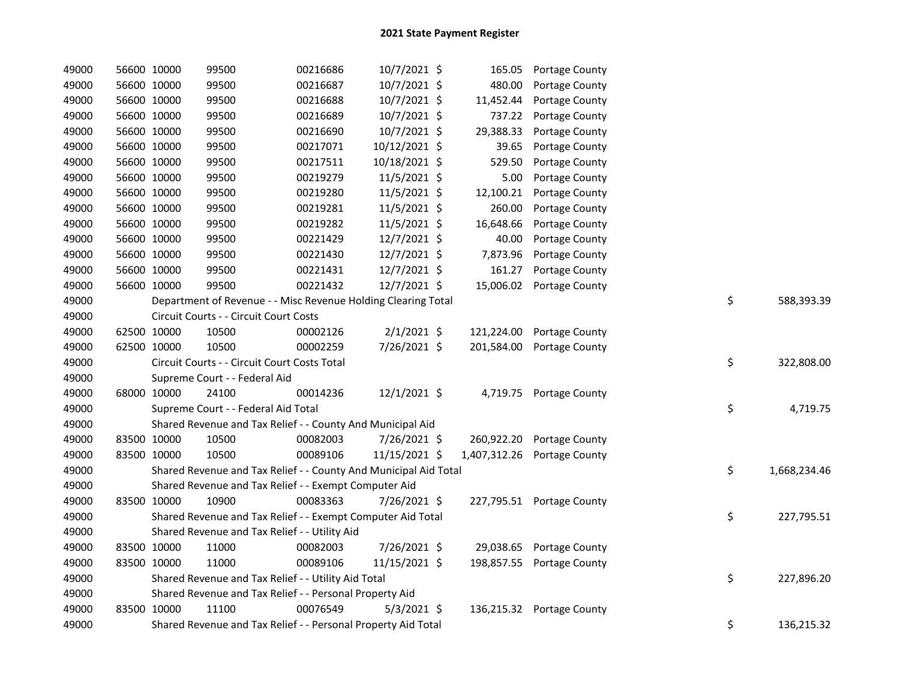## 2021 State Payment Register

| | | | | | | | | | |
|---|---|---|---|---|---|---|---|---|---|
| 49000 | 56600 | 10000 | 99500 | 00216686 | 10/7/2021 | $ 165.05 | Portage County | | |
| 49000 | 56600 | 10000 | 99500 | 00216687 | 10/7/2021 | $ 480.00 | Portage County | | |
| 49000 | 56600 | 10000 | 99500 | 00216688 | 10/7/2021 | $ 11,452.44 | Portage County | | |
| 49000 | 56600 | 10000 | 99500 | 00216689 | 10/7/2021 | $ 737.22 | Portage County | | |
| 49000 | 56600 | 10000 | 99500 | 00216690 | 10/7/2021 | $ 29,388.33 | Portage County | | |
| 49000 | 56600 | 10000 | 99500 | 00217071 | 10/12/2021 | $ 39.65 | Portage County | | |
| 49000 | 56600 | 10000 | 99500 | 00217511 | 10/18/2021 | $ 529.50 | Portage County | | |
| 49000 | 56600 | 10000 | 99500 | 00219279 | 11/5/2021 | $ 5.00 | Portage County | | |
| 49000 | 56600 | 10000 | 99500 | 00219280 | 11/5/2021 | $ 12,100.21 | Portage County | | |
| 49000 | 56600 | 10000 | 99500 | 00219281 | 11/5/2021 | $ 260.00 | Portage County | | |
| 49000 | 56600 | 10000 | 99500 | 00219282 | 11/5/2021 | $ 16,648.66 | Portage County | | |
| 49000 | 56600 | 10000 | 99500 | 00221429 | 12/7/2021 | $ 40.00 | Portage County | | |
| 49000 | 56600 | 10000 | 99500 | 00221430 | 12/7/2021 | $ 7,873.96 | Portage County | | |
| 49000 | 56600 | 10000 | 99500 | 00221431 | 12/7/2021 | $ 161.27 | Portage County | | |
| 49000 | 56600 | 10000 | 99500 | 00221432 | 12/7/2021 | $ 15,006.02 | Portage County | | |
| 49000 | | Department of Revenue - - Misc Revenue Holding Clearing Total | | | | | | $ | 588,393.39 |
| 49000 | | Circuit Courts - - Circuit Court Costs | | | | | | | |
| 49000 | 62500 | 10000 | 10500 | 00002126 | 2/1/2021 | $ 121,224.00 | Portage County | | |
| 49000 | 62500 | 10000 | 10500 | 00002259 | 7/26/2021 | $ 201,584.00 | Portage County | | |
| 49000 | | Circuit Courts - - Circuit Court Costs Total | | | | | | $ | 322,808.00 |
| 49000 | | Supreme Court - - Federal Aid | | | | | | | |
| 49000 | 68000 | 10000 | 24100 | 00014236 | 12/1/2021 | $ 4,719.75 | Portage County | | |
| 49000 | | Supreme Court - - Federal Aid Total | | | | | | $ | 4,719.75 |
| 49000 | | Shared Revenue and Tax Relief - - County And Municipal Aid | | | | | | | |
| 49000 | 83500 | 10000 | 10500 | 00082003 | 7/26/2021 | $ 260,922.20 | Portage County | | |
| 49000 | 83500 | 10000 | 10500 | 00089106 | 11/15/2021 | $ 1,407,312.26 | Portage County | | |
| 49000 | | Shared Revenue and Tax Relief - - County And Municipal Aid Total | | | | | | $ | 1,668,234.46 |
| 49000 | | Shared Revenue and Tax Relief - - Exempt Computer Aid | | | | | | | |
| 49000 | 83500 | 10000 | 10900 | 00083363 | 7/26/2021 | $ 227,795.51 | Portage County | | |
| 49000 | | Shared Revenue and Tax Relief - - Exempt Computer Aid Total | | | | | | $ | 227,795.51 |
| 49000 | | Shared Revenue and Tax Relief - - Utility Aid | | | | | | | |
| 49000 | 83500 | 10000 | 11000 | 00082003 | 7/26/2021 | $ 29,038.65 | Portage County | | |
| 49000 | 83500 | 10000 | 11000 | 00089106 | 11/15/2021 | $ 198,857.55 | Portage County | | |
| 49000 | | Shared Revenue and Tax Relief - - Utility Aid Total | | | | | | $ | 227,896.20 |
| 49000 | | Shared Revenue and Tax Relief - - Personal Property Aid | | | | | | | |
| 49000 | 83500 | 10000 | 11100 | 00076549 | 5/3/2021 | $ 136,215.32 | Portage County | | |
| 49000 | | Shared Revenue and Tax Relief - - Personal Property Aid Total | | | | | | $ | 136,215.32 |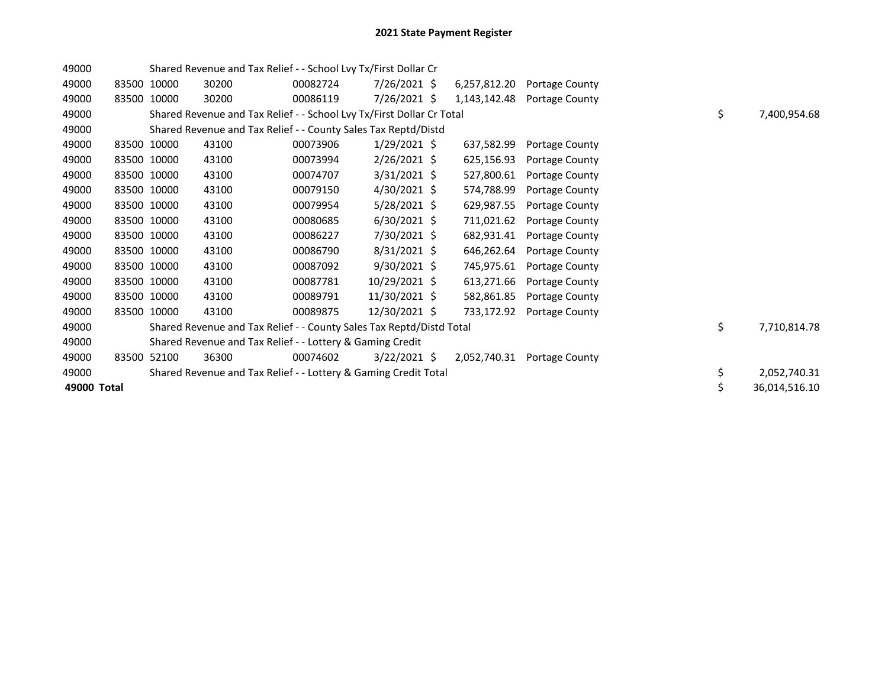# 2021 State Payment Register

| | | | | | | | | | |
|---|---|---|---|---|---|---|---|---|---|
| 49000 | | | Shared Revenue and Tax Relief - - School Lvy Tx/First Dollar Cr | | | | | | |
| 49000 | 83500 | 10000 | 30200 | 00082724 | 7/26/2021 | $ 6,257,812.20 | Portage County | | |
| 49000 | 83500 | 10000 | 30200 | 00086119 | 7/26/2021 | $ 1,143,142.48 | Portage County | | |
| 49000 | | | Shared Revenue and Tax Relief - - School Lvy Tx/First Dollar Cr Total | | | | | $ | 7,400,954.68 |
| 49000 | | | Shared Revenue and Tax Relief - - County Sales Tax Reptd/Distd | | | | | | |
| 49000 | 83500 | 10000 | 43100 | 00073906 | 1/29/2021 | $ 637,582.99 | Portage County | | |
| 49000 | 83500 | 10000 | 43100 | 00073994 | 2/26/2021 | $ 625,156.93 | Portage County | | |
| 49000 | 83500 | 10000 | 43100 | 00074707 | 3/31/2021 | $ 527,800.61 | Portage County | | |
| 49000 | 83500 | 10000 | 43100 | 00079150 | 4/30/2021 | $ 574,788.99 | Portage County | | |
| 49000 | 83500 | 10000 | 43100 | 00079954 | 5/28/2021 | $ 629,987.55 | Portage County | | |
| 49000 | 83500 | 10000 | 43100 | 00080685 | 6/30/2021 | $ 711,021.62 | Portage County | | |
| 49000 | 83500 | 10000 | 43100 | 00086227 | 7/30/2021 | $ 682,931.41 | Portage County | | |
| 49000 | 83500 | 10000 | 43100 | 00086790 | 8/31/2021 | $ 646,262.64 | Portage County | | |
| 49000 | 83500 | 10000 | 43100 | 00087092 | 9/30/2021 | $ 745,975.61 | Portage County | | |
| 49000 | 83500 | 10000 | 43100 | 00087781 | 10/29/2021 | $ 613,271.66 | Portage County | | |
| 49000 | 83500 | 10000 | 43100 | 00089791 | 11/30/2021 | $ 582,861.85 | Portage County | | |
| 49000 | 83500 | 10000 | 43100 | 00089875 | 12/30/2021 | $ 733,172.92 | Portage County | | |
| 49000 | | | Shared Revenue and Tax Relief - - County Sales Tax Reptd/Distd Total | | | | | $ | 7,710,814.78 |
| 49000 | | | Shared Revenue and Tax Relief - - Lottery & Gaming Credit | | | | | | |
| 49000 | 83500 | 52100 | 36300 | 00074602 | 3/22/2021 | $ 2,052,740.31 | Portage County | | |
| 49000 | | | Shared Revenue and Tax Relief - - Lottery & Gaming Credit Total | | | | | $ | 2,052,740.31 |
| **49000 Total** | | | | | | | | $ | 36,014,516.10 |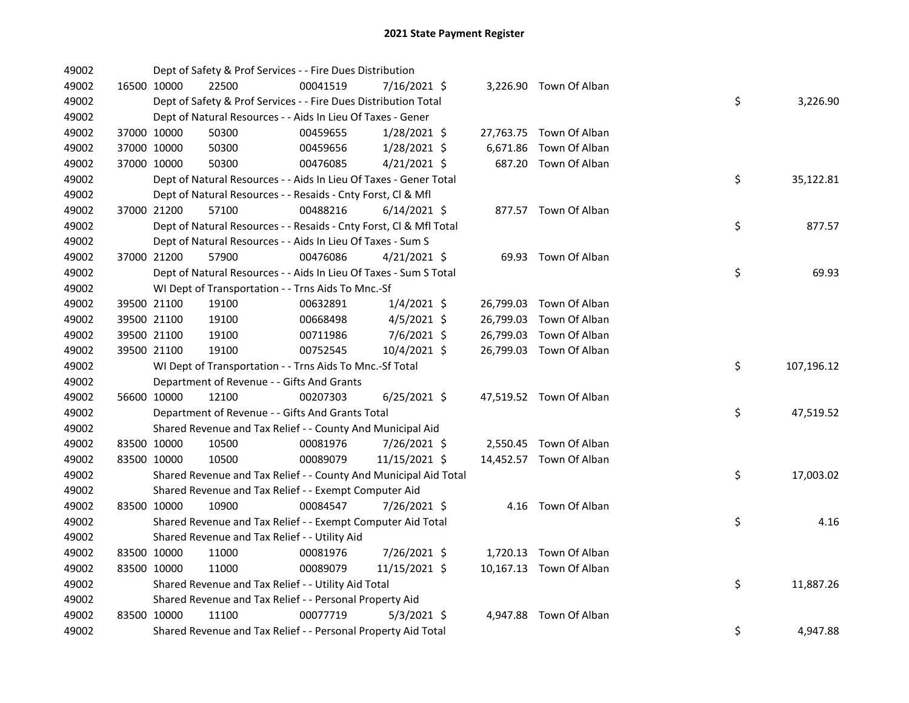# 2021 State Payment Register

| | | | | | | | | | |
|---|---|---|---|---|---|---|---|---|---|
| 49002 | | Dept of Safety & Prof Services - - Fire Dues Distribution | | | | | | | |
| 49002 | 16500 | 10000 | 22500 | 00041519 | 7/16/2021 | $ 3,226.90 | Town Of Alban | | |
| 49002 | | Dept of Safety & Prof Services - - Fire Dues Distribution Total | | | | | | $ | 3,226.90 |
| 49002 | | Dept of Natural Resources - - Aids In Lieu Of Taxes - Gener | | | | | | | |
| 49002 | 37000 | 10000 | 50300 | 00459655 | 1/28/2021 | $ 27,763.75 | Town Of Alban | | |
| 49002 | 37000 | 10000 | 50300 | 00459656 | 1/28/2021 | $ 6,671.86 | Town Of Alban | | |
| 49002 | 37000 | 10000 | 50300 | 00476085 | 4/21/2021 | $ 687.20 | Town Of Alban | | |
| 49002 | | Dept of Natural Resources - - Aids In Lieu Of Taxes - Gener Total | | | | | | $ | 35,122.81 |
| 49002 | | Dept of Natural Resources - - Resaids - Cnty Forst, Cl & Mfl | | | | | | | |
| 49002 | 37000 | 21200 | 57100 | 00488216 | 6/14/2021 | $ 877.57 | Town Of Alban | | |
| 49002 | | Dept of Natural Resources - - Resaids - Cnty Forst, Cl & Mfl Total | | | | | | $ | 877.57 |
| 49002 | | Dept of Natural Resources - - Aids In Lieu Of Taxes - Sum S | | | | | | | |
| 49002 | 37000 | 21200 | 57900 | 00476086 | 4/21/2021 | $ 69.93 | Town Of Alban | | |
| 49002 | | Dept of Natural Resources - - Aids In Lieu Of Taxes - Sum S Total | | | | | | $ | 69.93 |
| 49002 | | WI Dept of Transportation - - Trns Aids To Mnc.-Sf | | | | | | | |
| 49002 | 39500 | 21100 | 19100 | 00632891 | 1/4/2021 | $ 26,799.03 | Town Of Alban | | |
| 49002 | 39500 | 21100 | 19100 | 00668498 | 4/5/2021 | $ 26,799.03 | Town Of Alban | | |
| 49002 | 39500 | 21100 | 19100 | 00711986 | 7/6/2021 | $ 26,799.03 | Town Of Alban | | |
| 49002 | 39500 | 21100 | 19100 | 00752545 | 10/4/2021 | $ 26,799.03 | Town Of Alban | | |
| 49002 | | WI Dept of Transportation - - Trns Aids To Mnc.-Sf Total | | | | | | $ | 107,196.12 |
| 49002 | | Department of Revenue - - Gifts And Grants | | | | | | | |
| 49002 | 56600 | 10000 | 12100 | 00207303 | 6/25/2021 | $ 47,519.52 | Town Of Alban | | |
| 49002 | | Department of Revenue - - Gifts And Grants Total | | | | | | $ | 47,519.52 |
| 49002 | | Shared Revenue and Tax Relief - - County And Municipal Aid | | | | | | | |
| 49002 | 83500 | 10000 | 10500 | 00081976 | 7/26/2021 | $ 2,550.45 | Town Of Alban | | |
| 49002 | 83500 | 10000 | 10500 | 00089079 | 11/15/2021 | $ 14,452.57 | Town Of Alban | | |
| 49002 | | Shared Revenue and Tax Relief - - County And Municipal Aid Total | | | | | | $ | 17,003.02 |
| 49002 | | Shared Revenue and Tax Relief - - Exempt Computer Aid | | | | | | | |
| 49002 | 83500 | 10000 | 10900 | 00084547 | 7/26/2021 | $ 4.16 | Town Of Alban | | |
| 49002 | | Shared Revenue and Tax Relief - - Exempt Computer Aid Total | | | | | | $ | 4.16 |
| 49002 | | Shared Revenue and Tax Relief - - Utility Aid | | | | | | | |
| 49002 | 83500 | 10000 | 11000 | 00081976 | 7/26/2021 | $ 1,720.13 | Town Of Alban | | |
| 49002 | 83500 | 10000 | 11000 | 00089079 | 11/15/2021 | $ 10,167.13 | Town Of Alban | | |
| 49002 | | Shared Revenue and Tax Relief - - Utility Aid Total | | | | | | $ | 11,887.26 |
| 49002 | | Shared Revenue and Tax Relief - - Personal Property Aid | | | | | | | |
| 49002 | 83500 | 10000 | 11100 | 00077719 | 5/3/2021 | $ 4,947.88 | Town Of Alban | | |
| 49002 | | Shared Revenue and Tax Relief - - Personal Property Aid Total | | | | | | $ | 4,947.88 |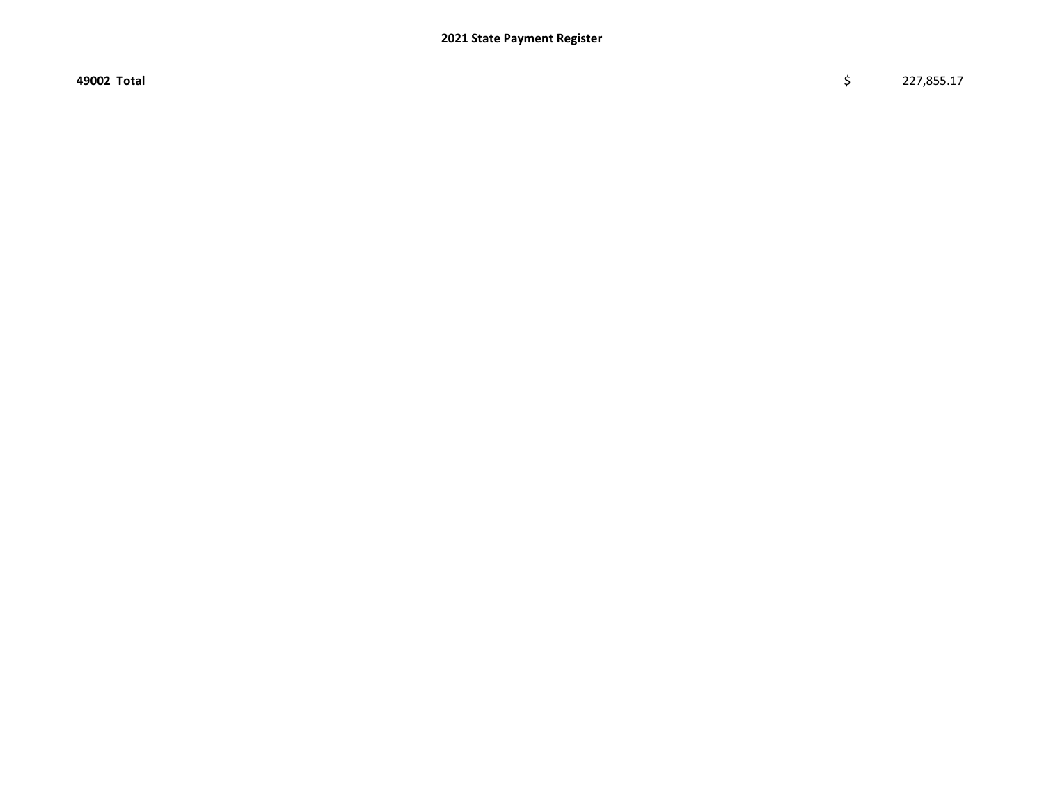| | | |
|---|---|---|
| **49002 Total** | $ | 227,855.17 |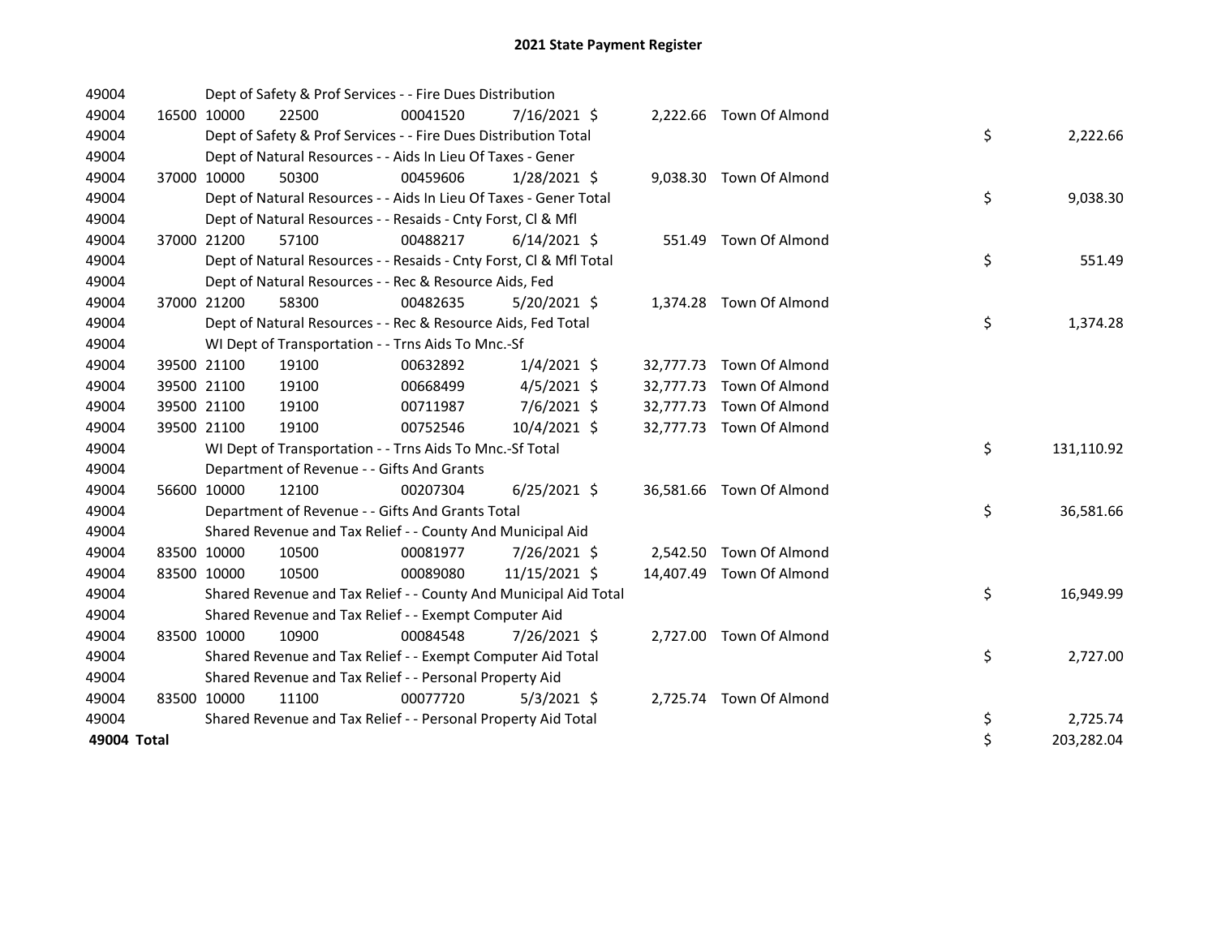# 2021 State Payment Register

| | | | | | | | | | |
|---|---|---|---|---|---|---|---|---|---|
| 49004 | | | Dept of Safety & Prof Services - - Fire Dues Distribution | | | | | | |
| 49004 | 16500 | 10000 | 22500 | 00041520 | 7/16/2021 | $ 2,222.66 | Town Of Almond | | |
| 49004 | | | Dept of Safety & Prof Services - - Fire Dues Distribution Total | | | | | $ | 2,222.66 |
| 49004 | | | Dept of Natural Resources - - Aids In Lieu Of Taxes - Gener | | | | | | |
| 49004 | 37000 | 10000 | 50300 | 00459606 | 1/28/2021 | $ 9,038.30 | Town Of Almond | | |
| 49004 | | | Dept of Natural Resources - - Aids In Lieu Of Taxes - Gener Total | | | | | $ | 9,038.30 |
| 49004 | | | Dept of Natural Resources - - Resaids - Cnty Forst, Cl & Mfl | | | | | | |
| 49004 | 37000 | 21200 | 57100 | 00488217 | 6/14/2021 | $ 551.49 | Town Of Almond | | |
| 49004 | | | Dept of Natural Resources - - Resaids - Cnty Forst, Cl & Mfl Total | | | | | $ | 551.49 |
| 49004 | | | Dept of Natural Resources - - Rec & Resource Aids, Fed | | | | | | |
| 49004 | 37000 | 21200 | 58300 | 00482635 | 5/20/2021 | $ 1,374.28 | Town Of Almond | | |
| 49004 | | | Dept of Natural Resources - - Rec & Resource Aids, Fed Total | | | | | $ | 1,374.28 |
| 49004 | | | WI Dept of Transportation - - Trns Aids To Mnc.-Sf | | | | | | |
| 49004 | 39500 | 21100 | 19100 | 00632892 | 1/4/2021 | $ 32,777.73 | Town Of Almond | | |
| 49004 | 39500 | 21100 | 19100 | 00668499 | 4/5/2021 | $ 32,777.73 | Town Of Almond | | |
| 49004 | 39500 | 21100 | 19100 | 00711987 | 7/6/2021 | $ 32,777.73 | Town Of Almond | | |
| 49004 | 39500 | 21100 | 19100 | 00752546 | 10/4/2021 | $ 32,777.73 | Town Of Almond | | |
| 49004 | | | WI Dept of Transportation - - Trns Aids To Mnc.-Sf Total | | | | | $ | 131,110.92 |
| 49004 | | | Department of Revenue - - Gifts And Grants | | | | | | |
| 49004 | 56600 | 10000 | 12100 | 00207304 | 6/25/2021 | $ 36,581.66 | Town Of Almond | | |
| 49004 | | | Department of Revenue - - Gifts And Grants Total | | | | | $ | 36,581.66 |
| 49004 | | | Shared Revenue and Tax Relief - - County And Municipal Aid | | | | | | |
| 49004 | 83500 | 10000 | 10500 | 00081977 | 7/26/2021 | $ 2,542.50 | Town Of Almond | | |
| 49004 | 83500 | 10000 | 10500 | 00089080 | 11/15/2021 | $ 14,407.49 | Town Of Almond | | |
| 49004 | | | Shared Revenue and Tax Relief - - County And Municipal Aid Total | | | | | $ | 16,949.99 |
| 49004 | | | Shared Revenue and Tax Relief - - Exempt Computer Aid | | | | | | |
| 49004 | 83500 | 10000 | 10900 | 00084548 | 7/26/2021 | $ 2,727.00 | Town Of Almond | | |
| 49004 | | | Shared Revenue and Tax Relief - - Exempt Computer Aid Total | | | | | $ | 2,727.00 |
| 49004 | | | Shared Revenue and Tax Relief - - Personal Property Aid | | | | | | |
| 49004 | 83500 | 10000 | 11100 | 00077720 | 5/3/2021 | $ 2,725.74 | Town Of Almond | | |
| 49004 | | | Shared Revenue and Tax Relief - - Personal Property Aid Total | | | | | $ | 2,725.74 |
| **49004 Total** | | | | | | | | $ | 203,282.04 |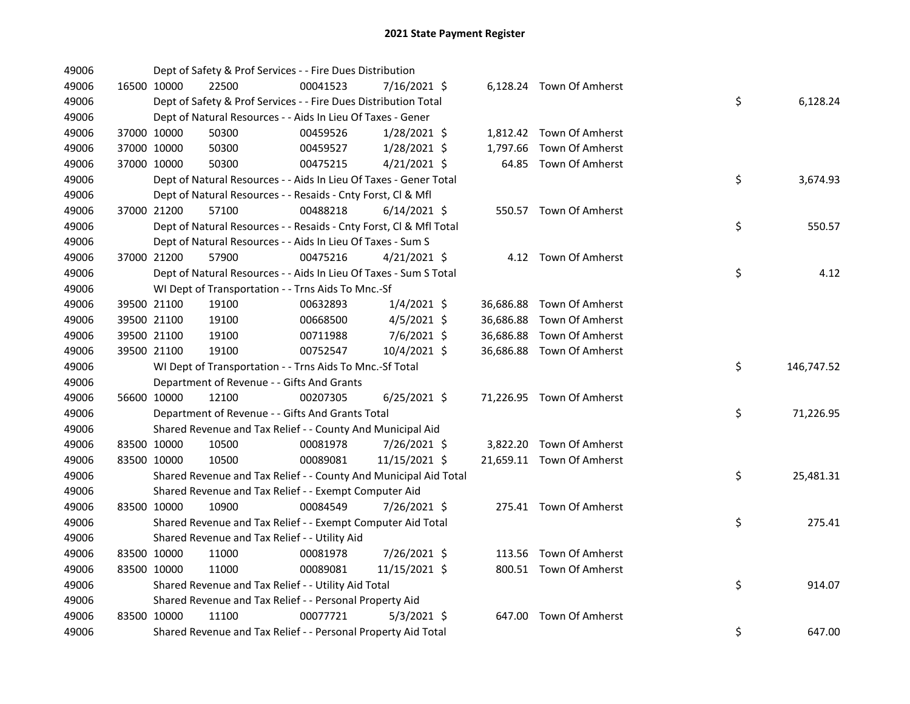## 2021 State Payment Register

| | | | | | | | | | |
|---|---|---|---|---|---|---|---|---|---|
| 49006 | | | Dept of Safety & Prof Services - - Fire Dues Distribution | | | | | | |
| 49006 | 16500 | 10000 | 22500 | 00041523 | 7/16/2021 | $ | 6,128.24 | Town Of Amherst | |
| 49006 | | | Dept of Safety & Prof Services - - Fire Dues Distribution Total | | | | | | $ 6,128.24 |
| 49006 | | | Dept of Natural Resources - - Aids In Lieu Of Taxes - Gener | | | | | | |
| 49006 | 37000 | 10000 | 50300 | 00459526 | 1/28/2021 | $ | 1,812.42 | Town Of Amherst | |
| 49006 | 37000 | 10000 | 50300 | 00459527 | 1/28/2021 | $ | 1,797.66 | Town Of Amherst | |
| 49006 | 37000 | 10000 | 50300 | 00475215 | 4/21/2021 | $ | 64.85 | Town Of Amherst | |
| 49006 | | | Dept of Natural Resources - - Aids In Lieu Of Taxes - Gener Total | | | | | | $ 3,674.93 |
| 49006 | | | Dept of Natural Resources - - Resaids - Cnty Forst, Cl & Mfl | | | | | | |
| 49006 | 37000 | 21200 | 57100 | 00488218 | 6/14/2021 | $ | 550.57 | Town Of Amherst | |
| 49006 | | | Dept of Natural Resources - - Resaids - Cnty Forst, Cl & Mfl Total | | | | | | $ 550.57 |
| 49006 | | | Dept of Natural Resources - - Aids In Lieu Of Taxes - Sum S | | | | | | |
| 49006 | 37000 | 21200 | 57900 | 00475216 | 4/21/2021 | $ | 4.12 | Town Of Amherst | |
| 49006 | | | Dept of Natural Resources - - Aids In Lieu Of Taxes - Sum S Total | | | | | | $ 4.12 |
| 49006 | | | WI Dept of Transportation - - Trns Aids To Mnc.-Sf | | | | | | |
| 49006 | 39500 | 21100 | 19100 | 00632893 | 1/4/2021 | $ | 36,686.88 | Town Of Amherst | |
| 49006 | 39500 | 21100 | 19100 | 00668500 | 4/5/2021 | $ | 36,686.88 | Town Of Amherst | |
| 49006 | 39500 | 21100 | 19100 | 00711988 | 7/6/2021 | $ | 36,686.88 | Town Of Amherst | |
| 49006 | 39500 | 21100 | 19100 | 00752547 | 10/4/2021 | $ | 36,686.88 | Town Of Amherst | |
| 49006 | | | WI Dept of Transportation - - Trns Aids To Mnc.-Sf Total | | | | | | $ 146,747.52 |
| 49006 | | | Department of Revenue - - Gifts And Grants | | | | | | |
| 49006 | 56600 | 10000 | 12100 | 00207305 | 6/25/2021 | $ | 71,226.95 | Town Of Amherst | |
| 49006 | | | Department of Revenue - - Gifts And Grants Total | | | | | | $ 71,226.95 |
| 49006 | | | Shared Revenue and Tax Relief - - County And Municipal Aid | | | | | | |
| 49006 | 83500 | 10000 | 10500 | 00081978 | 7/26/2021 | $ | 3,822.20 | Town Of Amherst | |
| 49006 | 83500 | 10000 | 10500 | 00089081 | 11/15/2021 | $ | 21,659.11 | Town Of Amherst | |
| 49006 | | | Shared Revenue and Tax Relief - - County And Municipal Aid Total | | | | | | $ 25,481.31 |
| 49006 | | | Shared Revenue and Tax Relief - - Exempt Computer Aid | | | | | | |
| 49006 | 83500 | 10000 | 10900 | 00084549 | 7/26/2021 | $ | 275.41 | Town Of Amherst | |
| 49006 | | | Shared Revenue and Tax Relief - - Exempt Computer Aid Total | | | | | | $ 275.41 |
| 49006 | | | Shared Revenue and Tax Relief - - Utility Aid | | | | | | |
| 49006 | 83500 | 10000 | 11000 | 00081978 | 7/26/2021 | $ | 113.56 | Town Of Amherst | |
| 49006 | 83500 | 10000 | 11000 | 00089081 | 11/15/2021 | $ | 800.51 | Town Of Amherst | |
| 49006 | | | Shared Revenue and Tax Relief - - Utility Aid Total | | | | | | $ 914.07 |
| 49006 | | | Shared Revenue and Tax Relief - - Personal Property Aid | | | | | | |
| 49006 | 83500 | 10000 | 11100 | 00077721 | 5/3/2021 | $ | 647.00 | Town Of Amherst | |
| 49006 | | | Shared Revenue and Tax Relief - - Personal Property Aid Total | | | | | | $ 647.00 |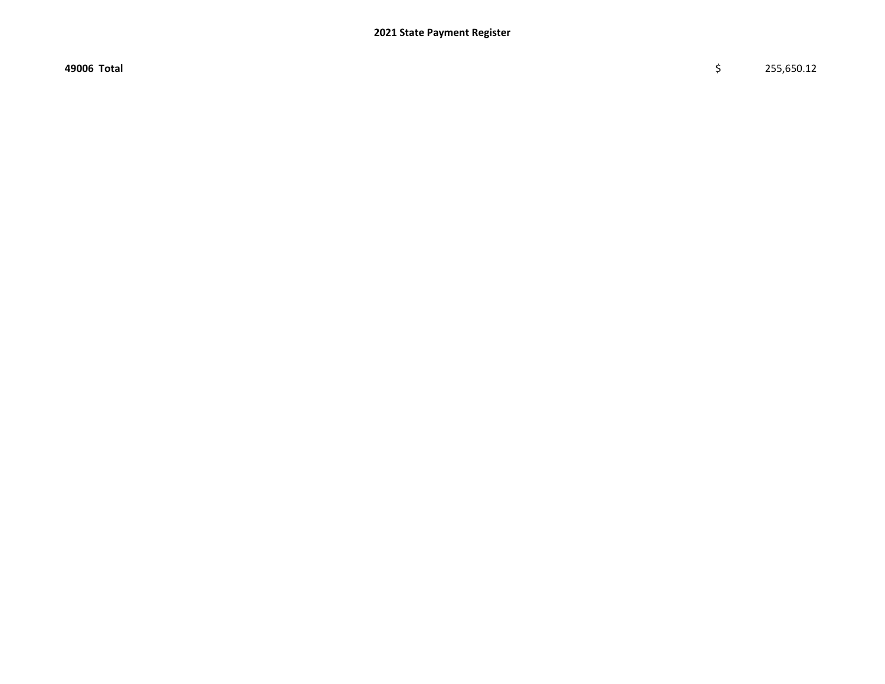| | | |
|---|---|---|
| **49006 Total** | $ | 255,650.12 |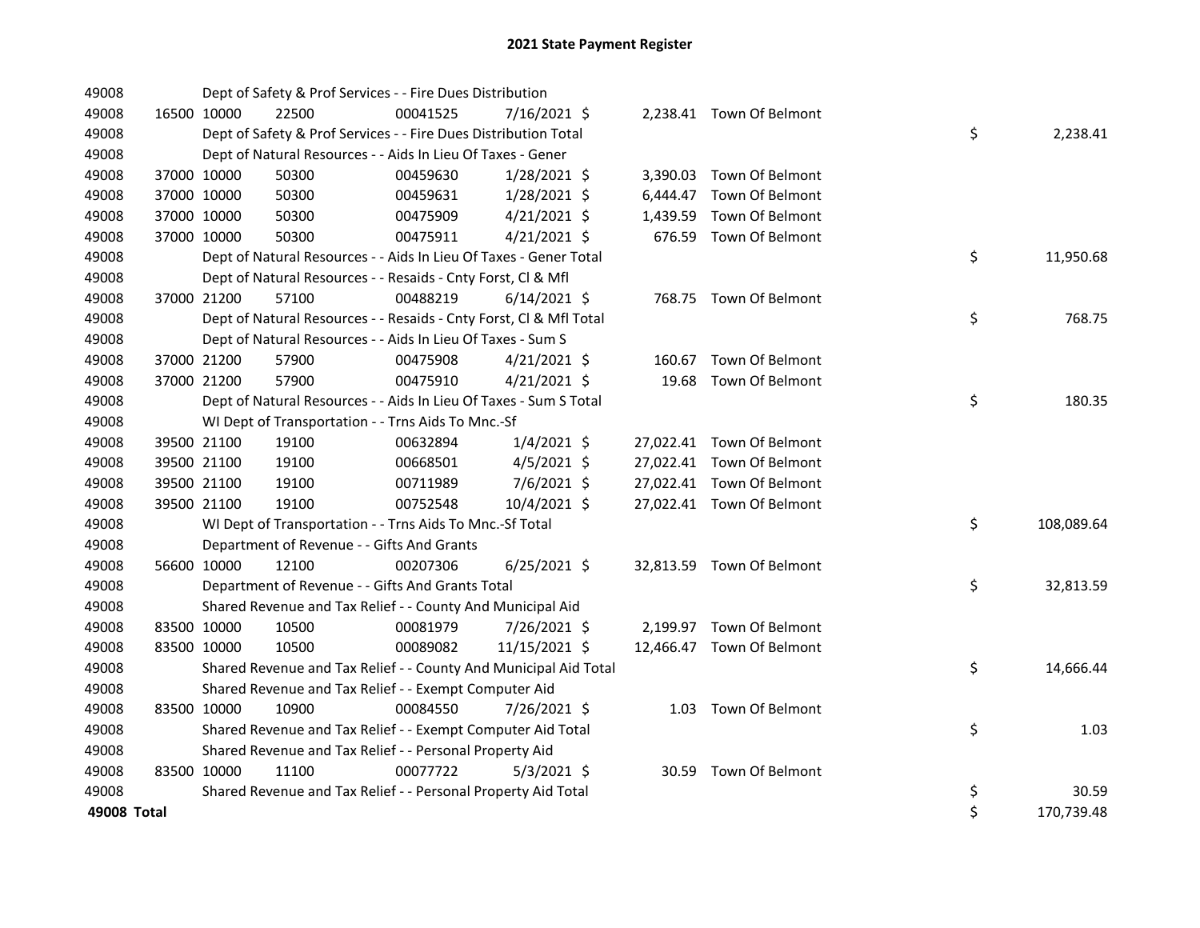# 2021 State Payment Register

| | | | | | | | | |
|---|---|---|---|---|---|---|---|---|
| 49008 | | Dept of Safety & Prof Services - - Fire Dues Distribution | | | | | | |
| 49008 | 16500 | 10000 | 22500 | 00041525 | 7/16/2021 $ | 2,238.41 | Town Of Belmont | |
| 49008 | | Dept of Safety & Prof Services - - Fire Dues Distribution Total | | | | | | $ 2,238.41 |
| 49008 | | Dept of Natural Resources - - Aids In Lieu Of Taxes - Gener | | | | | | |
| 49008 | 37000 | 10000 | 50300 | 00459630 | 1/28/2021 $ | 3,390.03 | Town Of Belmont | |
| 49008 | 37000 | 10000 | 50300 | 00459631 | 1/28/2021 $ | 6,444.47 | Town Of Belmont | |
| 49008 | 37000 | 10000 | 50300 | 00475909 | 4/21/2021 $ | 1,439.59 | Town Of Belmont | |
| 49008 | 37000 | 10000 | 50300 | 00475911 | 4/21/2021 $ | 676.59 | Town Of Belmont | |
| 49008 | | Dept of Natural Resources - - Aids In Lieu Of Taxes - Gener Total | | | | | | $ 11,950.68 |
| 49008 | | Dept of Natural Resources - - Resaids - Cnty Forst, Cl & Mfl | | | | | | |
| 49008 | 37000 | 21200 | 57100 | 00488219 | 6/14/2021 $ | 768.75 | Town Of Belmont | |
| 49008 | | Dept of Natural Resources - - Resaids - Cnty Forst, Cl & Mfl Total | | | | | | $ 768.75 |
| 49008 | | Dept of Natural Resources - - Aids In Lieu Of Taxes - Sum S | | | | | | |
| 49008 | 37000 | 21200 | 57900 | 00475908 | 4/21/2021 $ | 160.67 | Town Of Belmont | |
| 49008 | 37000 | 21200 | 57900 | 00475910 | 4/21/2021 $ | 19.68 | Town Of Belmont | |
| 49008 | | Dept of Natural Resources - - Aids In Lieu Of Taxes - Sum S Total | | | | | | $ 180.35 |
| 49008 | | WI Dept of Transportation - - Trns Aids To Mnc.-Sf | | | | | | |
| 49008 | 39500 | 21100 | 19100 | 00632894 | 1/4/2021 $ | 27,022.41 | Town Of Belmont | |
| 49008 | 39500 | 21100 | 19100 | 00668501 | 4/5/2021 $ | 27,022.41 | Town Of Belmont | |
| 49008 | 39500 | 21100 | 19100 | 00711989 | 7/6/2021 $ | 27,022.41 | Town Of Belmont | |
| 49008 | 39500 | 21100 | 19100 | 00752548 | 10/4/2021 $ | 27,022.41 | Town Of Belmont | |
| 49008 | | WI Dept of Transportation - - Trns Aids To Mnc.-Sf Total | | | | | | $ 108,089.64 |
| 49008 | | Department of Revenue - - Gifts And Grants | | | | | | |
| 49008 | 56600 | 10000 | 12100 | 00207306 | 6/25/2021 $ | 32,813.59 | Town Of Belmont | |
| 49008 | | Department of Revenue - - Gifts And Grants Total | | | | | | $ 32,813.59 |
| 49008 | | Shared Revenue and Tax Relief - - County And Municipal Aid | | | | | | |
| 49008 | 83500 | 10000 | 10500 | 00081979 | 7/26/2021 $ | 2,199.97 | Town Of Belmont | |
| 49008 | 83500 | 10000 | 10500 | 00089082 | 11/15/2021 $ | 12,466.47 | Town Of Belmont | |
| 49008 | | Shared Revenue and Tax Relief - - County And Municipal Aid Total | | | | | | $ 14,666.44 |
| 49008 | | Shared Revenue and Tax Relief - - Exempt Computer Aid | | | | | | |
| 49008 | 83500 | 10000 | 10900 | 00084550 | 7/26/2021 $ | 1.03 | Town Of Belmont | |
| 49008 | | Shared Revenue and Tax Relief - - Exempt Computer Aid Total | | | | | | $ 1.03 |
| 49008 | | Shared Revenue and Tax Relief - - Personal Property Aid | | | | | | |
| 49008 | 83500 | 10000 | 11100 | 00077722 | 5/3/2021 $ | 30.59 | Town Of Belmont | |
| 49008 | | Shared Revenue and Tax Relief - - Personal Property Aid Total | | | | | | $ 30.59 |
| **49008 Total** | | | | | | | | $ 170,739.48 |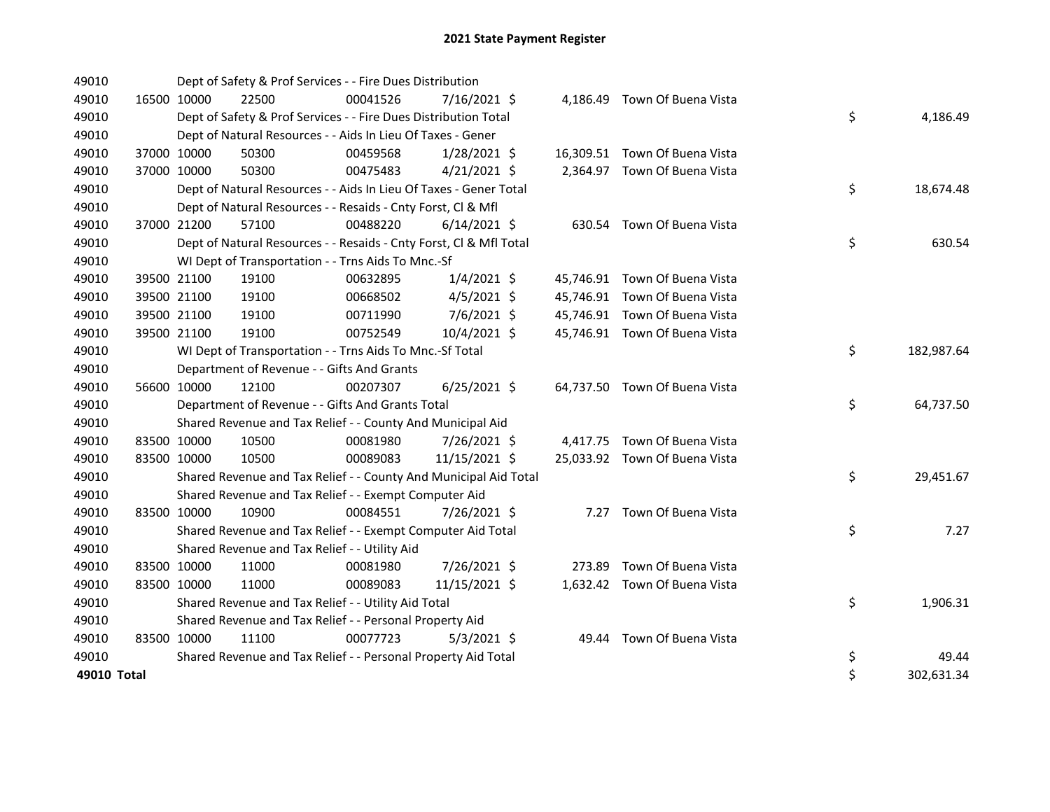# 2021 State Payment Register

| | | | | | | | | | |
|---|---|---|---|---|---|---|---|---|---|
| 49010 | | | Dept of Safety & Prof Services - - Fire Dues Distribution | | | | | | |
| 49010 | 16500 | 10000 | 22500 | 00041526 | 7/16/2021 | $ | 4,186.49 | Town Of Buena Vista | |
| 49010 | | | Dept of Safety & Prof Services - - Fire Dues Distribution Total | | | | | | $ 4,186.49 |
| 49010 | | | Dept of Natural Resources - - Aids In Lieu Of Taxes - Gener | | | | | | |
| 49010 | 37000 | 10000 | 50300 | 00459568 | 1/28/2021 | $ | 16,309.51 | Town Of Buena Vista | |
| 49010 | 37000 | 10000 | 50300 | 00475483 | 4/21/2021 | $ | 2,364.97 | Town Of Buena Vista | |
| 49010 | | | Dept of Natural Resources - - Aids In Lieu Of Taxes - Gener Total | | | | | | $ 18,674.48 |
| 49010 | | | Dept of Natural Resources - - Resaids - Cnty Forst, Cl & Mfl | | | | | | |
| 49010 | 37000 | 21200 | 57100 | 00488220 | 6/14/2021 | $ | 630.54 | Town Of Buena Vista | |
| 49010 | | | Dept of Natural Resources - - Resaids - Cnty Forst, Cl & Mfl Total | | | | | | $ 630.54 |
| 49010 | | | WI Dept of Transportation - - Trns Aids To Mnc.-Sf | | | | | | |
| 49010 | 39500 | 21100 | 19100 | 00632895 | 1/4/2021 | $ | 45,746.91 | Town Of Buena Vista | |
| 49010 | 39500 | 21100 | 19100 | 00668502 | 4/5/2021 | $ | 45,746.91 | Town Of Buena Vista | |
| 49010 | 39500 | 21100 | 19100 | 00711990 | 7/6/2021 | $ | 45,746.91 | Town Of Buena Vista | |
| 49010 | 39500 | 21100 | 19100 | 00752549 | 10/4/2021 | $ | 45,746.91 | Town Of Buena Vista | |
| 49010 | | | WI Dept of Transportation - - Trns Aids To Mnc.-Sf Total | | | | | | $ 182,987.64 |
| 49010 | | | Department of Revenue - - Gifts And Grants | | | | | | |
| 49010 | 56600 | 10000 | 12100 | 00207307 | 6/25/2021 | $ | 64,737.50 | Town Of Buena Vista | |
| 49010 | | | Department of Revenue - - Gifts And Grants Total | | | | | | $ 64,737.50 |
| 49010 | | | Shared Revenue and Tax Relief - - County And Municipal Aid | | | | | | |
| 49010 | 83500 | 10000 | 10500 | 00081980 | 7/26/2021 | $ | 4,417.75 | Town Of Buena Vista | |
| 49010 | 83500 | 10000 | 10500 | 00089083 | 11/15/2021 | $ | 25,033.92 | Town Of Buena Vista | |
| 49010 | | | Shared Revenue and Tax Relief - - County And Municipal Aid Total | | | | | | $ 29,451.67 |
| 49010 | | | Shared Revenue and Tax Relief - - Exempt Computer Aid | | | | | | |
| 49010 | 83500 | 10000 | 10900 | 00084551 | 7/26/2021 | $ | 7.27 | Town Of Buena Vista | |
| 49010 | | | Shared Revenue and Tax Relief - - Exempt Computer Aid Total | | | | | | $ 7.27 |
| 49010 | | | Shared Revenue and Tax Relief - - Utility Aid | | | | | | |
| 49010 | 83500 | 10000 | 11000 | 00081980 | 7/26/2021 | $ | 273.89 | Town Of Buena Vista | |
| 49010 | 83500 | 10000 | 11000 | 00089083 | 11/15/2021 | $ | 1,632.42 | Town Of Buena Vista | |
| 49010 | | | Shared Revenue and Tax Relief - - Utility Aid Total | | | | | | $ 1,906.31 |
| 49010 | | | Shared Revenue and Tax Relief - - Personal Property Aid | | | | | | |
| 49010 | 83500 | 10000 | 11100 | 00077723 | 5/3/2021 | $ | 49.44 | Town Of Buena Vista | |
| 49010 | | | Shared Revenue and Tax Relief - - Personal Property Aid Total | | | | | | $ 49.44 |
| **49010 Total** | | | | | | | | | $ 302,631.34 |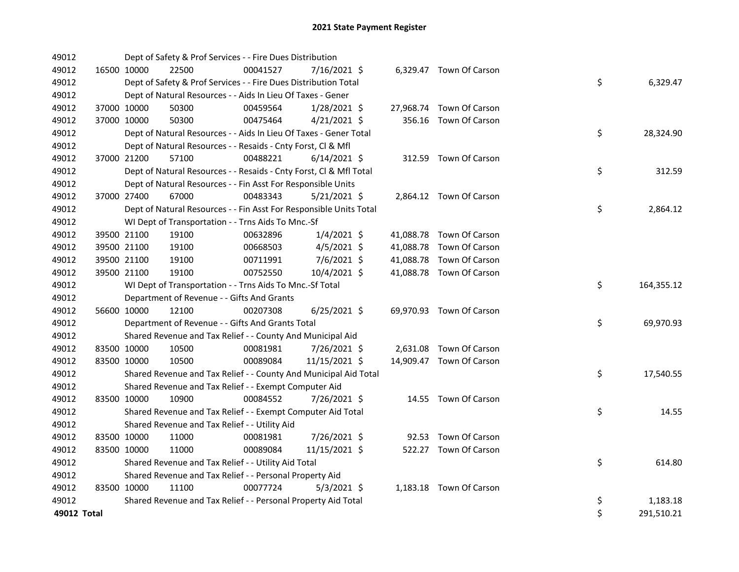# 2021 State Payment Register

| | | | | | | | | |
|---|---|---|---|---|---|---|---|---|
| 49012 | | Dept of Safety & Prof Services - - Fire Dues Distribution | | | | | | |
| 49012 | 16500 | 10000 | 22500 | 00041527 | 7/16/2021 $ | 6,329.47 | Town Of Carson | |
| 49012 | | Dept of Safety & Prof Services - - Fire Dues Distribution Total | | | | | | $ 6,329.47 |
| 49012 | | Dept of Natural Resources - - Aids In Lieu Of Taxes - Gener | | | | | | |
| 49012 | 37000 | 10000 | 50300 | 00459564 | 1/28/2021 $ | 27,968.74 | Town Of Carson | |
| 49012 | 37000 | 10000 | 50300 | 00475464 | 4/21/2021 $ | 356.16 | Town Of Carson | |
| 49012 | | Dept of Natural Resources - - Aids In Lieu Of Taxes - Gener Total | | | | | | $ 28,324.90 |
| 49012 | | Dept of Natural Resources - - Resaids - Cnty Forst, Cl & Mfl | | | | | | |
| 49012 | 37000 | 21200 | 57100 | 00488221 | 6/14/2021 $ | 312.59 | Town Of Carson | |
| 49012 | | Dept of Natural Resources - - Resaids - Cnty Forst, Cl & Mfl Total | | | | | | $ 312.59 |
| 49012 | | Dept of Natural Resources - - Fin Asst For Responsible Units | | | | | | |
| 49012 | 37000 | 27400 | 67000 | 00483343 | 5/21/2021 $ | 2,864.12 | Town Of Carson | |
| 49012 | | Dept of Natural Resources - - Fin Asst For Responsible Units Total | | | | | | $ 2,864.12 |
| 49012 | | WI Dept of Transportation - - Trns Aids To Mnc.-Sf | | | | | | |
| 49012 | 39500 | 21100 | 19100 | 00632896 | 1/4/2021 $ | 41,088.78 | Town Of Carson | |
| 49012 | 39500 | 21100 | 19100 | 00668503 | 4/5/2021 $ | 41,088.78 | Town Of Carson | |
| 49012 | 39500 | 21100 | 19100 | 00711991 | 7/6/2021 $ | 41,088.78 | Town Of Carson | |
| 49012 | 39500 | 21100 | 19100 | 00752550 | 10/4/2021 $ | 41,088.78 | Town Of Carson | |
| 49012 | | WI Dept of Transportation - - Trns Aids To Mnc.-Sf Total | | | | | | $ 164,355.12 |
| 49012 | | Department of Revenue - - Gifts And Grants | | | | | | |
| 49012 | 56600 | 10000 | 12100 | 00207308 | 6/25/2021 $ | 69,970.93 | Town Of Carson | |
| 49012 | | Department of Revenue - - Gifts And Grants Total | | | | | | $ 69,970.93 |
| 49012 | | Shared Revenue and Tax Relief - - County And Municipal Aid | | | | | | |
| 49012 | 83500 | 10000 | 10500 | 00081981 | 7/26/2021 $ | 2,631.08 | Town Of Carson | |
| 49012 | 83500 | 10000 | 10500 | 00089084 | 11/15/2021 $ | 14,909.47 | Town Of Carson | |
| 49012 | | Shared Revenue and Tax Relief - - County And Municipal Aid Total | | | | | | $ 17,540.55 |
| 49012 | | Shared Revenue and Tax Relief - - Exempt Computer Aid | | | | | | |
| 49012 | 83500 | 10000 | 10900 | 00084552 | 7/26/2021 $ | 14.55 | Town Of Carson | |
| 49012 | | Shared Revenue and Tax Relief - - Exempt Computer Aid Total | | | | | | $ 14.55 |
| 49012 | | Shared Revenue and Tax Relief - - Utility Aid | | | | | | |
| 49012 | 83500 | 10000 | 11000 | 00081981 | 7/26/2021 $ | 92.53 | Town Of Carson | |
| 49012 | 83500 | 10000 | 11000 | 00089084 | 11/15/2021 $ | 522.27 | Town Of Carson | |
| 49012 | | Shared Revenue and Tax Relief - - Utility Aid Total | | | | | | $ 614.80 |
| 49012 | | Shared Revenue and Tax Relief - - Personal Property Aid | | | | | | |
| 49012 | 83500 | 10000 | 11100 | 00077724 | 5/3/2021 $ | 1,183.18 | Town Of Carson | |
| 49012 | | Shared Revenue and Tax Relief - - Personal Property Aid Total | | | | | | $ 1,183.18 |
| **49012 Total** | | | | | | | | $ 291,510.21 |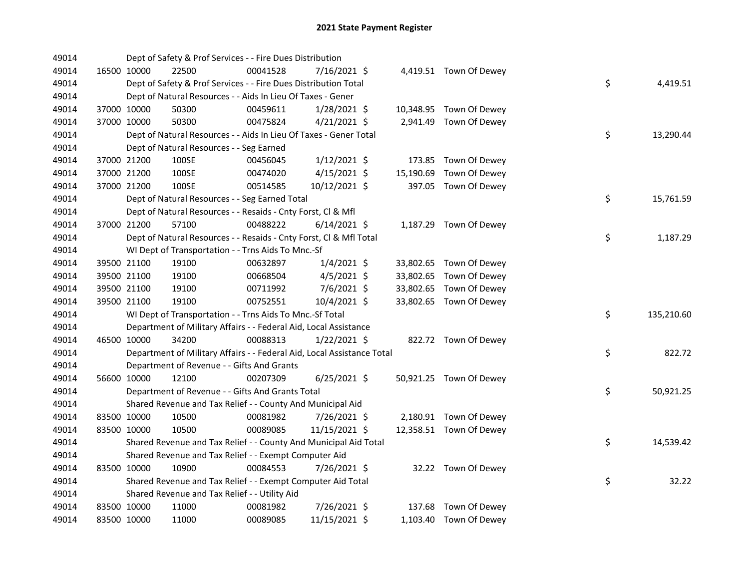# 2021 State Payment Register

| | | | | | | | | | |
|---|---|---|---|---|---|---|---|---|---|
| 49014 | | Dept of Safety & Prof Services - - Fire Dues Distribution | | | | | | | |
| 49014 | 16500 | 10000 | 22500 | 00041528 | 7/16/2021 | $ 4,419.51 | Town Of Dewey | | |
| 49014 | | Dept of Safety & Prof Services - - Fire Dues Distribution Total | | | | | | $ | 4,419.51 |
| 49014 | | Dept of Natural Resources - - Aids In Lieu Of Taxes - Gener | | | | | | | |
| 49014 | 37000 | 10000 | 50300 | 00459611 | 1/28/2021 | $ 10,348.95 | Town Of Dewey | | |
| 49014 | 37000 | 10000 | 50300 | 00475824 | 4/21/2021 | $ 2,941.49 | Town Of Dewey | | |
| 49014 | | Dept of Natural Resources - - Aids In Lieu Of Taxes - Gener Total | | | | | | $ | 13,290.44 |
| 49014 | | Dept of Natural Resources - - Seg Earned | | | | | | | |
| 49014 | 37000 | 21200 | 100SE | 00456045 | 1/12/2021 | $ 173.85 | Town Of Dewey | | |
| 49014 | 37000 | 21200 | 100SE | 00474020 | 4/15/2021 | $ 15,190.69 | Town Of Dewey | | |
| 49014 | 37000 | 21200 | 100SE | 00514585 | 10/12/2021 | $ 397.05 | Town Of Dewey | | |
| 49014 | | Dept of Natural Resources - - Seg Earned Total | | | | | | $ | 15,761.59 |
| 49014 | | Dept of Natural Resources - - Resaids - Cnty Forst, Cl & Mfl | | | | | | | |
| 49014 | 37000 | 21200 | 57100 | 00488222 | 6/14/2021 | $ 1,187.29 | Town Of Dewey | | |
| 49014 | | Dept of Natural Resources - - Resaids - Cnty Forst, Cl & Mfl Total | | | | | | $ | 1,187.29 |
| 49014 | | WI Dept of Transportation - - Trns Aids To Mnc.-Sf | | | | | | | |
| 49014 | 39500 | 21100 | 19100 | 00632897 | 1/4/2021 | $ 33,802.65 | Town Of Dewey | | |
| 49014 | 39500 | 21100 | 19100 | 00668504 | 4/5/2021 | $ 33,802.65 | Town Of Dewey | | |
| 49014 | 39500 | 21100 | 19100 | 00711992 | 7/6/2021 | $ 33,802.65 | Town Of Dewey | | |
| 49014 | 39500 | 21100 | 19100 | 00752551 | 10/4/2021 | $ 33,802.65 | Town Of Dewey | | |
| 49014 | | WI Dept of Transportation - - Trns Aids To Mnc.-Sf Total | | | | | | $ | 135,210.60 |
| 49014 | | Department of Military Affairs - - Federal Aid, Local Assistance | | | | | | | |
| 49014 | 46500 | 10000 | 34200 | 00088313 | 1/22/2021 | $ 822.72 | Town Of Dewey | | |
| 49014 | | Department of Military Affairs - - Federal Aid, Local Assistance Total | | | | | | $ | 822.72 |
| 49014 | | Department of Revenue - - Gifts And Grants | | | | | | | |
| 49014 | 56600 | 10000 | 12100 | 00207309 | 6/25/2021 | $ 50,921.25 | Town Of Dewey | | |
| 49014 | | Department of Revenue - - Gifts And Grants Total | | | | | | $ | 50,921.25 |
| 49014 | | Shared Revenue and Tax Relief - - County And Municipal Aid | | | | | | | |
| 49014 | 83500 | 10000 | 10500 | 00081982 | 7/26/2021 | $ 2,180.91 | Town Of Dewey | | |
| 49014 | 83500 | 10000 | 10500 | 00089085 | 11/15/2021 | $ 12,358.51 | Town Of Dewey | | |
| 49014 | | Shared Revenue and Tax Relief - - County And Municipal Aid Total | | | | | | $ | 14,539.42 |
| 49014 | | Shared Revenue and Tax Relief - - Exempt Computer Aid | | | | | | | |
| 49014 | 83500 | 10000 | 10900 | 00084553 | 7/26/2021 | $ 32.22 | Town Of Dewey | | |
| 49014 | | Shared Revenue and Tax Relief - - Exempt Computer Aid Total | | | | | | $ | 32.22 |
| 49014 | | Shared Revenue and Tax Relief - - Utility Aid | | | | | | | |
| 49014 | 83500 | 10000 | 11000 | 00081982 | 7/26/2021 | $ 137.68 | Town Of Dewey | | |
| 49014 | 83500 | 10000 | 11000 | 00089085 | 11/15/2021 | $ 1,103.40 | Town Of Dewey | | |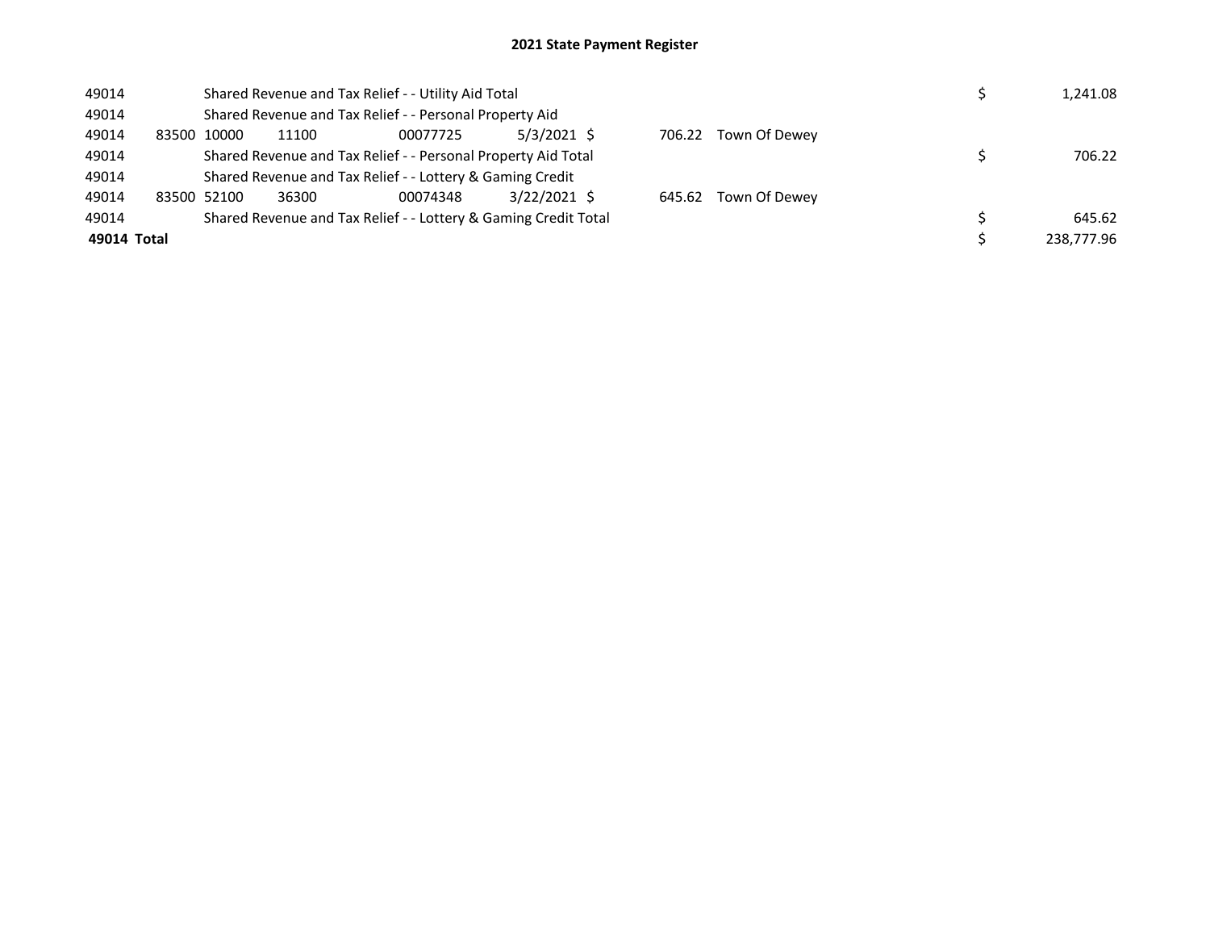## 2021 State Payment Register

| | | | | | | | | | |
|---|---|---|---|---|---|---|---|---|---|
| 49014 | | Shared Revenue and Tax Relief - - Utility Aid Total | | | | | | $ | 1,241.08 |
| 49014 | | Shared Revenue and Tax Relief - - Personal Property Aid | | | | | | | |
| 49014 | 83500 | 10000 | 11100 | 00077725 | 5/3/2021 | $ 706.22 | Town Of Dewey | | |
| 49014 | | Shared Revenue and Tax Relief - - Personal Property Aid Total | | | | | | $ | 706.22 |
| 49014 | | Shared Revenue and Tax Relief - - Lottery & Gaming Credit | | | | | | | |
| 49014 | 83500 | 52100 | 36300 | 00074348 | 3/22/2021 | $ 645.62 | Town Of Dewey | | |
| 49014 | | Shared Revenue and Tax Relief - - Lottery & Gaming Credit Total | | | | | | $ | 645.62 |
| **49014 Total** | | | | | | | | $ | 238,777.96 |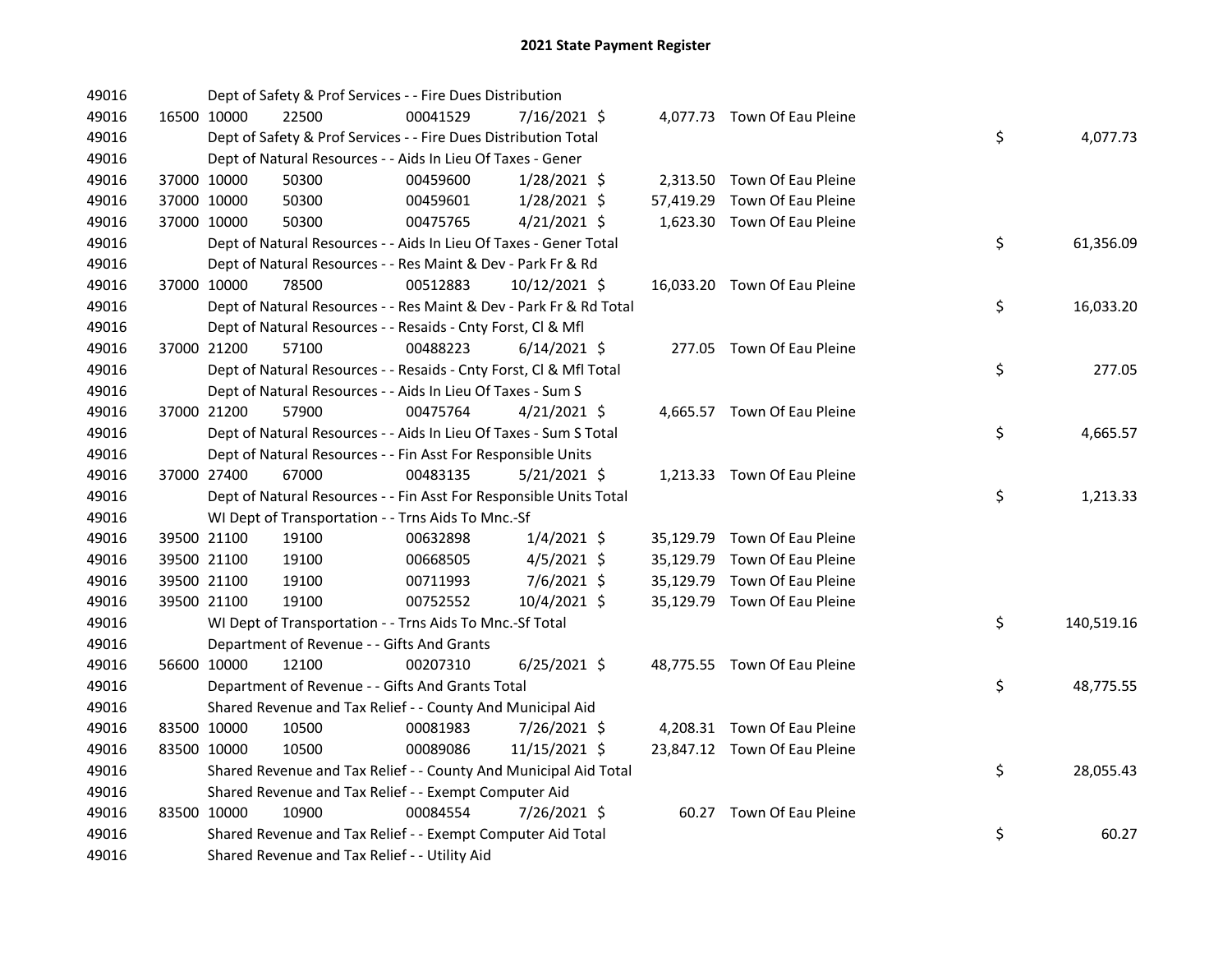# 2021 State Payment Register

| | | | | | | | | | |
|---|---|---|---|---|---|---|---|---|---|
| 49016 | | Dept of Safety & Prof Services - - Fire Dues Distribution | | | | | | | |
| 49016 | 16500 | 10000 | 22500 | 00041529 | 7/16/2021 | $ 4,077.73 | Town Of Eau Pleine | | |
| 49016 | | Dept of Safety & Prof Services - - Fire Dues Distribution Total | | | | | | $ | 4,077.73 |
| 49016 | | Dept of Natural Resources - - Aids In Lieu Of Taxes - Gener | | | | | | | |
| 49016 | 37000 | 10000 | 50300 | 00459600 | 1/28/2021 | $ 2,313.50 | Town Of Eau Pleine | | |
| 49016 | 37000 | 10000 | 50300 | 00459601 | 1/28/2021 | $ 57,419.29 | Town Of Eau Pleine | | |
| 49016 | 37000 | 10000 | 50300 | 00475765 | 4/21/2021 | $ 1,623.30 | Town Of Eau Pleine | | |
| 49016 | | Dept of Natural Resources - - Aids In Lieu Of Taxes - Gener Total | | | | | | $ | 61,356.09 |
| 49016 | | Dept of Natural Resources - - Res Maint & Dev - Park Fr & Rd | | | | | | | |
| 49016 | 37000 | 10000 | 78500 | 00512883 | 10/12/2021 | $ 16,033.20 | Town Of Eau Pleine | | |
| 49016 | | Dept of Natural Resources - - Res Maint & Dev - Park Fr & Rd Total | | | | | | $ | 16,033.20 |
| 49016 | | Dept of Natural Resources - - Resaids - Cnty Forst, Cl & Mfl | | | | | | | |
| 49016 | 37000 | 21200 | 57100 | 00488223 | 6/14/2021 | $ 277.05 | Town Of Eau Pleine | | |
| 49016 | | Dept of Natural Resources - - Resaids - Cnty Forst, Cl & Mfl Total | | | | | | $ | 277.05 |
| 49016 | | Dept of Natural Resources - - Aids In Lieu Of Taxes - Sum S | | | | | | | |
| 49016 | 37000 | 21200 | 57900 | 00475764 | 4/21/2021 | $ 4,665.57 | Town Of Eau Pleine | | |
| 49016 | | Dept of Natural Resources - - Aids In Lieu Of Taxes - Sum S Total | | | | | | $ | 4,665.57 |
| 49016 | | Dept of Natural Resources - - Fin Asst For Responsible Units | | | | | | | |
| 49016 | 37000 | 27400 | 67000 | 00483135 | 5/21/2021 | $ 1,213.33 | Town Of Eau Pleine | | |
| 49016 | | Dept of Natural Resources - - Fin Asst For Responsible Units Total | | | | | | $ | 1,213.33 |
| 49016 | | WI Dept of Transportation - - Trns Aids To Mnc.-Sf | | | | | | | |
| 49016 | 39500 | 21100 | 19100 | 00632898 | 1/4/2021 | $ 35,129.79 | Town Of Eau Pleine | | |
| 49016 | 39500 | 21100 | 19100 | 00668505 | 4/5/2021 | $ 35,129.79 | Town Of Eau Pleine | | |
| 49016 | 39500 | 21100 | 19100 | 00711993 | 7/6/2021 | $ 35,129.79 | Town Of Eau Pleine | | |
| 49016 | 39500 | 21100 | 19100 | 00752552 | 10/4/2021 | $ 35,129.79 | Town Of Eau Pleine | | |
| 49016 | | WI Dept of Transportation - - Trns Aids To Mnc.-Sf Total | | | | | | $ | 140,519.16 |
| 49016 | | Department of Revenue - - Gifts And Grants | | | | | | | |
| 49016 | 56600 | 10000 | 12100 | 00207310 | 6/25/2021 | $ 48,775.55 | Town Of Eau Pleine | | |
| 49016 | | Department of Revenue - - Gifts And Grants Total | | | | | | $ | 48,775.55 |
| 49016 | | Shared Revenue and Tax Relief - - County And Municipal Aid | | | | | | | |
| 49016 | 83500 | 10000 | 10500 | 00081983 | 7/26/2021 | $ 4,208.31 | Town Of Eau Pleine | | |
| 49016 | 83500 | 10000 | 10500 | 00089086 | 11/15/2021 | $ 23,847.12 | Town Of Eau Pleine | | |
| 49016 | | Shared Revenue and Tax Relief - - County And Municipal Aid Total | | | | | | $ | 28,055.43 |
| 49016 | | Shared Revenue and Tax Relief - - Exempt Computer Aid | | | | | | | |
| 49016 | 83500 | 10000 | 10900 | 00084554 | 7/26/2021 | $ 60.27 | Town Of Eau Pleine | | |
| 49016 | | Shared Revenue and Tax Relief - - Exempt Computer Aid Total | | | | | | $ | 60.27 |
| 49016 | | Shared Revenue and Tax Relief - - Utility Aid | | | | | | | |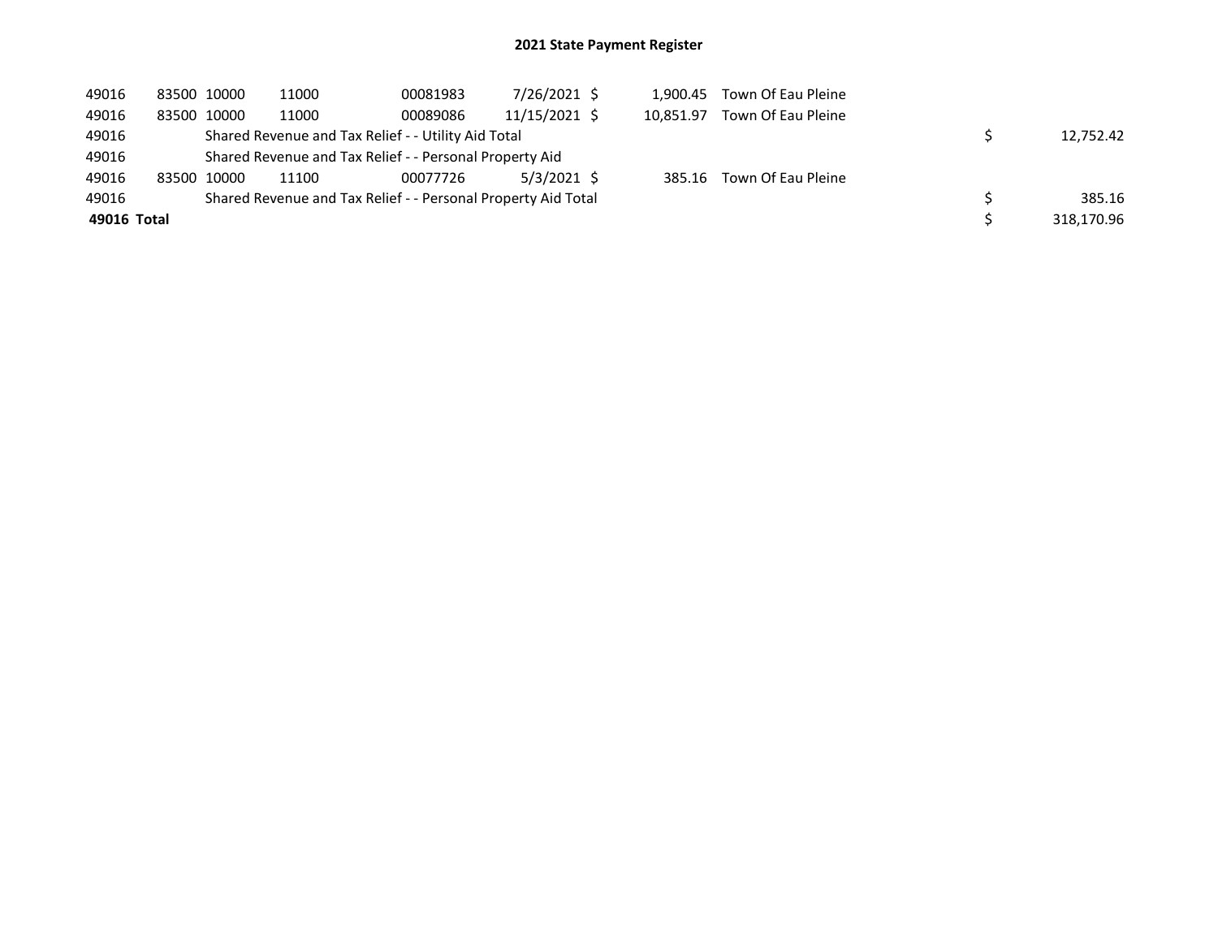# 2021 State Payment Register

| | | | | | | | | | | |
|---|---|---|---|---|---|---|---|---|---|---|
| 49016 | 83500 | 10000 | 11000 | 00081983 | 7/26/2021 | $ | 1,900.45 | Town Of Eau Pleine | | |
| 49016 | 83500 | 10000 | 11000 | 00089086 | 11/15/2021 | $ | 10,851.97 | Town Of Eau Pleine | | |
| 49016 | | Shared Revenue and Tax Relief - - Utility Aid Total | | | | | | | $ | 12,752.42 |
| 49016 | | Shared Revenue and Tax Relief - - Personal Property Aid | | | | | | | | |
| 49016 | 83500 | 10000 | 11100 | 00077726 | 5/3/2021 | $ | 385.16 | Town Of Eau Pleine | | |
| 49016 | | Shared Revenue and Tax Relief - - Personal Property Aid Total | | | | | | | $ | 385.16 |
| **49016 Total** | | | | | | | | | $ | 318,170.96 |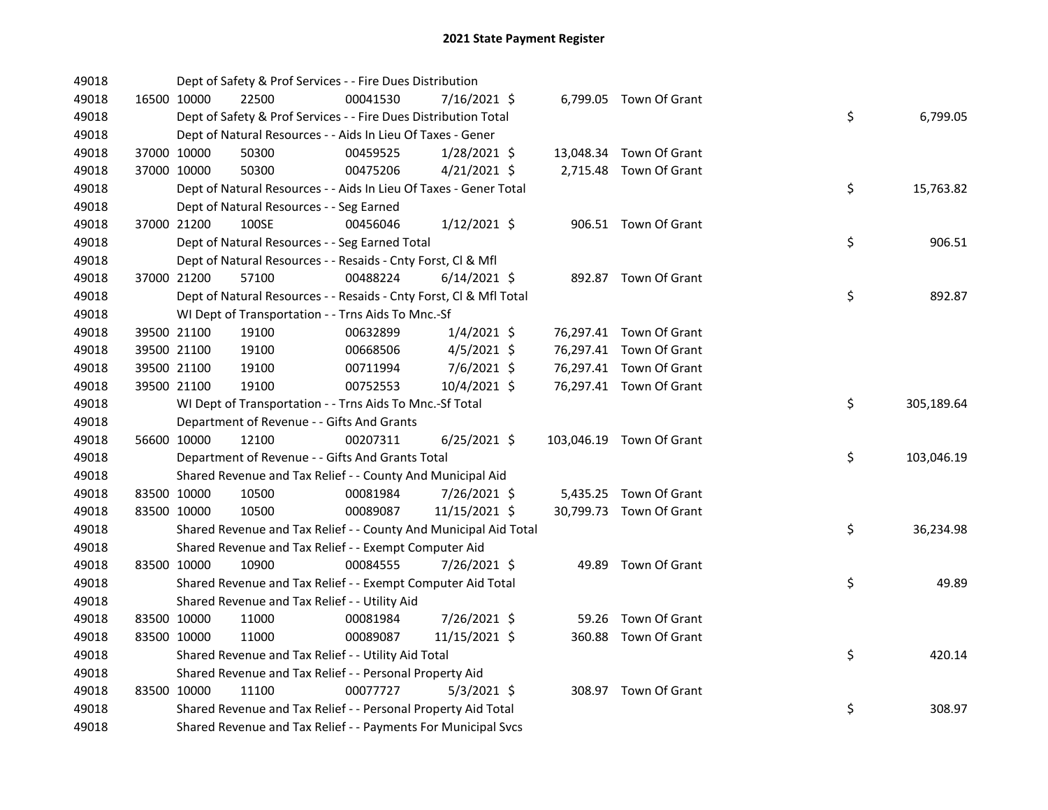# 2021 State Payment Register

| | | | | | | | | | |
|---|---|---|---|---|---|---|---|---|---|
| 49018 | | Dept of Safety & Prof Services - - Fire Dues Distribution | | | | | | | |
| 49018 | 16500 | 10000 | 22500 | 00041530 | 7/16/2021 | $ 6,799.05 | Town Of Grant | | |
| 49018 | | Dept of Safety & Prof Services - - Fire Dues Distribution Total | | | | | | $ | 6,799.05 |
| 49018 | | Dept of Natural Resources - - Aids In Lieu Of Taxes - Gener | | | | | | | |
| 49018 | 37000 | 10000 | 50300 | 00459525 | 1/28/2021 | $ 13,048.34 | Town Of Grant | | |
| 49018 | 37000 | 10000 | 50300 | 00475206 | 4/21/2021 | $ 2,715.48 | Town Of Grant | | |
| 49018 | | Dept of Natural Resources - - Aids In Lieu Of Taxes - Gener Total | | | | | | $ | 15,763.82 |
| 49018 | | Dept of Natural Resources - - Seg Earned | | | | | | | |
| 49018 | 37000 | 21200 | 100SE | 00456046 | 1/12/2021 | $ 906.51 | Town Of Grant | | |
| 49018 | | Dept of Natural Resources - - Seg Earned Total | | | | | | $ | 906.51 |
| 49018 | | Dept of Natural Resources - - Resaids - Cnty Forst, Cl & Mfl | | | | | | | |
| 49018 | 37000 | 21200 | 57100 | 00488224 | 6/14/2021 | $ 892.87 | Town Of Grant | | |
| 49018 | | Dept of Natural Resources - - Resaids - Cnty Forst, Cl & Mfl Total | | | | | | $ | 892.87 |
| 49018 | | WI Dept of Transportation - - Trns Aids To Mnc.-Sf | | | | | | | |
| 49018 | 39500 | 21100 | 19100 | 00632899 | 1/4/2021 | $ 76,297.41 | Town Of Grant | | |
| 49018 | 39500 | 21100 | 19100 | 00668506 | 4/5/2021 | $ 76,297.41 | Town Of Grant | | |
| 49018 | 39500 | 21100 | 19100 | 00711994 | 7/6/2021 | $ 76,297.41 | Town Of Grant | | |
| 49018 | 39500 | 21100 | 19100 | 00752553 | 10/4/2021 | $ 76,297.41 | Town Of Grant | | |
| 49018 | | WI Dept of Transportation - - Trns Aids To Mnc.-Sf Total | | | | | | $ | 305,189.64 |
| 49018 | | Department of Revenue - - Gifts And Grants | | | | | | | |
| 49018 | 56600 | 10000 | 12100 | 00207311 | 6/25/2021 | $ 103,046.19 | Town Of Grant | | |
| 49018 | | Department of Revenue - - Gifts And Grants Total | | | | | | $ | 103,046.19 |
| 49018 | | Shared Revenue and Tax Relief - - County And Municipal Aid | | | | | | | |
| 49018 | 83500 | 10000 | 10500 | 00081984 | 7/26/2021 | $ 5,435.25 | Town Of Grant | | |
| 49018 | 83500 | 10000 | 10500 | 00089087 | 11/15/2021 | $ 30,799.73 | Town Of Grant | | |
| 49018 | | Shared Revenue and Tax Relief - - County And Municipal Aid Total | | | | | | $ | 36,234.98 |
| 49018 | | Shared Revenue and Tax Relief - - Exempt Computer Aid | | | | | | | |
| 49018 | 83500 | 10000 | 10900 | 00084555 | 7/26/2021 | $ 49.89 | Town Of Grant | | |
| 49018 | | Shared Revenue and Tax Relief - - Exempt Computer Aid Total | | | | | | $ | 49.89 |
| 49018 | | Shared Revenue and Tax Relief - - Utility Aid | | | | | | | |
| 49018 | 83500 | 10000 | 11000 | 00081984 | 7/26/2021 | $ 59.26 | Town Of Grant | | |
| 49018 | 83500 | 10000 | 11000 | 00089087 | 11/15/2021 | $ 360.88 | Town Of Grant | | |
| 49018 | | Shared Revenue and Tax Relief - - Utility Aid Total | | | | | | $ | 420.14 |
| 49018 | | Shared Revenue and Tax Relief - - Personal Property Aid | | | | | | | |
| 49018 | 83500 | 10000 | 11100 | 00077727 | 5/3/2021 | $ 308.97 | Town Of Grant | | |
| 49018 | | Shared Revenue and Tax Relief - - Personal Property Aid Total | | | | | | $ | 308.97 |
| 49018 | | Shared Revenue and Tax Relief - - Payments For Municipal Svcs | | | | | | | |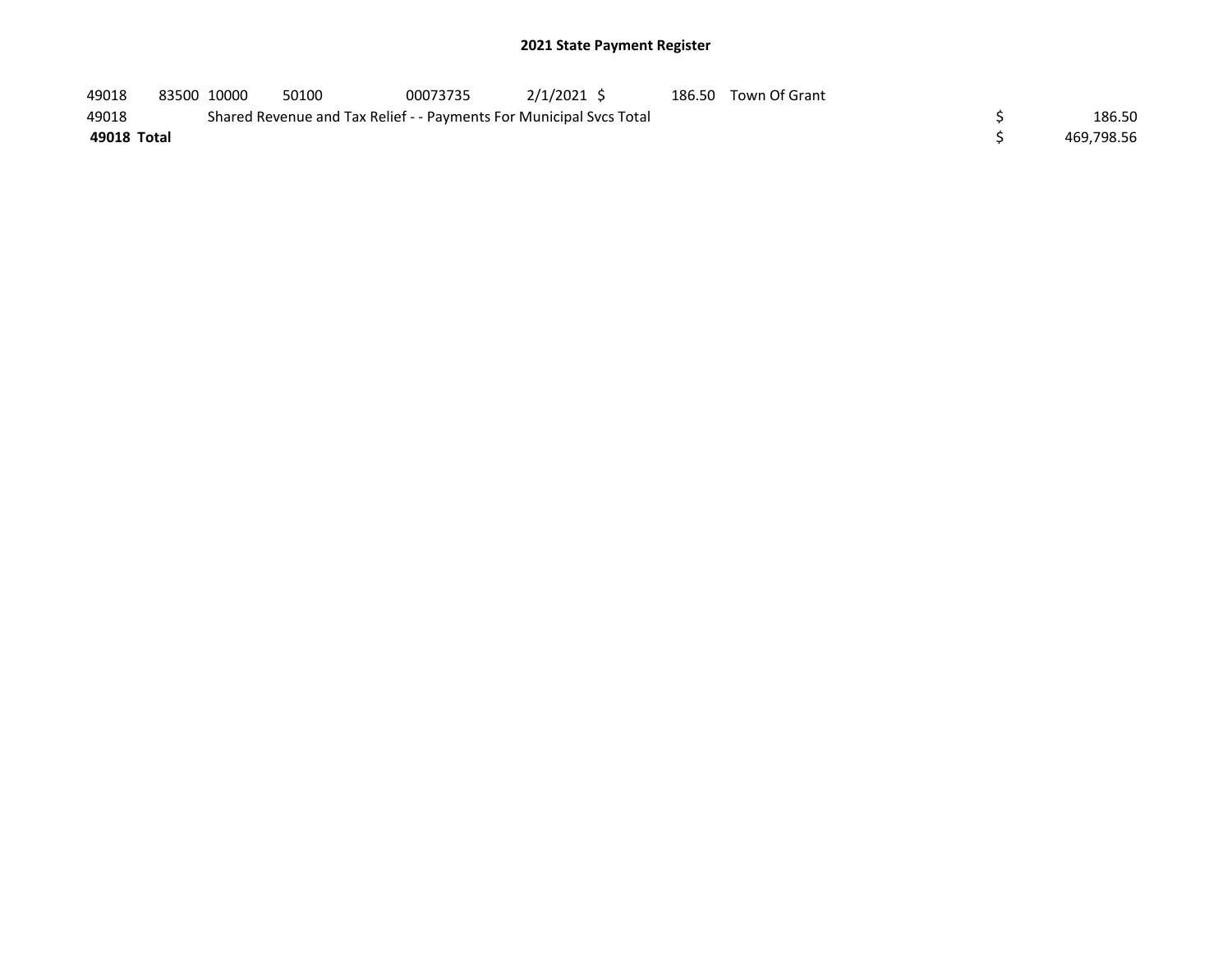# 2021 State Payment Register

| | | | | | | | | |
|---|---|---|---|---|---|---|---|---|
| 49018 | 83500 | 10000 | 50100 | 00073735 | 2/1/2021 | $ 186.50 | Town Of Grant | |
| 49018 | | Shared Revenue and Tax Relief - - Payments For Municipal Svcs Total | | | | | | $ 186.50 |
| **49018 Total** | | | | | | | | $ 469,798.56 |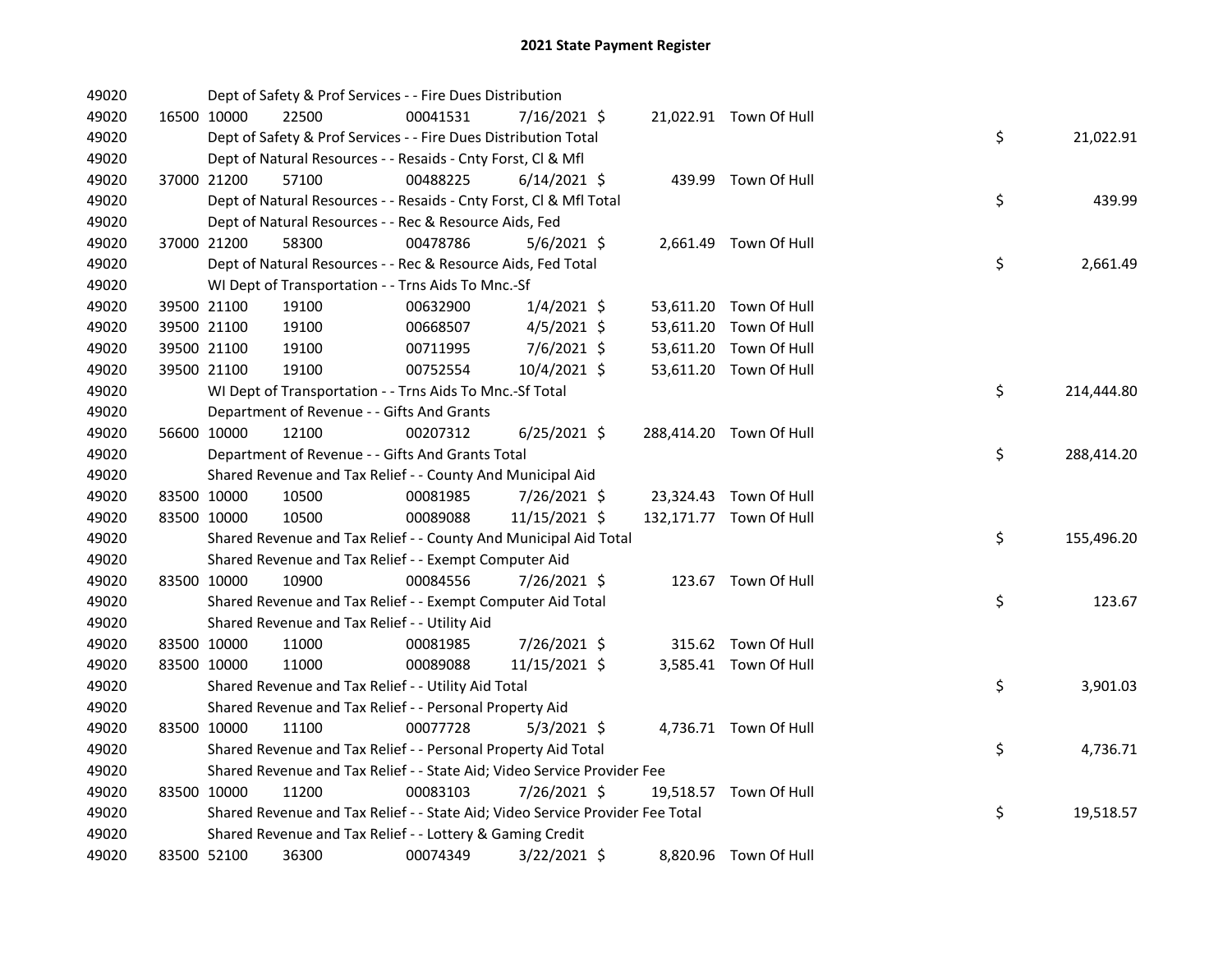# 2021 State Payment Register

| | | | | | | | | | |
|---|---|---|---|---|---|---|---|---|---|
| 49020 | | Dept of Safety & Prof Services - - Fire Dues Distribution | | | | | | | |
| 49020 | 16500 | 10000 | 22500 | 00041531 | 7/16/2021 | $ 21,022.91 | Town Of Hull | | |
| 49020 | | Dept of Safety & Prof Services - - Fire Dues Distribution Total | | | | | | $ | 21,022.91 |
| 49020 | | Dept of Natural Resources - - Resaids - Cnty Forst, Cl & Mfl | | | | | | | |
| 49020 | 37000 | 21200 | 57100 | 00488225 | 6/14/2021 | $ 439.99 | Town Of Hull | | |
| 49020 | | Dept of Natural Resources - - Resaids - Cnty Forst, Cl & Mfl Total | | | | | | $ | 439.99 |
| 49020 | | Dept of Natural Resources - - Rec & Resource Aids, Fed | | | | | | | |
| 49020 | 37000 | 21200 | 58300 | 00478786 | 5/6/2021 | $ 2,661.49 | Town Of Hull | | |
| 49020 | | Dept of Natural Resources - - Rec & Resource Aids, Fed Total | | | | | | $ | 2,661.49 |
| 49020 | | WI Dept of Transportation - - Trns Aids To Mnc.-Sf | | | | | | | |
| 49020 | 39500 | 21100 | 19100 | 00632900 | 1/4/2021 | $ 53,611.20 | Town Of Hull | | |
| 49020 | 39500 | 21100 | 19100 | 00668507 | 4/5/2021 | $ 53,611.20 | Town Of Hull | | |
| 49020 | 39500 | 21100 | 19100 | 00711995 | 7/6/2021 | $ 53,611.20 | Town Of Hull | | |
| 49020 | 39500 | 21100 | 19100 | 00752554 | 10/4/2021 | $ 53,611.20 | Town Of Hull | | |
| 49020 | | WI Dept of Transportation - - Trns Aids To Mnc.-Sf Total | | | | | | $ | 214,444.80 |
| 49020 | | Department of Revenue - - Gifts And Grants | | | | | | | |
| 49020 | 56600 | 10000 | 12100 | 00207312 | 6/25/2021 | $ 288,414.20 | Town Of Hull | | |
| 49020 | | Department of Revenue - - Gifts And Grants Total | | | | | | $ | 288,414.20 |
| 49020 | | Shared Revenue and Tax Relief - - County And Municipal Aid | | | | | | | |
| 49020 | 83500 | 10000 | 10500 | 00081985 | 7/26/2021 | $ 23,324.43 | Town Of Hull | | |
| 49020 | 83500 | 10000 | 10500 | 00089088 | 11/15/2021 | $ 132,171.77 | Town Of Hull | | |
| 49020 | | Shared Revenue and Tax Relief - - County And Municipal Aid Total | | | | | | $ | 155,496.20 |
| 49020 | | Shared Revenue and Tax Relief - - Exempt Computer Aid | | | | | | | |
| 49020 | 83500 | 10000 | 10900 | 00084556 | 7/26/2021 | $ 123.67 | Town Of Hull | | |
| 49020 | | Shared Revenue and Tax Relief - - Exempt Computer Aid Total | | | | | | $ | 123.67 |
| 49020 | | Shared Revenue and Tax Relief - - Utility Aid | | | | | | | |
| 49020 | 83500 | 10000 | 11000 | 00081985 | 7/26/2021 | $ 315.62 | Town Of Hull | | |
| 49020 | 83500 | 10000 | 11000 | 00089088 | 11/15/2021 | $ 3,585.41 | Town Of Hull | | |
| 49020 | | Shared Revenue and Tax Relief - - Utility Aid Total | | | | | | $ | 3,901.03 |
| 49020 | | Shared Revenue and Tax Relief - - Personal Property Aid | | | | | | | |
| 49020 | 83500 | 10000 | 11100 | 00077728 | 5/3/2021 | $ 4,736.71 | Town Of Hull | | |
| 49020 | | Shared Revenue and Tax Relief - - Personal Property Aid Total | | | | | | $ | 4,736.71 |
| 49020 | | Shared Revenue and Tax Relief - - State Aid; Video Service Provider Fee | | | | | | | |
| 49020 | 83500 | 10000 | 11200 | 00083103 | 7/26/2021 | $ 19,518.57 | Town Of Hull | | |
| 49020 | | Shared Revenue and Tax Relief - - State Aid; Video Service Provider Fee Total | | | | | | $ | 19,518.57 |
| 49020 | | Shared Revenue and Tax Relief - - Lottery & Gaming Credit | | | | | | | |
| 49020 | 83500 | 52100 | 36300 | 00074349 | 3/22/2021 | $ 8,820.96 | Town Of Hull | | |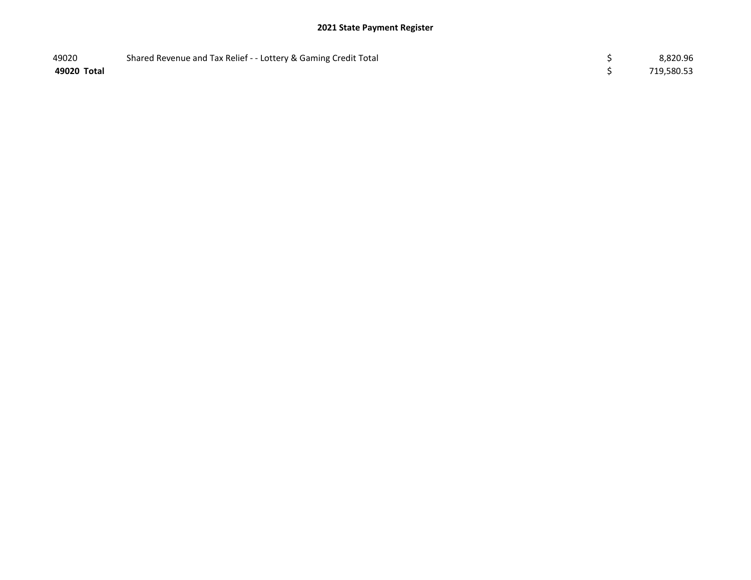# 2021 State Payment Register

| | | | |
|---|---|---|---|
| 49020 | Shared Revenue and Tax Relief - - Lottery & Gaming Credit Total | $ | 8,820.96 |
| **49020 Total** | | $ | 719,580.53 |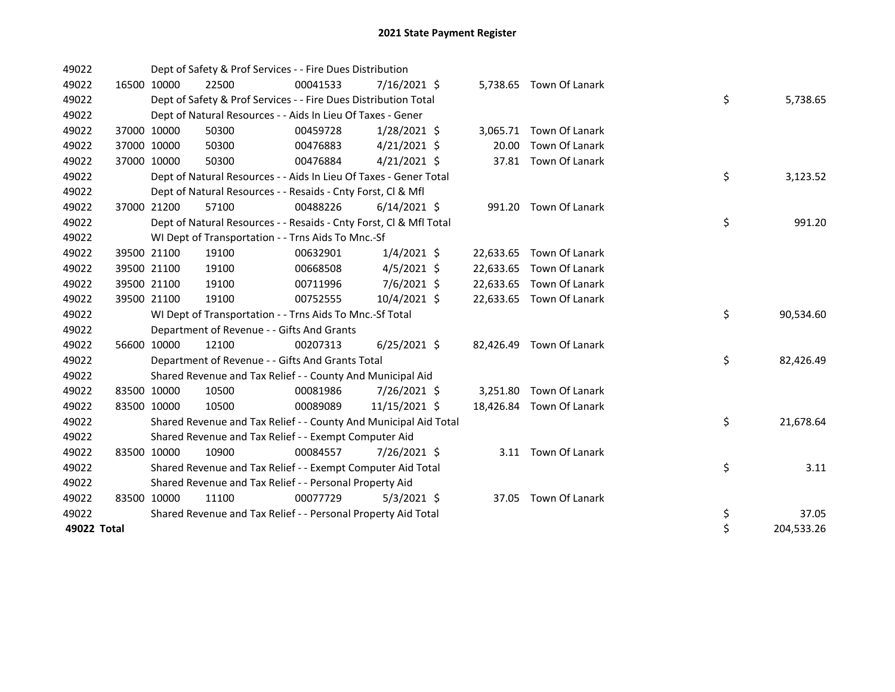# 2021 State Payment Register

| | | | | | | | | | |
|---|---|---|---|---|---|---|---|---|---|
| 49022 | | | Dept of Safety & Prof Services - - Fire Dues Distribution | | | | | | |
| 49022 | 16500 | 10000 | 22500 | 00041533 | 7/16/2021 | $ | 5,738.65 | Town Of Lanark | |
| 49022 | | | Dept of Safety & Prof Services - - Fire Dues Distribution Total | | | | | | $ 5,738.65 |
| 49022 | | | Dept of Natural Resources - - Aids In Lieu Of Taxes - Gener | | | | | | |
| 49022 | 37000 | 10000 | 50300 | 00459728 | 1/28/2021 | $ | 3,065.71 | Town Of Lanark | |
| 49022 | 37000 | 10000 | 50300 | 00476883 | 4/21/2021 | $ | 20.00 | Town Of Lanark | |
| 49022 | 37000 | 10000 | 50300 | 00476884 | 4/21/2021 | $ | 37.81 | Town Of Lanark | |
| 49022 | | | Dept of Natural Resources - - Aids In Lieu Of Taxes - Gener Total | | | | | | $ 3,123.52 |
| 49022 | | | Dept of Natural Resources - - Resaids - Cnty Forst, Cl & Mfl | | | | | | |
| 49022 | 37000 | 21200 | 57100 | 00488226 | 6/14/2021 | $ | 991.20 | Town Of Lanark | |
| 49022 | | | Dept of Natural Resources - - Resaids - Cnty Forst, Cl & Mfl Total | | | | | | $ 991.20 |
| 49022 | | | WI Dept of Transportation - - Trns Aids To Mnc.-Sf | | | | | | |
| 49022 | 39500 | 21100 | 19100 | 00632901 | 1/4/2021 | $ | 22,633.65 | Town Of Lanark | |
| 49022 | 39500 | 21100 | 19100 | 00668508 | 4/5/2021 | $ | 22,633.65 | Town Of Lanark | |
| 49022 | 39500 | 21100 | 19100 | 00711996 | 7/6/2021 | $ | 22,633.65 | Town Of Lanark | |
| 49022 | 39500 | 21100 | 19100 | 00752555 | 10/4/2021 | $ | 22,633.65 | Town Of Lanark | |
| 49022 | | | WI Dept of Transportation - - Trns Aids To Mnc.-Sf Total | | | | | | $ 90,534.60 |
| 49022 | | | Department of Revenue - - Gifts And Grants | | | | | | |
| 49022 | 56600 | 10000 | 12100 | 00207313 | 6/25/2021 | $ | 82,426.49 | Town Of Lanark | |
| 49022 | | | Department of Revenue - - Gifts And Grants Total | | | | | | $ 82,426.49 |
| 49022 | | | Shared Revenue and Tax Relief - - County And Municipal Aid | | | | | | |
| 49022 | 83500 | 10000 | 10500 | 00081986 | 7/26/2021 | $ | 3,251.80 | Town Of Lanark | |
| 49022 | 83500 | 10000 | 10500 | 00089089 | 11/15/2021 | $ | 18,426.84 | Town Of Lanark | |
| 49022 | | | Shared Revenue and Tax Relief - - County And Municipal Aid Total | | | | | | $ 21,678.64 |
| 49022 | | | Shared Revenue and Tax Relief - - Exempt Computer Aid | | | | | | |
| 49022 | 83500 | 10000 | 10900 | 00084557 | 7/26/2021 | $ | 3.11 | Town Of Lanark | |
| 49022 | | | Shared Revenue and Tax Relief - - Exempt Computer Aid Total | | | | | | $ 3.11 |
| 49022 | | | Shared Revenue and Tax Relief - - Personal Property Aid | | | | | | |
| 49022 | 83500 | 10000 | 11100 | 00077729 | 5/3/2021 | $ | 37.05 | Town Of Lanark | |
| 49022 | | | Shared Revenue and Tax Relief - - Personal Property Aid Total | | | | | | $ 37.05 |
| **49022 Total** | | | | | | | | | $ 204,533.26 |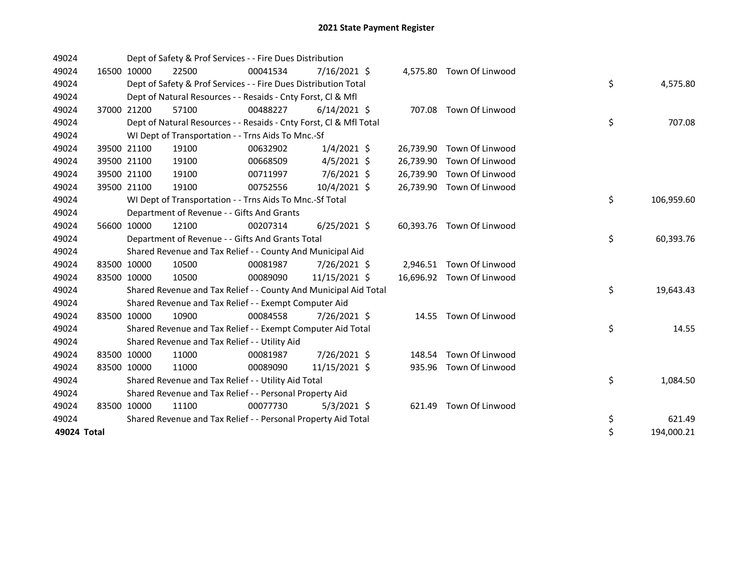# 2021 State Payment Register

| | | | | | | | | | |
|---|---|---|---|---|---|---|---|---|---|
| 49024 | | | Dept of Safety & Prof Services - - Fire Dues Distribution | | | | | | |
| 49024 | 16500 | 10000 | 22500 | 00041534 | 7/16/2021 | $ | 4,575.80 | Town Of Linwood | |
| 49024 | | | Dept of Safety & Prof Services - - Fire Dues Distribution Total | | | | | | $ 4,575.80 |
| 49024 | | | Dept of Natural Resources - - Resaids - Cnty Forst, Cl & Mfl | | | | | | |
| 49024 | 37000 | 21200 | 57100 | 00488227 | 6/14/2021 | $ | 707.08 | Town Of Linwood | |
| 49024 | | | Dept of Natural Resources - - Resaids - Cnty Forst, Cl & Mfl Total | | | | | | $ 707.08 |
| 49024 | | | WI Dept of Transportation - - Trns Aids To Mnc.-Sf | | | | | | |
| 49024 | 39500 | 21100 | 19100 | 00632902 | 1/4/2021 | $ | 26,739.90 | Town Of Linwood | |
| 49024 | 39500 | 21100 | 19100 | 00668509 | 4/5/2021 | $ | 26,739.90 | Town Of Linwood | |
| 49024 | 39500 | 21100 | 19100 | 00711997 | 7/6/2021 | $ | 26,739.90 | Town Of Linwood | |
| 49024 | 39500 | 21100 | 19100 | 00752556 | 10/4/2021 | $ | 26,739.90 | Town Of Linwood | |
| 49024 | | | WI Dept of Transportation - - Trns Aids To Mnc.-Sf Total | | | | | | $ 106,959.60 |
| 49024 | | | Department of Revenue - - Gifts And Grants | | | | | | |
| 49024 | 56600 | 10000 | 12100 | 00207314 | 6/25/2021 | $ | 60,393.76 | Town Of Linwood | |
| 49024 | | | Department of Revenue - - Gifts And Grants Total | | | | | | $ 60,393.76 |
| 49024 | | | Shared Revenue and Tax Relief - - County And Municipal Aid | | | | | | |
| 49024 | 83500 | 10000 | 10500 | 00081987 | 7/26/2021 | $ | 2,946.51 | Town Of Linwood | |
| 49024 | 83500 | 10000 | 10500 | 00089090 | 11/15/2021 | $ | 16,696.92 | Town Of Linwood | |
| 49024 | | | Shared Revenue and Tax Relief - - County And Municipal Aid Total | | | | | | $ 19,643.43 |
| 49024 | | | Shared Revenue and Tax Relief - - Exempt Computer Aid | | | | | | |
| 49024 | 83500 | 10000 | 10900 | 00084558 | 7/26/2021 | $ | 14.55 | Town Of Linwood | |
| 49024 | | | Shared Revenue and Tax Relief - - Exempt Computer Aid Total | | | | | | $ 14.55 |
| 49024 | | | Shared Revenue and Tax Relief - - Utility Aid | | | | | | |
| 49024 | 83500 | 10000 | 11000 | 00081987 | 7/26/2021 | $ | 148.54 | Town Of Linwood | |
| 49024 | 83500 | 10000 | 11000 | 00089090 | 11/15/2021 | $ | 935.96 | Town Of Linwood | |
| 49024 | | | Shared Revenue and Tax Relief - - Utility Aid Total | | | | | | $ 1,084.50 |
| 49024 | | | Shared Revenue and Tax Relief - - Personal Property Aid | | | | | | |
| 49024 | 83500 | 10000 | 11100 | 00077730 | 5/3/2021 | $ | 621.49 | Town Of Linwood | |
| 49024 | | | Shared Revenue and Tax Relief - - Personal Property Aid Total | | | | | | $ 621.49 |
| **49024 Total** | | | | | | | | | $ 194,000.21 |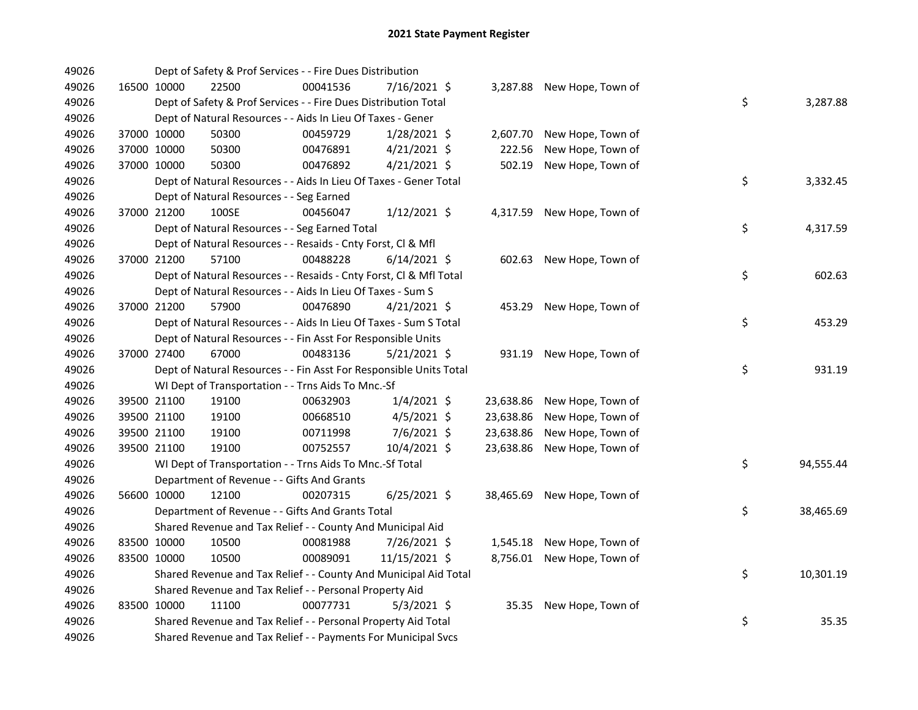# 2021 State Payment Register

| | | | | | | | | |
|---|---|---|---|---|---|---|---|---|
| 49026 | | Dept of Safety & Prof Services - - Fire Dues Distribution | | | | | | |
| 49026 | 16500 | 10000 | 22500 | 00041536 | 7/16/2021 $ | 3,287.88 | New Hope, Town of | |
| 49026 | | Dept of Safety & Prof Services - - Fire Dues Distribution Total | | | | | | $ 3,287.88 |
| 49026 | | Dept of Natural Resources - - Aids In Lieu Of Taxes - Gener | | | | | | |
| 49026 | 37000 | 10000 | 50300 | 00459729 | 1/28/2021 $ | 2,607.70 | New Hope, Town of | |
| 49026 | 37000 | 10000 | 50300 | 00476891 | 4/21/2021 $ | 222.56 | New Hope, Town of | |
| 49026 | 37000 | 10000 | 50300 | 00476892 | 4/21/2021 $ | 502.19 | New Hope, Town of | |
| 49026 | | Dept of Natural Resources - - Aids In Lieu Of Taxes - Gener Total | | | | | | $ 3,332.45 |
| 49026 | | Dept of Natural Resources - - Seg Earned | | | | | | |
| 49026 | 37000 | 21200 | 100SE | 00456047 | 1/12/2021 $ | 4,317.59 | New Hope, Town of | |
| 49026 | | Dept of Natural Resources - - Seg Earned Total | | | | | | $ 4,317.59 |
| 49026 | | Dept of Natural Resources - - Resaids - Cnty Forst, Cl & Mfl | | | | | | |
| 49026 | 37000 | 21200 | 57100 | 00488228 | 6/14/2021 $ | 602.63 | New Hope, Town of | |
| 49026 | | Dept of Natural Resources - - Resaids - Cnty Forst, Cl & Mfl Total | | | | | | $ 602.63 |
| 49026 | | Dept of Natural Resources - - Aids In Lieu Of Taxes - Sum S | | | | | | |
| 49026 | 37000 | 21200 | 57900 | 00476890 | 4/21/2021 $ | 453.29 | New Hope, Town of | |
| 49026 | | Dept of Natural Resources - - Aids In Lieu Of Taxes - Sum S Total | | | | | | $ 453.29 |
| 49026 | | Dept of Natural Resources - - Fin Asst For Responsible Units | | | | | | |
| 49026 | 37000 | 27400 | 67000 | 00483136 | 5/21/2021 $ | 931.19 | New Hope, Town of | |
| 49026 | | Dept of Natural Resources - - Fin Asst For Responsible Units Total | | | | | | $ 931.19 |
| 49026 | | WI Dept of Transportation - - Trns Aids To Mnc.-Sf | | | | | | |
| 49026 | 39500 | 21100 | 19100 | 00632903 | 1/4/2021 $ | 23,638.86 | New Hope, Town of | |
| 49026 | 39500 | 21100 | 19100 | 00668510 | 4/5/2021 $ | 23,638.86 | New Hope, Town of | |
| 49026 | 39500 | 21100 | 19100 | 00711998 | 7/6/2021 $ | 23,638.86 | New Hope, Town of | |
| 49026 | 39500 | 21100 | 19100 | 00752557 | 10/4/2021 $ | 23,638.86 | New Hope, Town of | |
| 49026 | | WI Dept of Transportation - - Trns Aids To Mnc.-Sf Total | | | | | | $ 94,555.44 |
| 49026 | | Department of Revenue - - Gifts And Grants | | | | | | |
| 49026 | 56600 | 10000 | 12100 | 00207315 | 6/25/2021 $ | 38,465.69 | New Hope, Town of | |
| 49026 | | Department of Revenue - - Gifts And Grants Total | | | | | | $ 38,465.69 |
| 49026 | | Shared Revenue and Tax Relief - - County And Municipal Aid | | | | | | |
| 49026 | 83500 | 10000 | 10500 | 00081988 | 7/26/2021 $ | 1,545.18 | New Hope, Town of | |
| 49026 | 83500 | 10000 | 10500 | 00089091 | 11/15/2021 $ | 8,756.01 | New Hope, Town of | |
| 49026 | | Shared Revenue and Tax Relief - - County And Municipal Aid Total | | | | | | $ 10,301.19 |
| 49026 | | Shared Revenue and Tax Relief - - Personal Property Aid | | | | | | |
| 49026 | 83500 | 10000 | 11100 | 00077731 | 5/3/2021 $ | 35.35 | New Hope, Town of | |
| 49026 | | Shared Revenue and Tax Relief - - Personal Property Aid Total | | | | | | $ 35.35 |
| 49026 | | Shared Revenue and Tax Relief - - Payments For Municipal Svcs | | | | | | |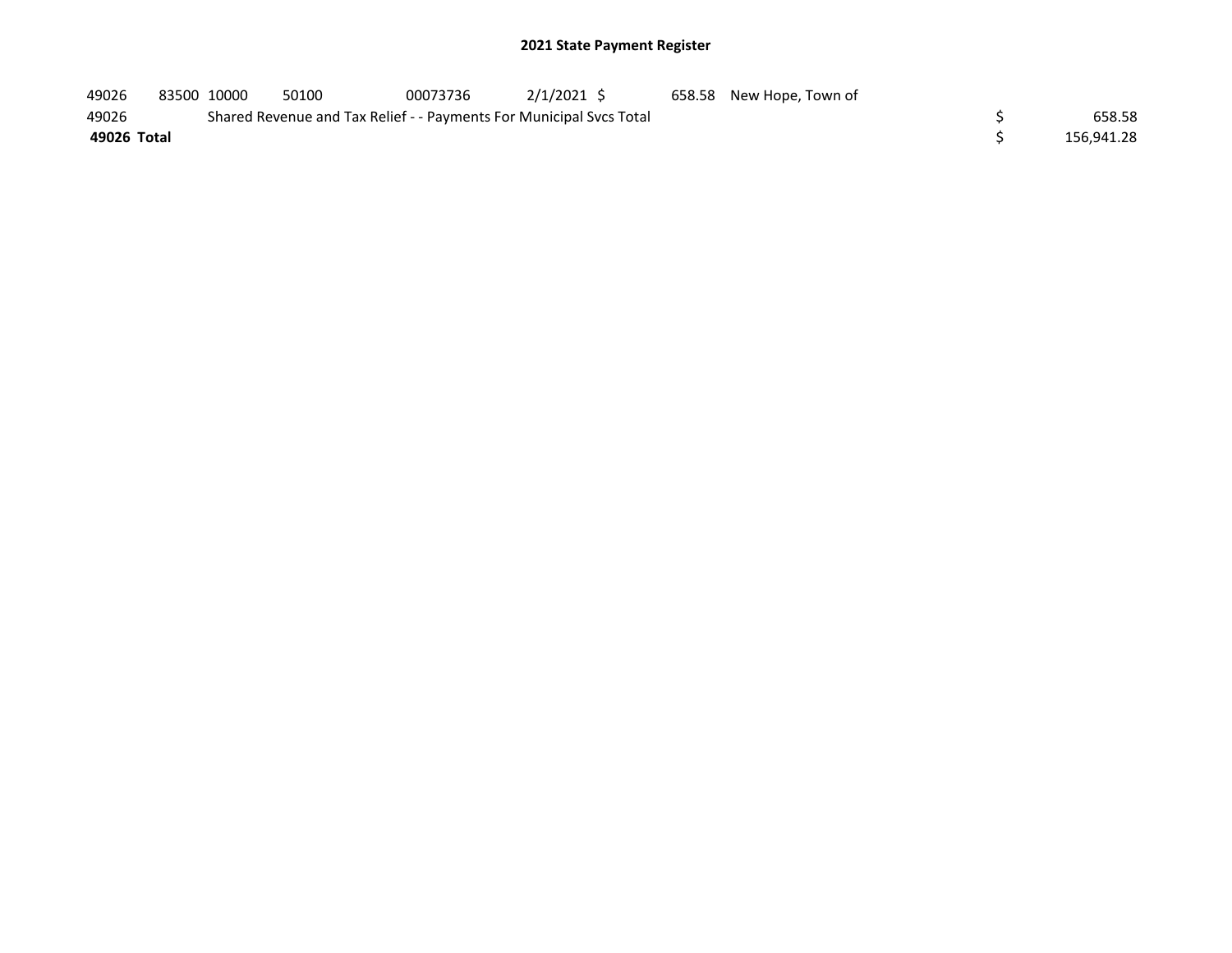## 2021 State Payment Register

| | | | | | | | | | |
|---|---|---|---|---|---|---|---|---|---|
| 49026 | 83500 | 10000 | 50100 | 00073736 | 2/1/2021 | $ 658.58 | New Hope, Town of | | |
| 49026 | | Shared Revenue and Tax Relief - - Payments For Municipal Svcs Total | | | | | | $ | 658.58 |
| **49026 Total** | | | | | | | | $ | 156,941.28 |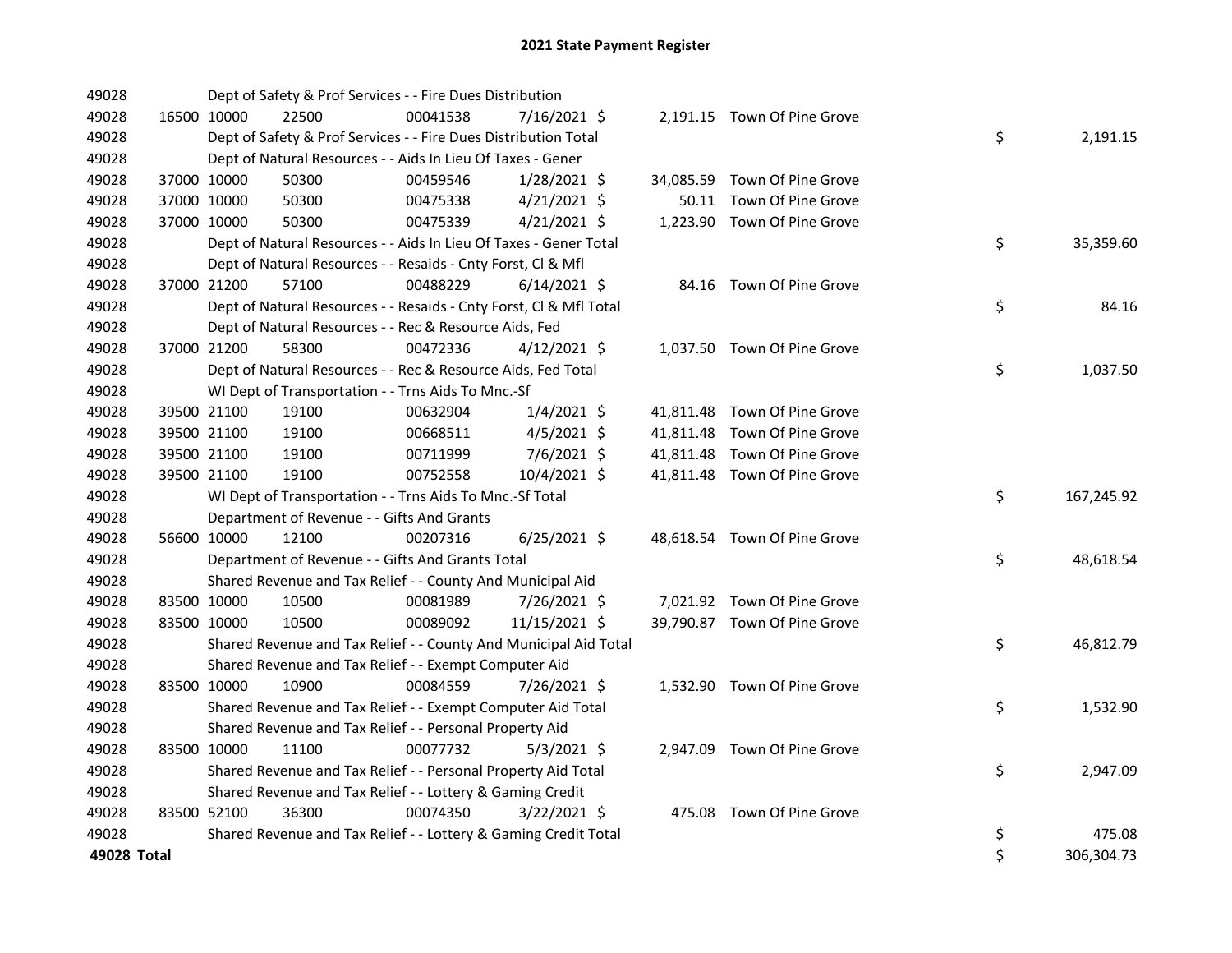# 2021 State Payment Register

| | | | | | | | | |
|---|---|---|---|---|---|---|---|---|
| 49028 | | Dept of Safety & Prof Services - - Fire Dues Distribution | | | | | | |
| 49028 | 16500 10000 | 22500 | 00041538 | 7/16/2021 $ | 2,191.15 | Town Of Pine Grove | | |
| 49028 | | Dept of Safety & Prof Services - - Fire Dues Distribution Total | | | | | $ | 2,191.15 |
| 49028 | | Dept of Natural Resources - - Aids In Lieu Of Taxes - Gener | | | | | | |
| 49028 | 37000 10000 | 50300 | 00459546 | 1/28/2021 $ | 34,085.59 | Town Of Pine Grove | | |
| 49028 | 37000 10000 | 50300 | 00475338 | 4/21/2021 $ | 50.11 | Town Of Pine Grove | | |
| 49028 | 37000 10000 | 50300 | 00475339 | 4/21/2021 $ | 1,223.90 | Town Of Pine Grove | | |
| 49028 | | Dept of Natural Resources - - Aids In Lieu Of Taxes - Gener Total | | | | | $ | 35,359.60 |
| 49028 | | Dept of Natural Resources - - Resaids - Cnty Forst, Cl & Mfl | | | | | | |
| 49028 | 37000 21200 | 57100 | 00488229 | 6/14/2021 $ | 84.16 | Town Of Pine Grove | | |
| 49028 | | Dept of Natural Resources - - Resaids - Cnty Forst, Cl & Mfl Total | | | | | $ | 84.16 |
| 49028 | | Dept of Natural Resources - - Rec & Resource Aids, Fed | | | | | | |
| 49028 | 37000 21200 | 58300 | 00472336 | 4/12/2021 $ | 1,037.50 | Town Of Pine Grove | | |
| 49028 | | Dept of Natural Resources - - Rec & Resource Aids, Fed Total | | | | | $ | 1,037.50 |
| 49028 | | WI Dept of Transportation - - Trns Aids To Mnc.-Sf | | | | | | |
| 49028 | 39500 21100 | 19100 | 00632904 | 1/4/2021 $ | 41,811.48 | Town Of Pine Grove | | |
| 49028 | 39500 21100 | 19100 | 00668511 | 4/5/2021 $ | 41,811.48 | Town Of Pine Grove | | |
| 49028 | 39500 21100 | 19100 | 00711999 | 7/6/2021 $ | 41,811.48 | Town Of Pine Grove | | |
| 49028 | 39500 21100 | 19100 | 00752558 | 10/4/2021 $ | 41,811.48 | Town Of Pine Grove | | |
| 49028 | | WI Dept of Transportation - - Trns Aids To Mnc.-Sf Total | | | | | $ | 167,245.92 |
| 49028 | | Department of Revenue - - Gifts And Grants | | | | | | |
| 49028 | 56600 10000 | 12100 | 00207316 | 6/25/2021 $ | 48,618.54 | Town Of Pine Grove | | |
| 49028 | | Department of Revenue - - Gifts And Grants Total | | | | | $ | 48,618.54 |
| 49028 | | Shared Revenue and Tax Relief - - County And Municipal Aid | | | | | | |
| 49028 | 83500 10000 | 10500 | 00081989 | 7/26/2021 $ | 7,021.92 | Town Of Pine Grove | | |
| 49028 | 83500 10000 | 10500 | 00089092 | 11/15/2021 $ | 39,790.87 | Town Of Pine Grove | | |
| 49028 | | Shared Revenue and Tax Relief - - County And Municipal Aid Total | | | | | $ | 46,812.79 |
| 49028 | | Shared Revenue and Tax Relief - - Exempt Computer Aid | | | | | | |
| 49028 | 83500 10000 | 10900 | 00084559 | 7/26/2021 $ | 1,532.90 | Town Of Pine Grove | | |
| 49028 | | Shared Revenue and Tax Relief - - Exempt Computer Aid Total | | | | | $ | 1,532.90 |
| 49028 | | Shared Revenue and Tax Relief - - Personal Property Aid | | | | | | |
| 49028 | 83500 10000 | 11100 | 00077732 | 5/3/2021 $ | 2,947.09 | Town Of Pine Grove | | |
| 49028 | | Shared Revenue and Tax Relief - - Personal Property Aid Total | | | | | $ | 2,947.09 |
| 49028 | | Shared Revenue and Tax Relief - - Lottery & Gaming Credit | | | | | | |
| 49028 | 83500 52100 | 36300 | 00074350 | 3/22/2021 $ | 475.08 | Town Of Pine Grove | | |
| 49028 | | Shared Revenue and Tax Relief - - Lottery & Gaming Credit Total | | | | | $ | 475.08 |
| **49028 Total** | | | | | | | $ | 306,304.73 |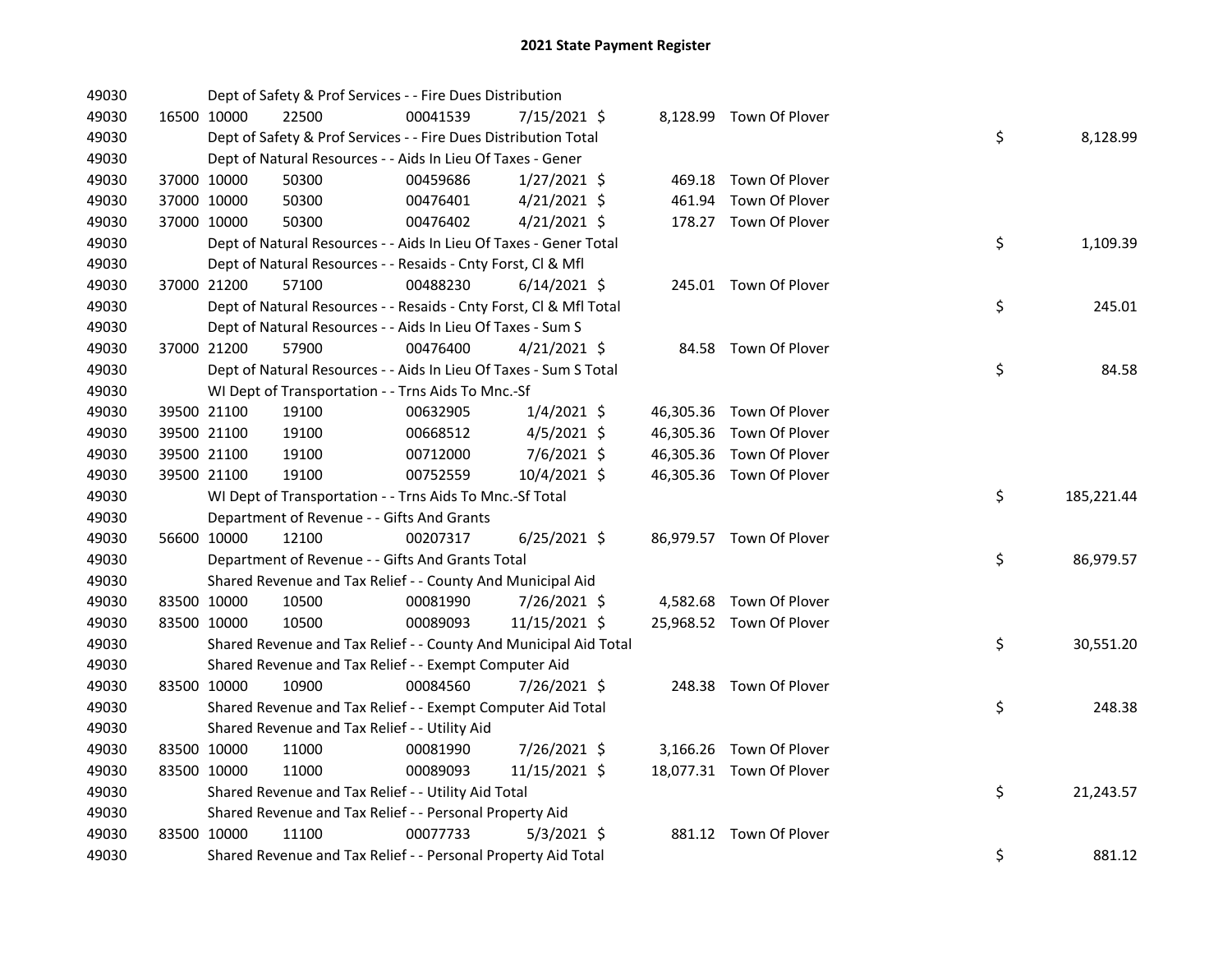# 2021 State Payment Register

| | | | | | | | | | |
|---|---|---|---|---|---|---|---|---|---|
| 49030 | | Dept of Safety & Prof Services - - Fire Dues Distribution | | | | | | | |
| 49030 | 16500 | 10000 | 22500 | 00041539 | 7/15/2021 $ | 8,128.99 | Town Of Plover | | |
| 49030 | | Dept of Safety & Prof Services - - Fire Dues Distribution Total | | | | | | $ | 8,128.99 |
| 49030 | | Dept of Natural Resources - - Aids In Lieu Of Taxes - Gener | | | | | | | |
| 49030 | 37000 | 10000 | 50300 | 00459686 | 1/27/2021 $ | 469.18 | Town Of Plover | | |
| 49030 | 37000 | 10000 | 50300 | 00476401 | 4/21/2021 $ | 461.94 | Town Of Plover | | |
| 49030 | 37000 | 10000 | 50300 | 00476402 | 4/21/2021 $ | 178.27 | Town Of Plover | | |
| 49030 | | Dept of Natural Resources - - Aids In Lieu Of Taxes - Gener Total | | | | | | $ | 1,109.39 |
| 49030 | | Dept of Natural Resources - - Resaids - Cnty Forst, Cl & Mfl | | | | | | | |
| 49030 | 37000 | 21200 | 57100 | 00488230 | 6/14/2021 $ | 245.01 | Town Of Plover | | |
| 49030 | | Dept of Natural Resources - - Resaids - Cnty Forst, Cl & Mfl Total | | | | | | $ | 245.01 |
| 49030 | | Dept of Natural Resources - - Aids In Lieu Of Taxes - Sum S | | | | | | | |
| 49030 | 37000 | 21200 | 57900 | 00476400 | 4/21/2021 $ | 84.58 | Town Of Plover | | |
| 49030 | | Dept of Natural Resources - - Aids In Lieu Of Taxes - Sum S Total | | | | | | $ | 84.58 |
| 49030 | | WI Dept of Transportation - - Trns Aids To Mnc.-Sf | | | | | | | |
| 49030 | 39500 | 21100 | 19100 | 00632905 | 1/4/2021 $ | 46,305.36 | Town Of Plover | | |
| 49030 | 39500 | 21100 | 19100 | 00668512 | 4/5/2021 $ | 46,305.36 | Town Of Plover | | |
| 49030 | 39500 | 21100 | 19100 | 00712000 | 7/6/2021 $ | 46,305.36 | Town Of Plover | | |
| 49030 | 39500 | 21100 | 19100 | 00752559 | 10/4/2021 $ | 46,305.36 | Town Of Plover | | |
| 49030 | | WI Dept of Transportation - - Trns Aids To Mnc.-Sf Total | | | | | | $ | 185,221.44 |
| 49030 | | Department of Revenue - - Gifts And Grants | | | | | | | |
| 49030 | 56600 | 10000 | 12100 | 00207317 | 6/25/2021 $ | 86,979.57 | Town Of Plover | | |
| 49030 | | Department of Revenue - - Gifts And Grants Total | | | | | | $ | 86,979.57 |
| 49030 | | Shared Revenue and Tax Relief - - County And Municipal Aid | | | | | | | |
| 49030 | 83500 | 10000 | 10500 | 00081990 | 7/26/2021 $ | 4,582.68 | Town Of Plover | | |
| 49030 | 83500 | 10000 | 10500 | 00089093 | 11/15/2021 $ | 25,968.52 | Town Of Plover | | |
| 49030 | | Shared Revenue and Tax Relief - - County And Municipal Aid Total | | | | | | $ | 30,551.20 |
| 49030 | | Shared Revenue and Tax Relief - - Exempt Computer Aid | | | | | | | |
| 49030 | 83500 | 10000 | 10900 | 00084560 | 7/26/2021 $ | 248.38 | Town Of Plover | | |
| 49030 | | Shared Revenue and Tax Relief - - Exempt Computer Aid Total | | | | | | $ | 248.38 |
| 49030 | | Shared Revenue and Tax Relief - - Utility Aid | | | | | | | |
| 49030 | 83500 | 10000 | 11000 | 00081990 | 7/26/2021 $ | 3,166.26 | Town Of Plover | | |
| 49030 | 83500 | 10000 | 11000 | 00089093 | 11/15/2021 $ | 18,077.31 | Town Of Plover | | |
| 49030 | | Shared Revenue and Tax Relief - - Utility Aid Total | | | | | | $ | 21,243.57 |
| 49030 | | Shared Revenue and Tax Relief - - Personal Property Aid | | | | | | | |
| 49030 | 83500 | 10000 | 11100 | 00077733 | 5/3/2021 $ | 881.12 | Town Of Plover | | |
| 49030 | | Shared Revenue and Tax Relief - - Personal Property Aid Total | | | | | | $ | 881.12 |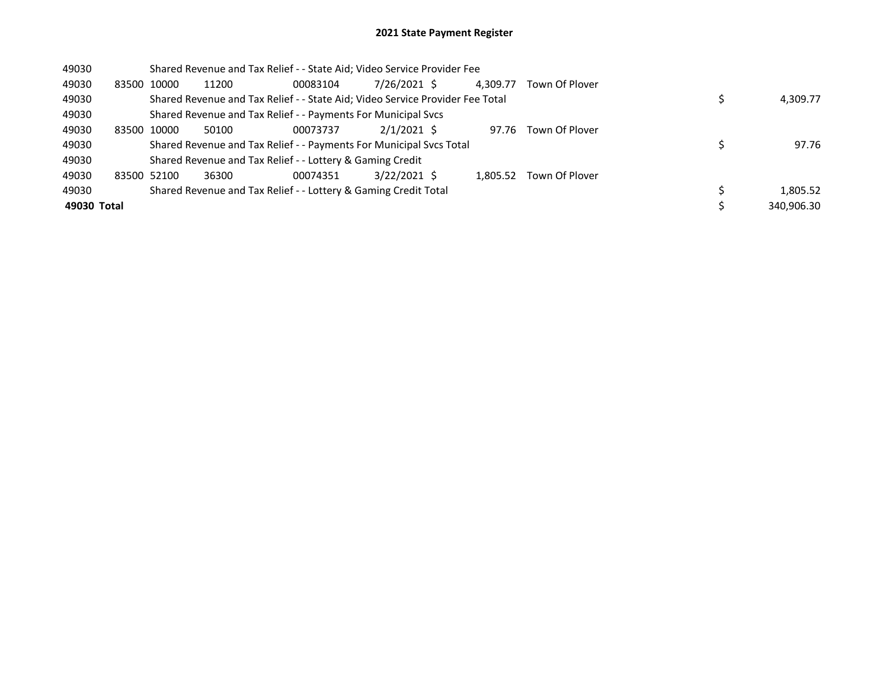# 2021 State Payment Register

| | | | | | | | | | |
|---|---|---|---|---|---|---|---|---|---|
| 49030 | | Shared Revenue and Tax Relief - - State Aid; Video Service Provider Fee | | | | | | | |
| 49030 | 83500 | 10000 | 11200 | 00083104 | 7/26/2021 | $ 4,309.77 | Town Of Plover | | |
| 49030 | | Shared Revenue and Tax Relief - - State Aid; Video Service Provider Fee Total | | | | | | $ | 4,309.77 |
| 49030 | | Shared Revenue and Tax Relief - - Payments For Municipal Svcs | | | | | | | |
| 49030 | 83500 | 10000 | 50100 | 00073737 | 2/1/2021 | $ 97.76 | Town Of Plover | | |
| 49030 | | Shared Revenue and Tax Relief - - Payments For Municipal Svcs Total | | | | | | $ | 97.76 |
| 49030 | | Shared Revenue and Tax Relief - - Lottery & Gaming Credit | | | | | | | |
| 49030 | 83500 | 52100 | 36300 | 00074351 | 3/22/2021 | $ 1,805.52 | Town Of Plover | | |
| 49030 | | Shared Revenue and Tax Relief - - Lottery & Gaming Credit Total | | | | | | $ | 1,805.52 |
| **49030 Total** | | | | | | | | $ | 340,906.30 |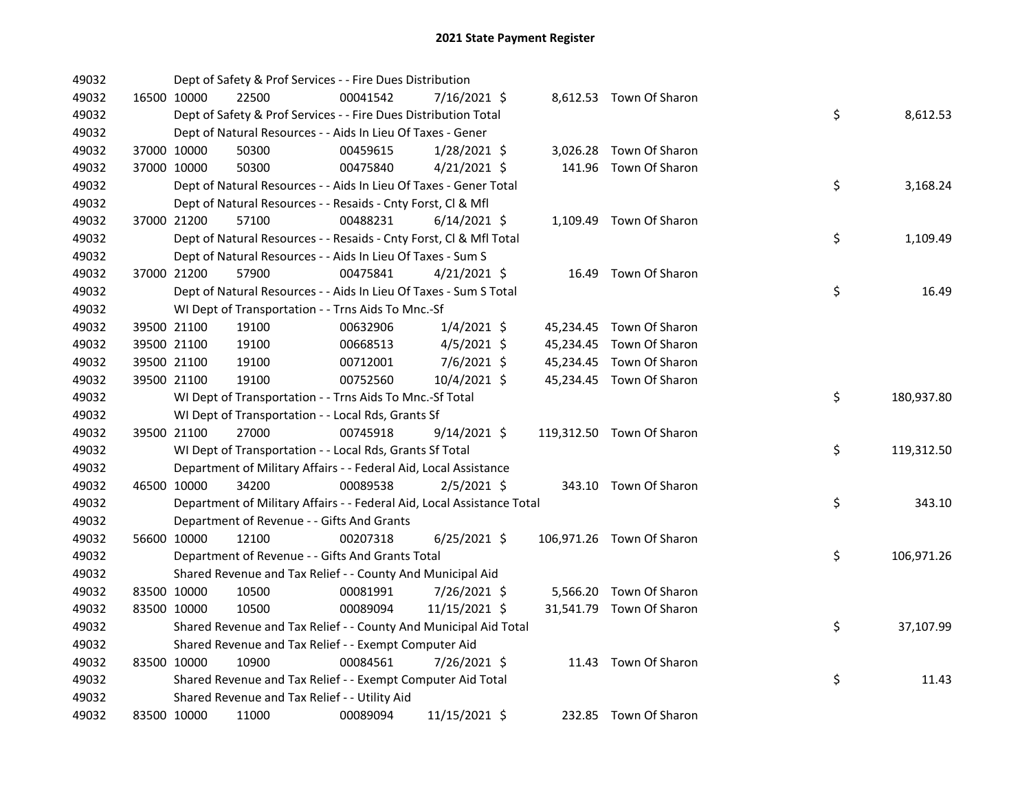# 2021 State Payment Register

| | | | | | | | | | |
|---|---|---|---|---|---|---|---|---|---|
| 49032 | | Dept of Safety & Prof Services - - Fire Dues Distribution | | | | | | | |
| 49032 | 16500 | 10000 | 22500 | 00041542 | 7/16/2021 | $ 8,612.53 | Town Of Sharon | | |
| 49032 | | Dept of Safety & Prof Services - - Fire Dues Distribution Total | | | | | | $ | 8,612.53 |
| 49032 | | Dept of Natural Resources - - Aids In Lieu Of Taxes - Gener | | | | | | | |
| 49032 | 37000 | 10000 | 50300 | 00459615 | 1/28/2021 | $ 3,026.28 | Town Of Sharon | | |
| 49032 | 37000 | 10000 | 50300 | 00475840 | 4/21/2021 | $ 141.96 | Town Of Sharon | | |
| 49032 | | Dept of Natural Resources - - Aids In Lieu Of Taxes - Gener Total | | | | | | $ | 3,168.24 |
| 49032 | | Dept of Natural Resources - - Resaids - Cnty Forst, Cl & Mfl | | | | | | | |
| 49032 | 37000 | 21200 | 57100 | 00488231 | 6/14/2021 | $ 1,109.49 | Town Of Sharon | | |
| 49032 | | Dept of Natural Resources - - Resaids - Cnty Forst, Cl & Mfl Total | | | | | | $ | 1,109.49 |
| 49032 | | Dept of Natural Resources - - Aids In Lieu Of Taxes - Sum S | | | | | | | |
| 49032 | 37000 | 21200 | 57900 | 00475841 | 4/21/2021 | $ 16.49 | Town Of Sharon | | |
| 49032 | | Dept of Natural Resources - - Aids In Lieu Of Taxes - Sum S Total | | | | | | $ | 16.49 |
| 49032 | | WI Dept of Transportation - - Trns Aids To Mnc.-Sf | | | | | | | |
| 49032 | 39500 | 21100 | 19100 | 00632906 | 1/4/2021 | $ 45,234.45 | Town Of Sharon | | |
| 49032 | 39500 | 21100 | 19100 | 00668513 | 4/5/2021 | $ 45,234.45 | Town Of Sharon | | |
| 49032 | 39500 | 21100 | 19100 | 00712001 | 7/6/2021 | $ 45,234.45 | Town Of Sharon | | |
| 49032 | 39500 | 21100 | 19100 | 00752560 | 10/4/2021 | $ 45,234.45 | Town Of Sharon | | |
| 49032 | | WI Dept of Transportation - - Trns Aids To Mnc.-Sf Total | | | | | | $ | 180,937.80 |
| 49032 | | WI Dept of Transportation - - Local Rds, Grants Sf | | | | | | | |
| 49032 | 39500 | 21100 | 27000 | 00745918 | 9/14/2021 | $ 119,312.50 | Town Of Sharon | | |
| 49032 | | WI Dept of Transportation - - Local Rds, Grants Sf Total | | | | | | $ | 119,312.50 |
| 49032 | | Department of Military Affairs - - Federal Aid, Local Assistance | | | | | | | |
| 49032 | 46500 | 10000 | 34200 | 00089538 | 2/5/2021 | $ 343.10 | Town Of Sharon | | |
| 49032 | | Department of Military Affairs - - Federal Aid, Local Assistance Total | | | | | | $ | 343.10 |
| 49032 | | Department of Revenue - - Gifts And Grants | | | | | | | |
| 49032 | 56600 | 10000 | 12100 | 00207318 | 6/25/2021 | $ 106,971.26 | Town Of Sharon | | |
| 49032 | | Department of Revenue - - Gifts And Grants Total | | | | | | $ | 106,971.26 |
| 49032 | | Shared Revenue and Tax Relief - - County And Municipal Aid | | | | | | | |
| 49032 | 83500 | 10000 | 10500 | 00081991 | 7/26/2021 | $ 5,566.20 | Town Of Sharon | | |
| 49032 | 83500 | 10000 | 10500 | 00089094 | 11/15/2021 | $ 31,541.79 | Town Of Sharon | | |
| 49032 | | Shared Revenue and Tax Relief - - County And Municipal Aid Total | | | | | | $ | 37,107.99 |
| 49032 | | Shared Revenue and Tax Relief - - Exempt Computer Aid | | | | | | | |
| 49032 | 83500 | 10000 | 10900 | 00084561 | 7/26/2021 | $ 11.43 | Town Of Sharon | | |
| 49032 | | Shared Revenue and Tax Relief - - Exempt Computer Aid Total | | | | | | $ | 11.43 |
| 49032 | | Shared Revenue and Tax Relief - - Utility Aid | | | | | | | |
| 49032 | 83500 | 10000 | 11000 | 00089094 | 11/15/2021 | $ 232.85 | Town Of Sharon | | |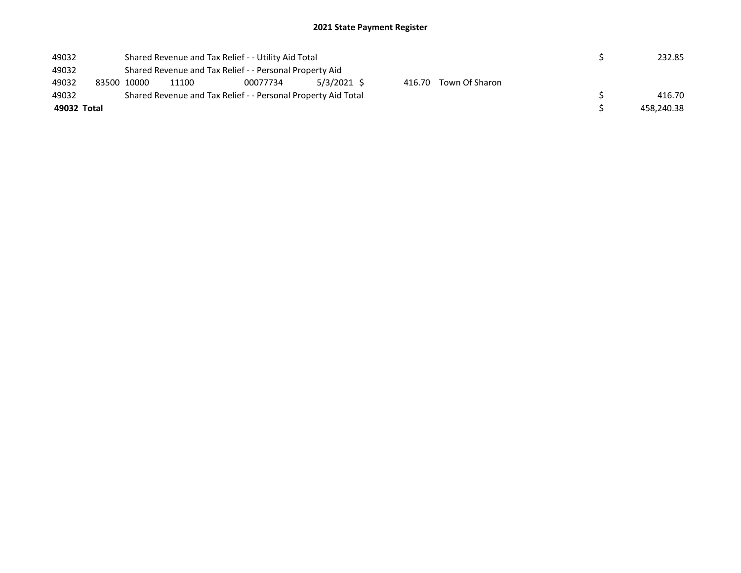## 2021 State Payment Register

| | | | | | | | | | |
|---|---|---|---|---|---|---|---|---|---|
| 49032 | | Shared Revenue and Tax Relief - - Utility Aid Total | | | | | | $ | 232.85 |
| 49032 | | Shared Revenue and Tax Relief - - Personal Property Aid | | | | | | | |
| 49032 | 83500 | 10000 | 11100 | 00077734 | 5/3/2021 | $ 416.70 | Town Of Sharon | | |
| 49032 | | Shared Revenue and Tax Relief - - Personal Property Aid Total | | | | | | $ | 416.70 |
| **49032 Total** | | | | | | | | $ | 458,240.38 |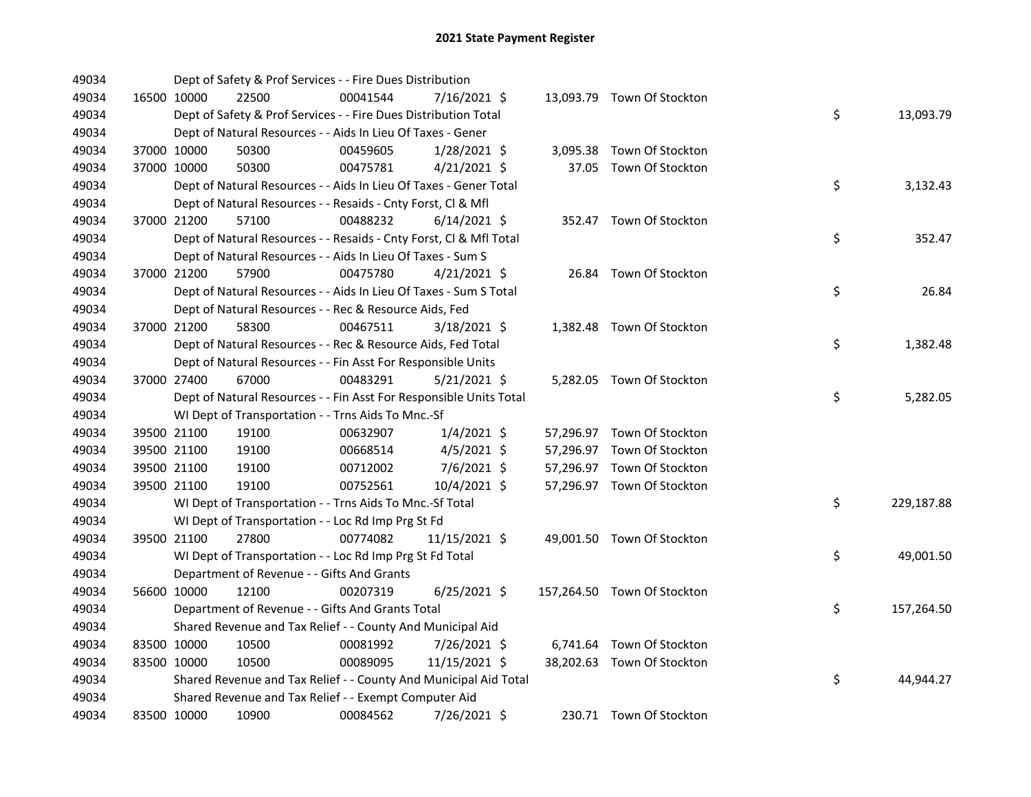# 2021 State Payment Register

| | | | | | | | | |
|---|---|---|---|---|---|---|---|---|
| 49034 | | Dept of Safety & Prof Services - - Fire Dues Distribution | | | | | | |
| 49034 | 16500 10000 | 22500 | 00041544 | 7/16/2021 $ | 13,093.79 | Town Of Stockton | | |
| 49034 | | Dept of Safety & Prof Services - - Fire Dues Distribution Total | | | | | $ | 13,093.79 |
| 49034 | | Dept of Natural Resources - - Aids In Lieu Of Taxes - Gener | | | | | | |
| 49034 | 37000 10000 | 50300 | 00459605 | 1/28/2021 $ | 3,095.38 | Town Of Stockton | | |
| 49034 | 37000 10000 | 50300 | 00475781 | 4/21/2021 $ | 37.05 | Town Of Stockton | | |
| 49034 | | Dept of Natural Resources - - Aids In Lieu Of Taxes - Gener Total | | | | | $ | 3,132.43 |
| 49034 | | Dept of Natural Resources - - Resaids - Cnty Forst, Cl & Mfl | | | | | | |
| 49034 | 37000 21200 | 57100 | 00488232 | 6/14/2021 $ | 352.47 | Town Of Stockton | | |
| 49034 | | Dept of Natural Resources - - Resaids - Cnty Forst, Cl & Mfl Total | | | | | $ | 352.47 |
| 49034 | | Dept of Natural Resources - - Aids In Lieu Of Taxes - Sum S | | | | | | |
| 49034 | 37000 21200 | 57900 | 00475780 | 4/21/2021 $ | 26.84 | Town Of Stockton | | |
| 49034 | | Dept of Natural Resources - - Aids In Lieu Of Taxes - Sum S Total | | | | | $ | 26.84 |
| 49034 | | Dept of Natural Resources - - Rec & Resource Aids, Fed | | | | | | |
| 49034 | 37000 21200 | 58300 | 00467511 | 3/18/2021 $ | 1,382.48 | Town Of Stockton | | |
| 49034 | | Dept of Natural Resources - - Rec & Resource Aids, Fed Total | | | | | $ | 1,382.48 |
| 49034 | | Dept of Natural Resources - - Fin Asst For Responsible Units | | | | | | |
| 49034 | 37000 27400 | 67000 | 00483291 | 5/21/2021 $ | 5,282.05 | Town Of Stockton | | |
| 49034 | | Dept of Natural Resources - - Fin Asst For Responsible Units Total | | | | | $ | 5,282.05 |
| 49034 | | WI Dept of Transportation - - Trns Aids To Mnc.-Sf | | | | | | |
| 49034 | 39500 21100 | 19100 | 00632907 | 1/4/2021 $ | 57,296.97 | Town Of Stockton | | |
| 49034 | 39500 21100 | 19100 | 00668514 | 4/5/2021 $ | 57,296.97 | Town Of Stockton | | |
| 49034 | 39500 21100 | 19100 | 00712002 | 7/6/2021 $ | 57,296.97 | Town Of Stockton | | |
| 49034 | 39500 21100 | 19100 | 00752561 | 10/4/2021 $ | 57,296.97 | Town Of Stockton | | |
| 49034 | | WI Dept of Transportation - - Trns Aids To Mnc.-Sf Total | | | | | $ | 229,187.88 |
| 49034 | | WI Dept of Transportation - - Loc Rd Imp Prg St Fd | | | | | | |
| 49034 | 39500 21100 | 27800 | 00774082 | 11/15/2021 $ | 49,001.50 | Town Of Stockton | | |
| 49034 | | WI Dept of Transportation - - Loc Rd Imp Prg St Fd Total | | | | | $ | 49,001.50 |
| 49034 | | Department of Revenue - - Gifts And Grants | | | | | | |
| 49034 | 56600 10000 | 12100 | 00207319 | 6/25/2021 $ | 157,264.50 | Town Of Stockton | | |
| 49034 | | Department of Revenue - - Gifts And Grants Total | | | | | $ | 157,264.50 |
| 49034 | | Shared Revenue and Tax Relief - - County And Municipal Aid | | | | | | |
| 49034 | 83500 10000 | 10500 | 00081992 | 7/26/2021 $ | 6,741.64 | Town Of Stockton | | |
| 49034 | 83500 10000 | 10500 | 00089095 | 11/15/2021 $ | 38,202.63 | Town Of Stockton | | |
| 49034 | | Shared Revenue and Tax Relief - - County And Municipal Aid Total | | | | | $ | 44,944.27 |
| 49034 | | Shared Revenue and Tax Relief - - Exempt Computer Aid | | | | | | |
| 49034 | 83500 10000 | 10900 | 00084562 | 7/26/2021 $ | 230.71 | Town Of Stockton | | |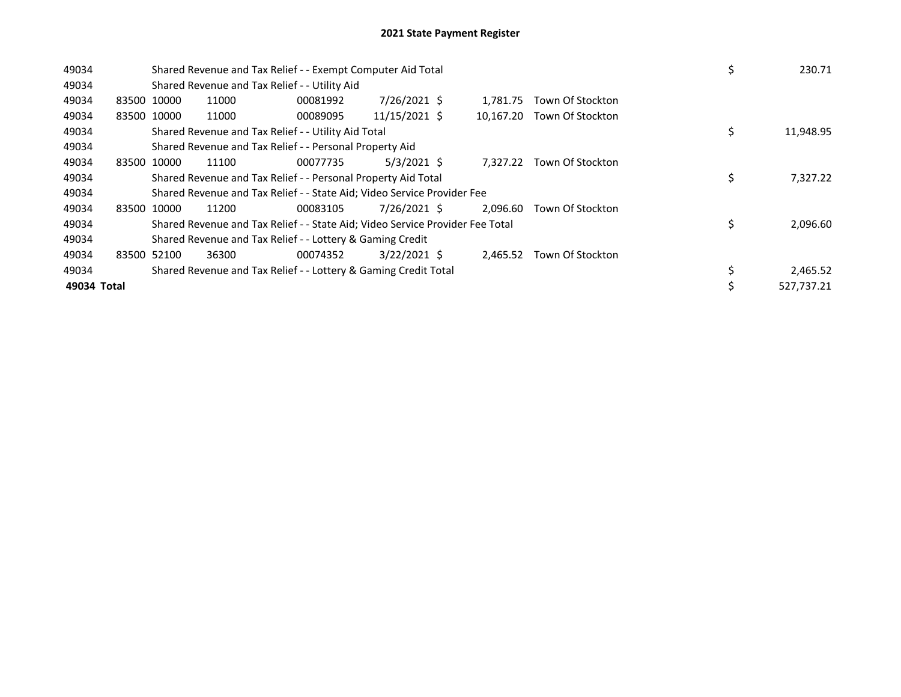# 2021 State Payment Register

| | | | | | | | | | |
|---|---|---|---|---|---|---|---|---|---|
| 49034 | | Shared Revenue and Tax Relief - - Exempt Computer Aid Total | | | | | | $ | 230.71 |
| 49034 | | Shared Revenue and Tax Relief - - Utility Aid | | | | | | | |
| 49034 | 83500 | 10000 | 11000 | 00081992 | 7/26/2021 | $ 1,781.75 | Town Of Stockton | | |
| 49034 | 83500 | 10000 | 11000 | 00089095 | 11/15/2021 | $ 10,167.20 | Town Of Stockton | | |
| 49034 | | Shared Revenue and Tax Relief - - Utility Aid Total | | | | | | $ | 11,948.95 |
| 49034 | | Shared Revenue and Tax Relief - - Personal Property Aid | | | | | | | |
| 49034 | 83500 | 10000 | 11100 | 00077735 | 5/3/2021 | $ 7,327.22 | Town Of Stockton | | |
| 49034 | | Shared Revenue and Tax Relief - - Personal Property Aid Total | | | | | | $ | 7,327.22 |
| 49034 | | Shared Revenue and Tax Relief - - State Aid; Video Service Provider Fee | | | | | | | |
| 49034 | 83500 | 10000 | 11200 | 00083105 | 7/26/2021 | $ 2,096.60 | Town Of Stockton | | |
| 49034 | | Shared Revenue and Tax Relief - - State Aid; Video Service Provider Fee Total | | | | | | $ | 2,096.60 |
| 49034 | | Shared Revenue and Tax Relief - - Lottery & Gaming Credit | | | | | | | |
| 49034 | 83500 | 52100 | 36300 | 00074352 | 3/22/2021 | $ 2,465.52 | Town Of Stockton | | |
| 49034 | | Shared Revenue and Tax Relief - - Lottery & Gaming Credit Total | | | | | | $ | 2,465.52 |
| **49034 Total** | | | | | | | | $ | 527,737.21 |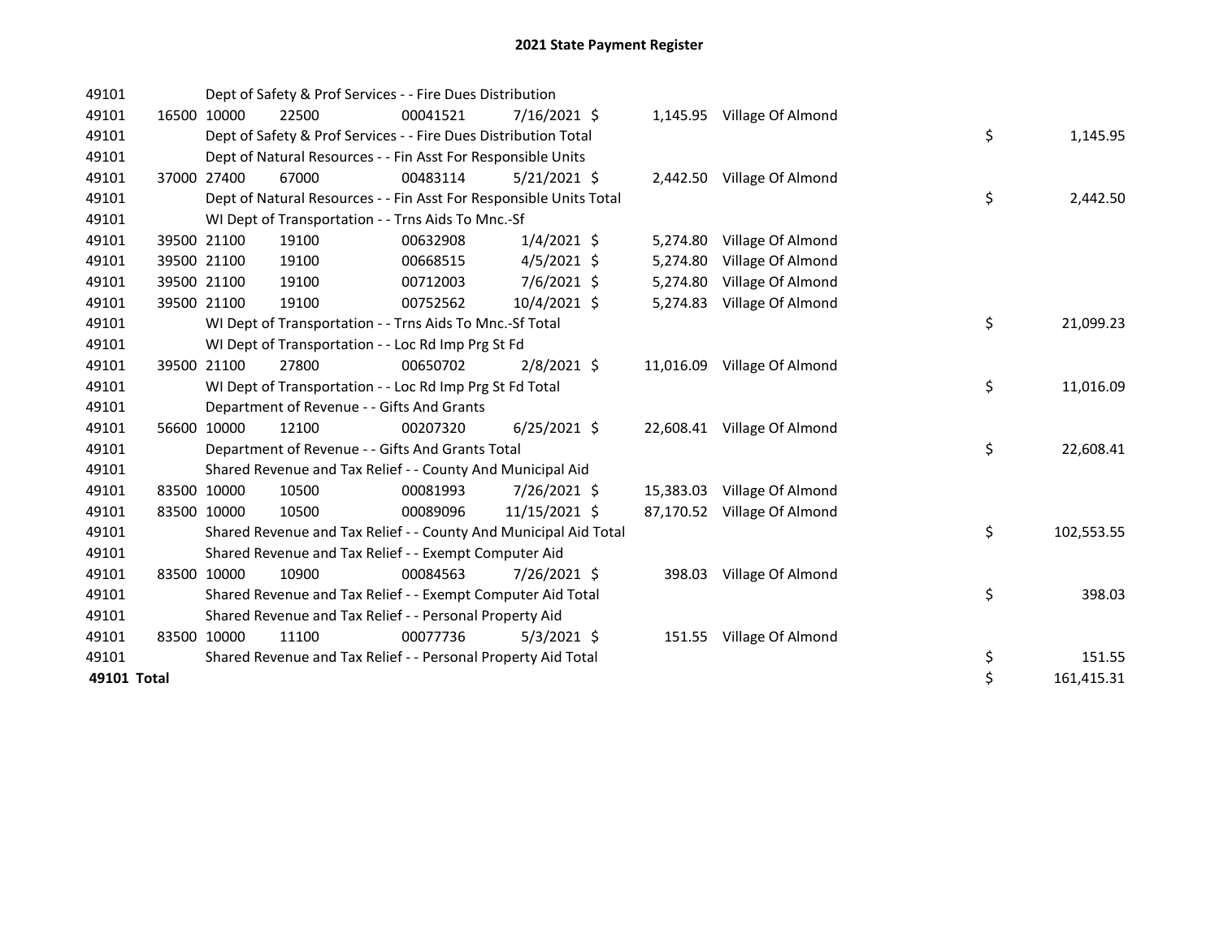# 2021 State Payment Register

| | | | | | | | | | |
|---|---|---|---|---|---|---|---|---|---|
| 49101 | | | Dept of Safety & Prof Services - - Fire Dues Distribution | | | | | | |
| 49101 | 16500 | 10000 | 22500 | 00041521 | 7/16/2021 | $ | 1,145.95 | Village Of Almond | |
| 49101 | | | Dept of Safety & Prof Services - - Fire Dues Distribution Total | | | | | | $ 1,145.95 |
| 49101 | | | Dept of Natural Resources - - Fin Asst For Responsible Units | | | | | | |
| 49101 | 37000 | 27400 | 67000 | 00483114 | 5/21/2021 | $ | 2,442.50 | Village Of Almond | |
| 49101 | | | Dept of Natural Resources - - Fin Asst For Responsible Units Total | | | | | | $ 2,442.50 |
| 49101 | | | WI Dept of Transportation - - Trns Aids To Mnc.-Sf | | | | | | |
| 49101 | 39500 | 21100 | 19100 | 00632908 | 1/4/2021 | $ | 5,274.80 | Village Of Almond | |
| 49101 | 39500 | 21100 | 19100 | 00668515 | 4/5/2021 | $ | 5,274.80 | Village Of Almond | |
| 49101 | 39500 | 21100 | 19100 | 00712003 | 7/6/2021 | $ | 5,274.80 | Village Of Almond | |
| 49101 | 39500 | 21100 | 19100 | 00752562 | 10/4/2021 | $ | 5,274.83 | Village Of Almond | |
| 49101 | | | WI Dept of Transportation - - Trns Aids To Mnc.-Sf Total | | | | | | $ 21,099.23 |
| 49101 | | | WI Dept of Transportation - - Loc Rd Imp Prg St Fd | | | | | | |
| 49101 | 39500 | 21100 | 27800 | 00650702 | 2/8/2021 | $ | 11,016.09 | Village Of Almond | |
| 49101 | | | WI Dept of Transportation - - Loc Rd Imp Prg St Fd Total | | | | | | $ 11,016.09 |
| 49101 | | | Department of Revenue - - Gifts And Grants | | | | | | |
| 49101 | 56600 | 10000 | 12100 | 00207320 | 6/25/2021 | $ | 22,608.41 | Village Of Almond | |
| 49101 | | | Department of Revenue - - Gifts And Grants Total | | | | | | $ 22,608.41 |
| 49101 | | | Shared Revenue and Tax Relief - - County And Municipal Aid | | | | | | |
| 49101 | 83500 | 10000 | 10500 | 00081993 | 7/26/2021 | $ | 15,383.03 | Village Of Almond | |
| 49101 | 83500 | 10000 | 10500 | 00089096 | 11/15/2021 | $ | 87,170.52 | Village Of Almond | |
| 49101 | | | Shared Revenue and Tax Relief - - County And Municipal Aid Total | | | | | | $ 102,553.55 |
| 49101 | | | Shared Revenue and Tax Relief - - Exempt Computer Aid | | | | | | |
| 49101 | 83500 | 10000 | 10900 | 00084563 | 7/26/2021 | $ | 398.03 | Village Of Almond | |
| 49101 | | | Shared Revenue and Tax Relief - - Exempt Computer Aid Total | | | | | | $ 398.03 |
| 49101 | | | Shared Revenue and Tax Relief - - Personal Property Aid | | | | | | |
| 49101 | 83500 | 10000 | 11100 | 00077736 | 5/3/2021 | $ | 151.55 | Village Of Almond | |
| 49101 | | | Shared Revenue and Tax Relief - - Personal Property Aid Total | | | | | | $ 151.55 |
| **49101 Total** | | | | | | | | | $ 161,415.31 |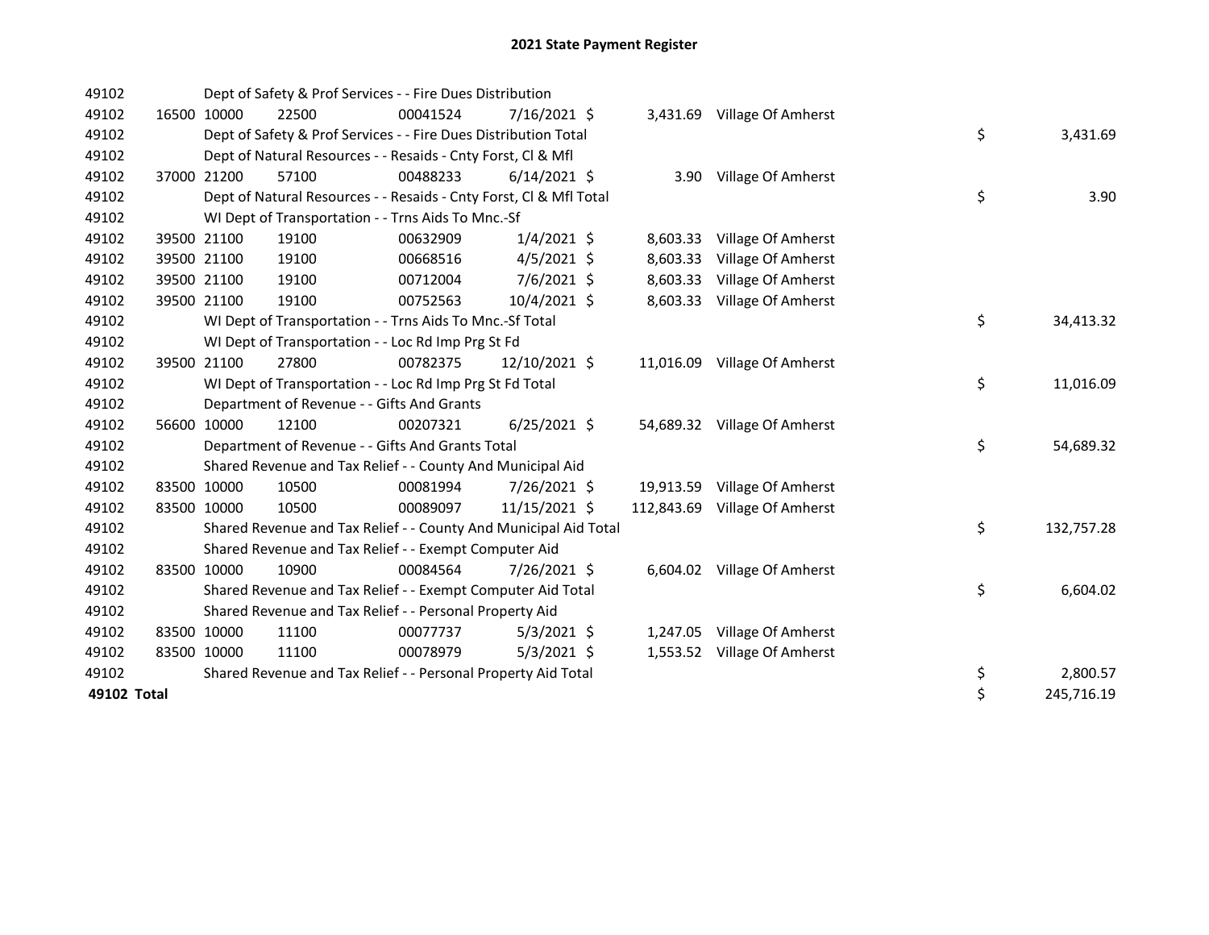# 2021 State Payment Register

| | | | | | | | | | |
|---|---|---|---|---|---|---|---|---|---|
| 49102 | | | Dept of Safety & Prof Services - - Fire Dues Distribution | | | | | | |
| 49102 | 16500 | 10000 | 22500 | 00041524 | 7/16/2021 | $ 3,431.69 | Village Of Amherst | | |
| 49102 | | | Dept of Safety & Prof Services - - Fire Dues Distribution Total | | | | | $ | 3,431.69 |
| 49102 | | | Dept of Natural Resources - - Resaids - Cnty Forst, Cl & Mfl | | | | | | |
| 49102 | 37000 | 21200 | 57100 | 00488233 | 6/14/2021 | $ 3.90 | Village Of Amherst | | |
| 49102 | | | Dept of Natural Resources - - Resaids - Cnty Forst, Cl & Mfl Total | | | | | $ | 3.90 |
| 49102 | | | WI Dept of Transportation - - Trns Aids To Mnc.-Sf | | | | | | |
| 49102 | 39500 | 21100 | 19100 | 00632909 | 1/4/2021 | $ 8,603.33 | Village Of Amherst | | |
| 49102 | 39500 | 21100 | 19100 | 00668516 | 4/5/2021 | $ 8,603.33 | Village Of Amherst | | |
| 49102 | 39500 | 21100 | 19100 | 00712004 | 7/6/2021 | $ 8,603.33 | Village Of Amherst | | |
| 49102 | 39500 | 21100 | 19100 | 00752563 | 10/4/2021 | $ 8,603.33 | Village Of Amherst | | |
| 49102 | | | WI Dept of Transportation - - Trns Aids To Mnc.-Sf Total | | | | | $ | 34,413.32 |
| 49102 | | | WI Dept of Transportation - - Loc Rd Imp Prg St Fd | | | | | | |
| 49102 | 39500 | 21100 | 27800 | 00782375 | 12/10/2021 | $ 11,016.09 | Village Of Amherst | | |
| 49102 | | | WI Dept of Transportation - - Loc Rd Imp Prg St Fd Total | | | | | $ | 11,016.09 |
| 49102 | | | Department of Revenue - - Gifts And Grants | | | | | | |
| 49102 | 56600 | 10000 | 12100 | 00207321 | 6/25/2021 | $ 54,689.32 | Village Of Amherst | | |
| 49102 | | | Department of Revenue - - Gifts And Grants Total | | | | | $ | 54,689.32 |
| 49102 | | | Shared Revenue and Tax Relief - - County And Municipal Aid | | | | | | |
| 49102 | 83500 | 10000 | 10500 | 00081994 | 7/26/2021 | $ 19,913.59 | Village Of Amherst | | |
| 49102 | 83500 | 10000 | 10500 | 00089097 | 11/15/2021 | $ 112,843.69 | Village Of Amherst | | |
| 49102 | | | Shared Revenue and Tax Relief - - County And Municipal Aid Total | | | | | $ | 132,757.28 |
| 49102 | | | Shared Revenue and Tax Relief - - Exempt Computer Aid | | | | | | |
| 49102 | 83500 | 10000 | 10900 | 00084564 | 7/26/2021 | $ 6,604.02 | Village Of Amherst | | |
| 49102 | | | Shared Revenue and Tax Relief - - Exempt Computer Aid Total | | | | | $ | 6,604.02 |
| 49102 | | | Shared Revenue and Tax Relief - - Personal Property Aid | | | | | | |
| 49102 | 83500 | 10000 | 11100 | 00077737 | 5/3/2021 | $ 1,247.05 | Village Of Amherst | | |
| 49102 | 83500 | 10000 | 11100 | 00078979 | 5/3/2021 | $ 1,553.52 | Village Of Amherst | | |
| 49102 | | | Shared Revenue and Tax Relief - - Personal Property Aid Total | | | | | $ | 2,800.57 |
| **49102 Total** | | | | | | | | $ | 245,716.19 |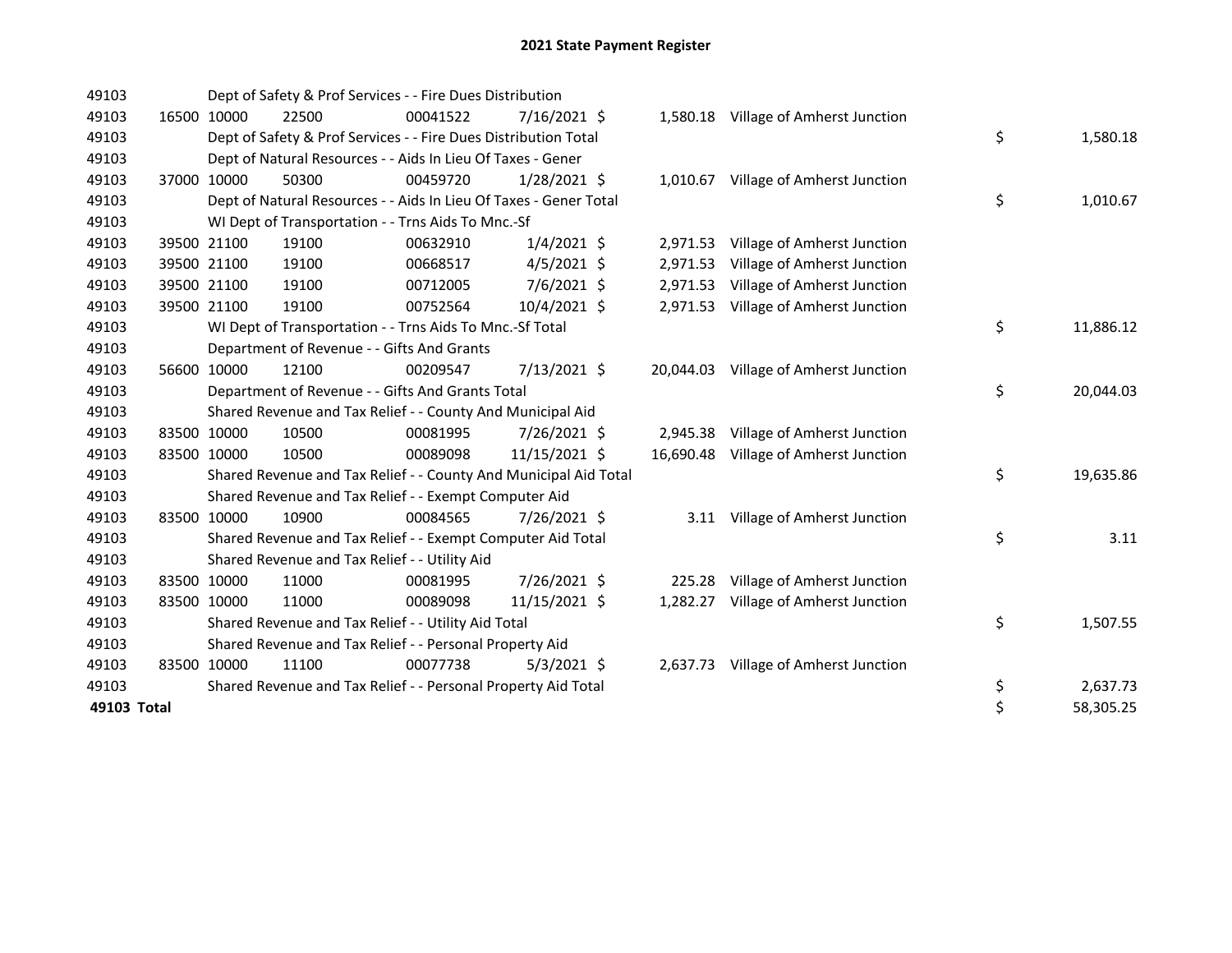# 2021 State Payment Register

| | | | | | | | | | |
|---|---|---|---|---|---|---|---|---|---|
| 49103 | | | Dept of Safety & Prof Services - - Fire Dues Distribution | | | | | | |
| 49103 | 16500 | 10000 | 22500 | 00041522 | 7/16/2021 | $ 1,580.18 | Village of Amherst Junction | | |
| 49103 | | | Dept of Safety & Prof Services - - Fire Dues Distribution Total | | | | | $ | 1,580.18 |
| 49103 | | | Dept of Natural Resources - - Aids In Lieu Of Taxes - Gener | | | | | | |
| 49103 | 37000 | 10000 | 50300 | 00459720 | 1/28/2021 | $ 1,010.67 | Village of Amherst Junction | | |
| 49103 | | | Dept of Natural Resources - - Aids In Lieu Of Taxes - Gener Total | | | | | $ | 1,010.67 |
| 49103 | | | WI Dept of Transportation - - Trns Aids To Mnc.-Sf | | | | | | |
| 49103 | 39500 | 21100 | 19100 | 00632910 | 1/4/2021 | $ 2,971.53 | Village of Amherst Junction | | |
| 49103 | 39500 | 21100 | 19100 | 00668517 | 4/5/2021 | $ 2,971.53 | Village of Amherst Junction | | |
| 49103 | 39500 | 21100 | 19100 | 00712005 | 7/6/2021 | $ 2,971.53 | Village of Amherst Junction | | |
| 49103 | 39500 | 21100 | 19100 | 00752564 | 10/4/2021 | $ 2,971.53 | Village of Amherst Junction | | |
| 49103 | | | WI Dept of Transportation - - Trns Aids To Mnc.-Sf Total | | | | | $ | 11,886.12 |
| 49103 | | | Department of Revenue - - Gifts And Grants | | | | | | |
| 49103 | 56600 | 10000 | 12100 | 00209547 | 7/13/2021 | $ 20,044.03 | Village of Amherst Junction | | |
| 49103 | | | Department of Revenue - - Gifts And Grants Total | | | | | $ | 20,044.03 |
| 49103 | | | Shared Revenue and Tax Relief - - County And Municipal Aid | | | | | | |
| 49103 | 83500 | 10000 | 10500 | 00081995 | 7/26/2021 | $ 2,945.38 | Village of Amherst Junction | | |
| 49103 | 83500 | 10000 | 10500 | 00089098 | 11/15/2021 | $ 16,690.48 | Village of Amherst Junction | | |
| 49103 | | | Shared Revenue and Tax Relief - - County And Municipal Aid Total | | | | | $ | 19,635.86 |
| 49103 | | | Shared Revenue and Tax Relief - - Exempt Computer Aid | | | | | | |
| 49103 | 83500 | 10000 | 10900 | 00084565 | 7/26/2021 | $ 3.11 | Village of Amherst Junction | | |
| 49103 | | | Shared Revenue and Tax Relief - - Exempt Computer Aid Total | | | | | $ | 3.11 |
| 49103 | | | Shared Revenue and Tax Relief - - Utility Aid | | | | | | |
| 49103 | 83500 | 10000 | 11000 | 00081995 | 7/26/2021 | $ 225.28 | Village of Amherst Junction | | |
| 49103 | 83500 | 10000 | 11000 | 00089098 | 11/15/2021 | $ 1,282.27 | Village of Amherst Junction | | |
| 49103 | | | Shared Revenue and Tax Relief - - Utility Aid Total | | | | | $ | 1,507.55 |
| 49103 | | | Shared Revenue and Tax Relief - - Personal Property Aid | | | | | | |
| 49103 | 83500 | 10000 | 11100 | 00077738 | 5/3/2021 | $ 2,637.73 | Village of Amherst Junction | | |
| 49103 | | | Shared Revenue and Tax Relief - - Personal Property Aid Total | | | | | $ | 2,637.73 |
| **49103 Total** | | | | | | | | $ | 58,305.25 |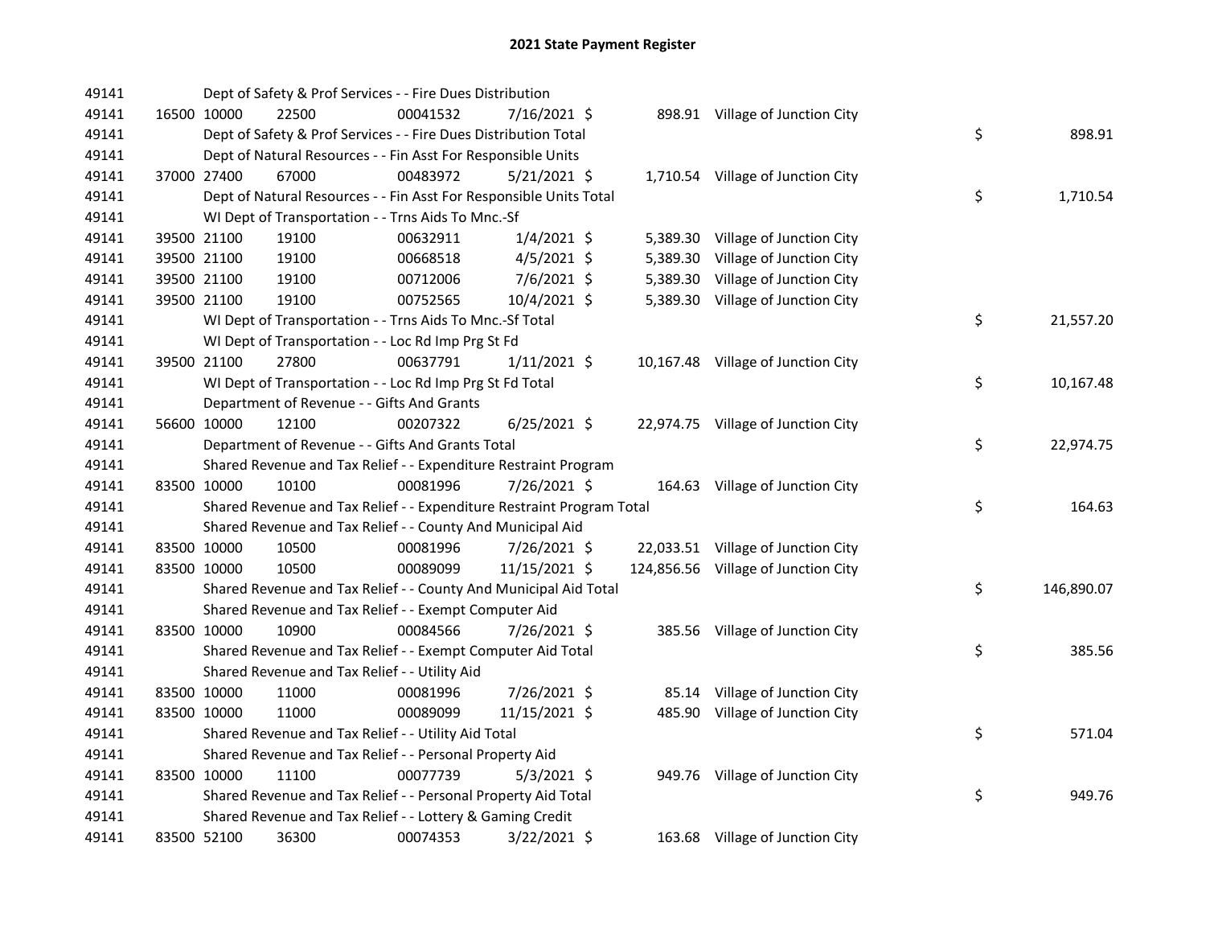# 2021 State Payment Register

| | | | | | | | | | |
|---|---|---|---|---|---|---|---|---|---|
| 49141 | | | Dept of Safety & Prof Services - - Fire Dues Distribution | | | | | | |
| 49141 | 16500 | 10000 | 22500 | 00041532 | 7/16/2021 | $ 898.91 | Village of Junction City | | |
| 49141 | | | Dept of Safety & Prof Services - - Fire Dues Distribution Total | | | | | $ | 898.91 |
| 49141 | | | Dept of Natural Resources - - Fin Asst For Responsible Units | | | | | | |
| 49141 | 37000 | 27400 | 67000 | 00483972 | 5/21/2021 | $ 1,710.54 | Village of Junction City | | |
| 49141 | | | Dept of Natural Resources - - Fin Asst For Responsible Units Total | | | | | $ | 1,710.54 |
| 49141 | | | WI Dept of Transportation - - Trns Aids To Mnc.-Sf | | | | | | |
| 49141 | 39500 | 21100 | 19100 | 00632911 | 1/4/2021 | $ 5,389.30 | Village of Junction City | | |
| 49141 | 39500 | 21100 | 19100 | 00668518 | 4/5/2021 | $ 5,389.30 | Village of Junction City | | |
| 49141 | 39500 | 21100 | 19100 | 00712006 | 7/6/2021 | $ 5,389.30 | Village of Junction City | | |
| 49141 | 39500 | 21100 | 19100 | 00752565 | 10/4/2021 | $ 5,389.30 | Village of Junction City | | |
| 49141 | | | WI Dept of Transportation - - Trns Aids To Mnc.-Sf Total | | | | | $ | 21,557.20 |
| 49141 | | | WI Dept of Transportation - - Loc Rd Imp Prg St Fd | | | | | | |
| 49141 | 39500 | 21100 | 27800 | 00637791 | 1/11/2021 | $ 10,167.48 | Village of Junction City | | |
| 49141 | | | WI Dept of Transportation - - Loc Rd Imp Prg St Fd Total | | | | | $ | 10,167.48 |
| 49141 | | | Department of Revenue - - Gifts And Grants | | | | | | |
| 49141 | 56600 | 10000 | 12100 | 00207322 | 6/25/2021 | $ 22,974.75 | Village of Junction City | | |
| 49141 | | | Department of Revenue - - Gifts And Grants Total | | | | | $ | 22,974.75 |
| 49141 | | | Shared Revenue and Tax Relief - - Expenditure Restraint Program | | | | | | |
| 49141 | 83500 | 10000 | 10100 | 00081996 | 7/26/2021 | $ 164.63 | Village of Junction City | | |
| 49141 | | | Shared Revenue and Tax Relief - - Expenditure Restraint Program Total | | | | | $ | 164.63 |
| 49141 | | | Shared Revenue and Tax Relief - - County And Municipal Aid | | | | | | |
| 49141 | 83500 | 10000 | 10500 | 00081996 | 7/26/2021 | $ 22,033.51 | Village of Junction City | | |
| 49141 | 83500 | 10000 | 10500 | 00089099 | 11/15/2021 | $ 124,856.56 | Village of Junction City | | |
| 49141 | | | Shared Revenue and Tax Relief - - County And Municipal Aid Total | | | | | $ | 146,890.07 |
| 49141 | | | Shared Revenue and Tax Relief - - Exempt Computer Aid | | | | | | |
| 49141 | 83500 | 10000 | 10900 | 00084566 | 7/26/2021 | $ 385.56 | Village of Junction City | | |
| 49141 | | | Shared Revenue and Tax Relief - - Exempt Computer Aid Total | | | | | $ | 385.56 |
| 49141 | | | Shared Revenue and Tax Relief - - Utility Aid | | | | | | |
| 49141 | 83500 | 10000 | 11000 | 00081996 | 7/26/2021 | $ 85.14 | Village of Junction City | | |
| 49141 | 83500 | 10000 | 11000 | 00089099 | 11/15/2021 | $ 485.90 | Village of Junction City | | |
| 49141 | | | Shared Revenue and Tax Relief - - Utility Aid Total | | | | | $ | 571.04 |
| 49141 | | | Shared Revenue and Tax Relief - - Personal Property Aid | | | | | | |
| 49141 | 83500 | 10000 | 11100 | 00077739 | 5/3/2021 | $ 949.76 | Village of Junction City | | |
| 49141 | | | Shared Revenue and Tax Relief - - Personal Property Aid Total | | | | | $ | 949.76 |
| 49141 | | | Shared Revenue and Tax Relief - - Lottery & Gaming Credit | | | | | | |
| 49141 | 83500 | 52100 | 36300 | 00074353 | 3/22/2021 | $ 163.68 | Village of Junction City | | |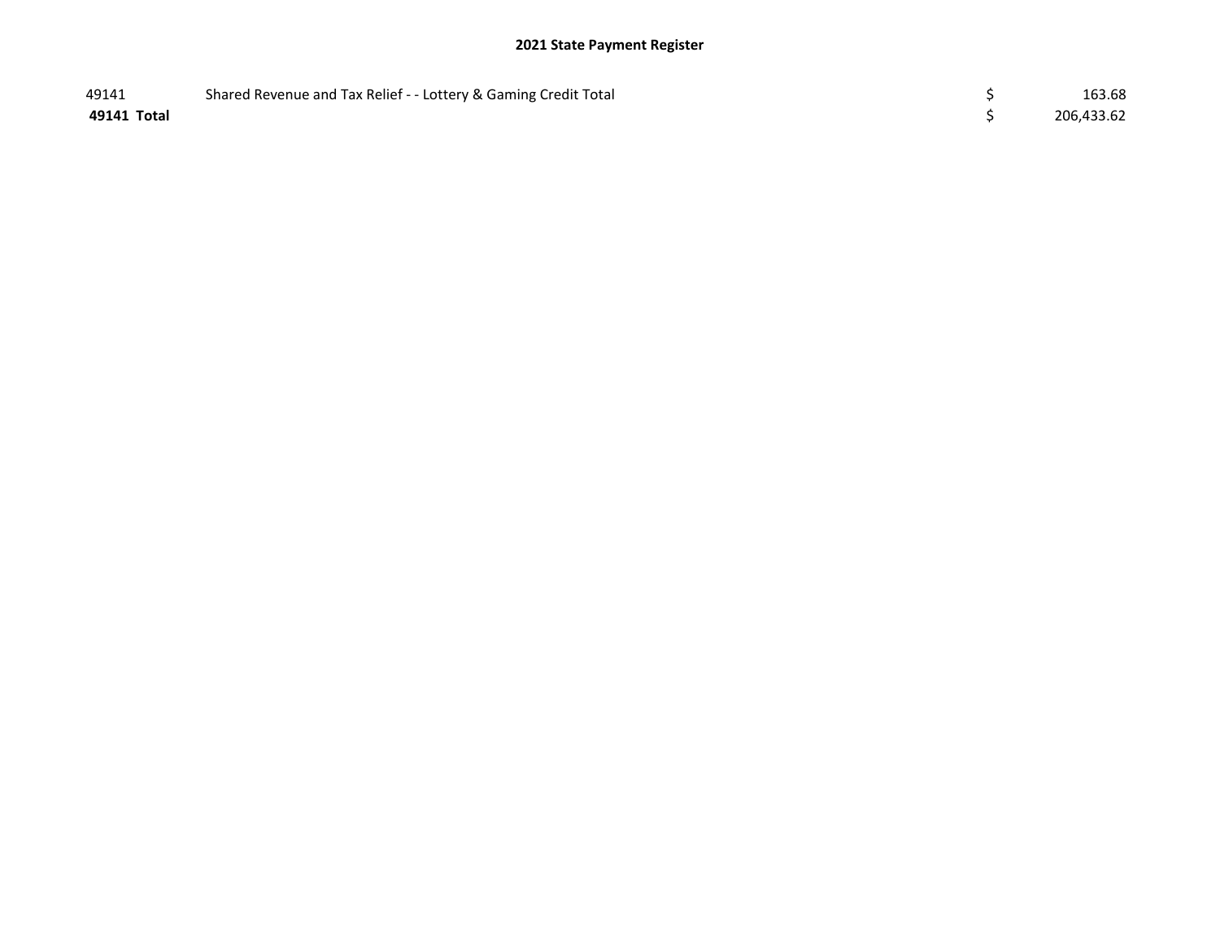## 2021 State Payment Register

| | | | |
|---|---|---|---|
| 49141 | Shared Revenue and Tax Relief - - Lottery & Gaming Credit Total | $ | 163.68 |
| **49141 Total** | | $ | 206,433.62 |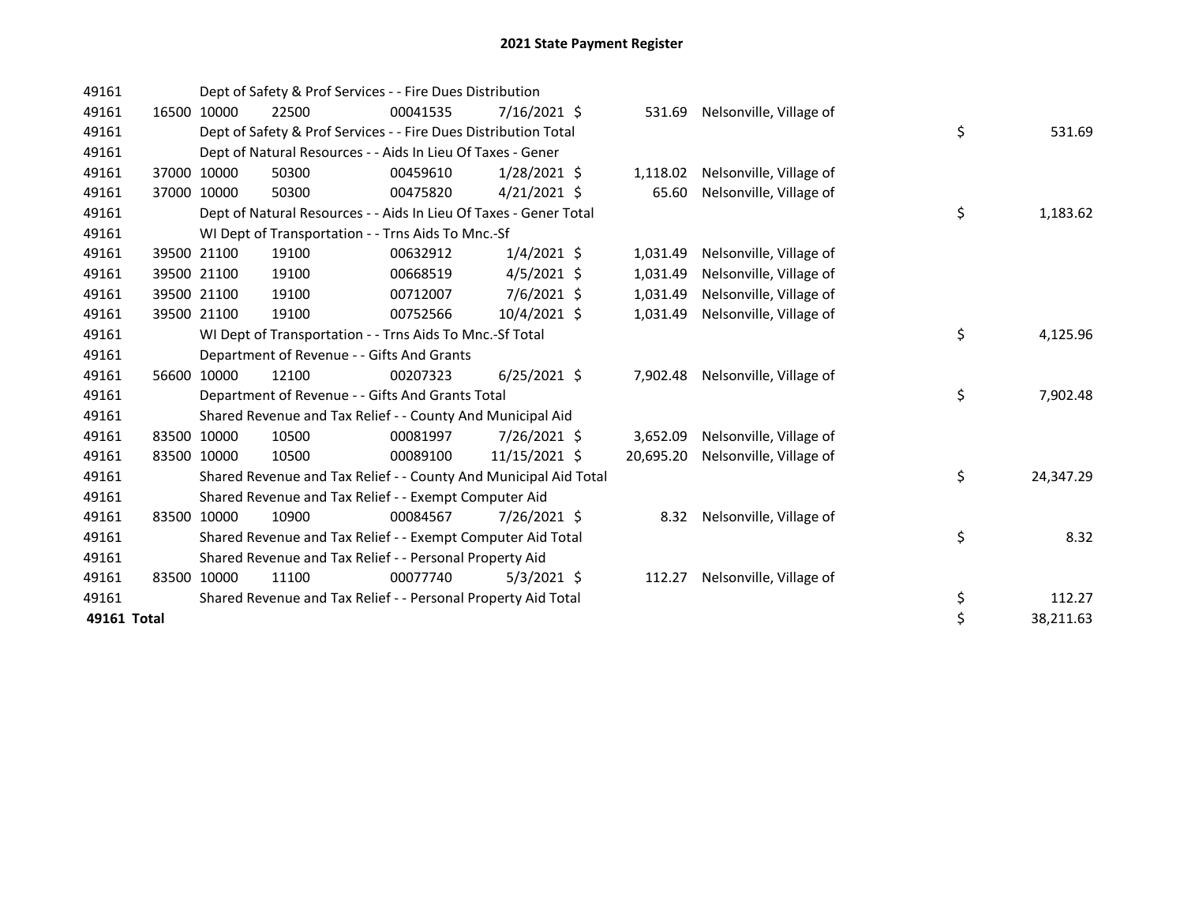## 2021 State Payment Register

| | | | | | | | | | |
|---|---|---|---|---|---|---|---|---|---|
| 49161 | | | Dept of Safety & Prof Services - - Fire Dues Distribution | | | | | | |
| 49161 | 16500 | 10000 | 22500 | 00041535 | 7/16/2021 | $ 531.69 | Nelsonville, Village of | | |
| 49161 | | | Dept of Safety & Prof Services - - Fire Dues Distribution Total | | | | | $ | 531.69 |
| 49161 | | | Dept of Natural Resources - - Aids In Lieu Of Taxes - Gener | | | | | | |
| 49161 | 37000 | 10000 | 50300 | 00459610 | 1/28/2021 | $ 1,118.02 | Nelsonville, Village of | | |
| 49161 | 37000 | 10000 | 50300 | 00475820 | 4/21/2021 | $ 65.60 | Nelsonville, Village of | | |
| 49161 | | | Dept of Natural Resources - - Aids In Lieu Of Taxes - Gener Total | | | | | $ | 1,183.62 |
| 49161 | | | WI Dept of Transportation - - Trns Aids To Mnc.-Sf | | | | | | |
| 49161 | 39500 | 21100 | 19100 | 00632912 | 1/4/2021 | $ 1,031.49 | Nelsonville, Village of | | |
| 49161 | 39500 | 21100 | 19100 | 00668519 | 4/5/2021 | $ 1,031.49 | Nelsonville, Village of | | |
| 49161 | 39500 | 21100 | 19100 | 00712007 | 7/6/2021 | $ 1,031.49 | Nelsonville, Village of | | |
| 49161 | 39500 | 21100 | 19100 | 00752566 | 10/4/2021 | $ 1,031.49 | Nelsonville, Village of | | |
| 49161 | | | WI Dept of Transportation - - Trns Aids To Mnc.-Sf Total | | | | | $ | 4,125.96 |
| 49161 | | | Department of Revenue - - Gifts And Grants | | | | | | |
| 49161 | 56600 | 10000 | 12100 | 00207323 | 6/25/2021 | $ 7,902.48 | Nelsonville, Village of | | |
| 49161 | | | Department of Revenue - - Gifts And Grants Total | | | | | $ | 7,902.48 |
| 49161 | | | Shared Revenue and Tax Relief - - County And Municipal Aid | | | | | | |
| 49161 | 83500 | 10000 | 10500 | 00081997 | 7/26/2021 | $ 3,652.09 | Nelsonville, Village of | | |
| 49161 | 83500 | 10000 | 10500 | 00089100 | 11/15/2021 | $ 20,695.20 | Nelsonville, Village of | | |
| 49161 | | | Shared Revenue and Tax Relief - - County And Municipal Aid Total | | | | | $ | 24,347.29 |
| 49161 | | | Shared Revenue and Tax Relief - - Exempt Computer Aid | | | | | | |
| 49161 | 83500 | 10000 | 10900 | 00084567 | 7/26/2021 | $ 8.32 | Nelsonville, Village of | | |
| 49161 | | | Shared Revenue and Tax Relief - - Exempt Computer Aid Total | | | | | $ | 8.32 |
| 49161 | | | Shared Revenue and Tax Relief - - Personal Property Aid | | | | | | |
| 49161 | 83500 | 10000 | 11100 | 00077740 | 5/3/2021 | $ 112.27 | Nelsonville, Village of | | |
| 49161 | | | Shared Revenue and Tax Relief - - Personal Property Aid Total | | | | | $ | 112.27 |
| **49161 Total** | | | | | | | | $ | 38,211.63 |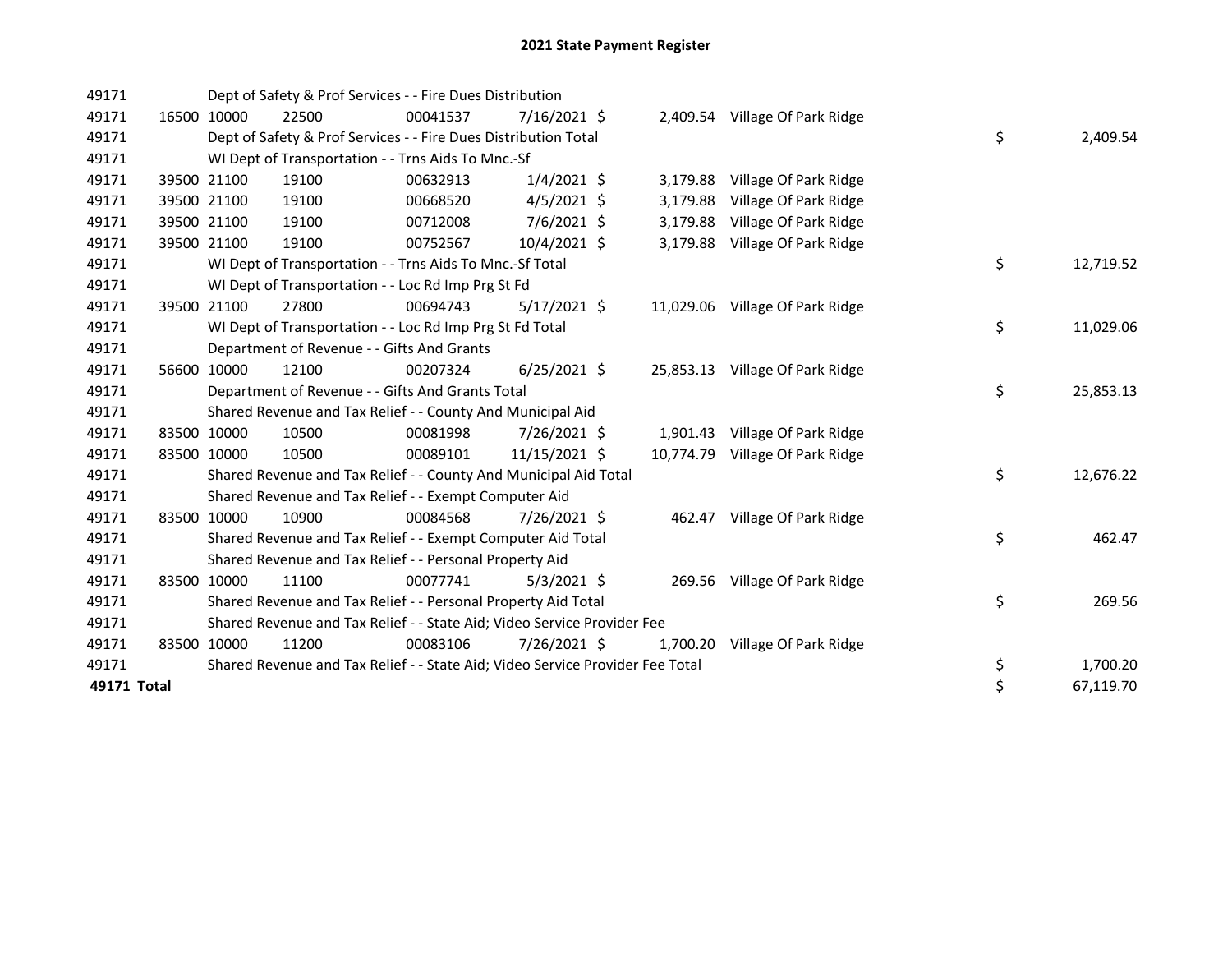# 2021 State Payment Register

| | | | | | | | | | |
|---|---|---|---|---|---|---|---|---|---|
| 49171 | | Dept of Safety & Prof Services - - Fire Dues Distribution | | | | | | | |
| 49171 | 16500 | 10000 | 22500 | 00041537 | 7/16/2021 | $ 2,409.54 | Village Of Park Ridge | | |
| 49171 | | Dept of Safety & Prof Services - - Fire Dues Distribution Total | | | | | | $ | 2,409.54 |
| 49171 | | WI Dept of Transportation - - Trns Aids To Mnc.-Sf | | | | | | | |
| 49171 | 39500 | 21100 | 19100 | 00632913 | 1/4/2021 | $ 3,179.88 | Village Of Park Ridge | | |
| 49171 | 39500 | 21100 | 19100 | 00668520 | 4/5/2021 | $ 3,179.88 | Village Of Park Ridge | | |
| 49171 | 39500 | 21100 | 19100 | 00712008 | 7/6/2021 | $ 3,179.88 | Village Of Park Ridge | | |
| 49171 | 39500 | 21100 | 19100 | 00752567 | 10/4/2021 | $ 3,179.88 | Village Of Park Ridge | | |
| 49171 | | WI Dept of Transportation - - Trns Aids To Mnc.-Sf Total | | | | | | $ | 12,719.52 |
| 49171 | | WI Dept of Transportation - - Loc Rd Imp Prg St Fd | | | | | | | |
| 49171 | 39500 | 21100 | 27800 | 00694743 | 5/17/2021 | $ 11,029.06 | Village Of Park Ridge | | |
| 49171 | | WI Dept of Transportation - - Loc Rd Imp Prg St Fd Total | | | | | | $ | 11,029.06 |
| 49171 | | Department of Revenue - - Gifts And Grants | | | | | | | |
| 49171 | 56600 | 10000 | 12100 | 00207324 | 6/25/2021 | $ 25,853.13 | Village Of Park Ridge | | |
| 49171 | | Department of Revenue - - Gifts And Grants Total | | | | | | $ | 25,853.13 |
| 49171 | | Shared Revenue and Tax Relief - - County And Municipal Aid | | | | | | | |
| 49171 | 83500 | 10000 | 10500 | 00081998 | 7/26/2021 | $ 1,901.43 | Village Of Park Ridge | | |
| 49171 | 83500 | 10000 | 10500 | 00089101 | 11/15/2021 | $ 10,774.79 | Village Of Park Ridge | | |
| 49171 | | Shared Revenue and Tax Relief - - County And Municipal Aid Total | | | | | | $ | 12,676.22 |
| 49171 | | Shared Revenue and Tax Relief - - Exempt Computer Aid | | | | | | | |
| 49171 | 83500 | 10000 | 10900 | 00084568 | 7/26/2021 | $ 462.47 | Village Of Park Ridge | | |
| 49171 | | Shared Revenue and Tax Relief - - Exempt Computer Aid Total | | | | | | $ | 462.47 |
| 49171 | | Shared Revenue and Tax Relief - - Personal Property Aid | | | | | | | |
| 49171 | 83500 | 10000 | 11100 | 00077741 | 5/3/2021 | $ 269.56 | Village Of Park Ridge | | |
| 49171 | | Shared Revenue and Tax Relief - - Personal Property Aid Total | | | | | | $ | 269.56 |
| 49171 | | Shared Revenue and Tax Relief - - State Aid; Video Service Provider Fee | | | | | | | |
| 49171 | 83500 | 10000 | 11200 | 00083106 | 7/26/2021 | $ 1,700.20 | Village Of Park Ridge | | |
| 49171 | | Shared Revenue and Tax Relief - - State Aid; Video Service Provider Fee Total | | | | | | $ | 1,700.20 |
| **49171 Total** | | | | | | | | $ | 67,119.70 |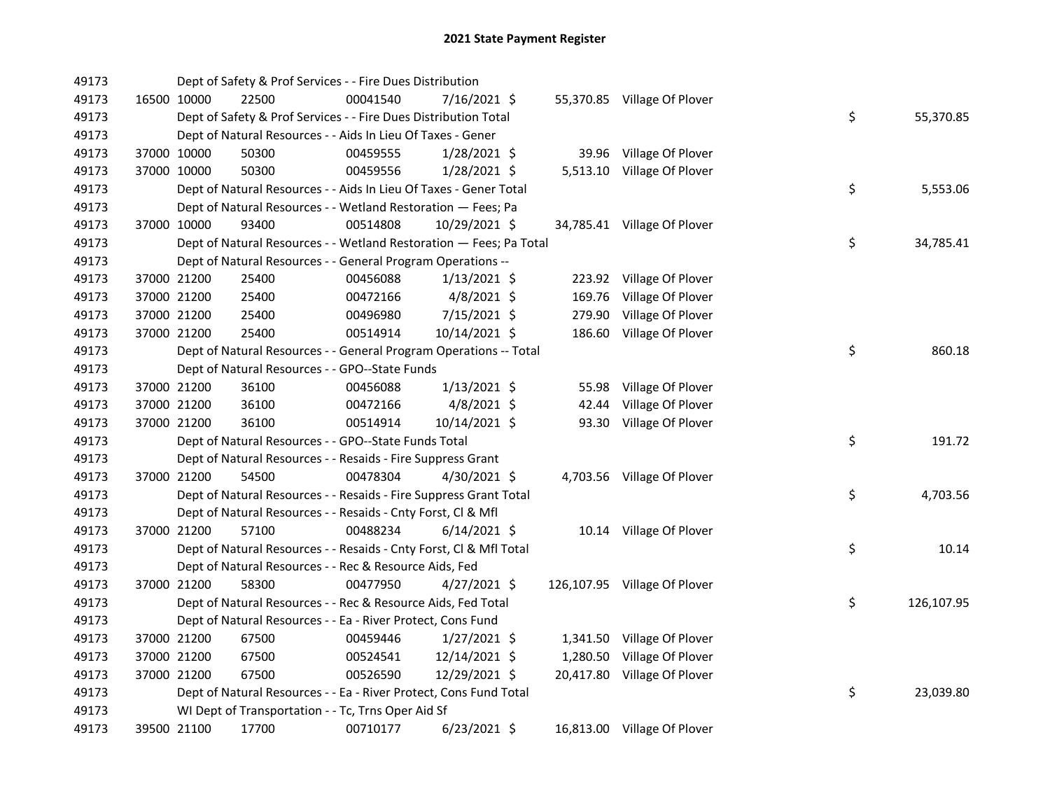# 2021 State Payment Register

| | | | | | | | | | |
|---|---|---|---|---|---|---|---|---|---|
| 49173 | | | Dept of Safety & Prof Services - - Fire Dues Distribution | | | | | | |
| 49173 | 16500 | 10000 | 22500 | 00041540 | 7/16/2021 | $ | 55,370.85 | Village Of Plover | |
| 49173 | | | Dept of Safety & Prof Services - - Fire Dues Distribution Total | | | | | | $ 55,370.85 |
| 49173 | | | Dept of Natural Resources - - Aids In Lieu Of Taxes - Gener | | | | | | |
| 49173 | 37000 | 10000 | 50300 | 00459555 | 1/28/2021 | $ | 39.96 | Village Of Plover | |
| 49173 | 37000 | 10000 | 50300 | 00459556 | 1/28/2021 | $ | 5,513.10 | Village Of Plover | |
| 49173 | | | Dept of Natural Resources - - Aids In Lieu Of Taxes - Gener Total | | | | | | $ 5,553.06 |
| 49173 | | | Dept of Natural Resources - - Wetland Restoration — Fees; Pa | | | | | | |
| 49173 | 37000 | 10000 | 93400 | 00514808 | 10/29/2021 | $ | 34,785.41 | Village Of Plover | |
| 49173 | | | Dept of Natural Resources - - Wetland Restoration — Fees; Pa Total | | | | | | $ 34,785.41 |
| 49173 | | | Dept of Natural Resources - - General Program Operations -- | | | | | | |
| 49173 | 37000 | 21200 | 25400 | 00456088 | 1/13/2021 | $ | 223.92 | Village Of Plover | |
| 49173 | 37000 | 21200 | 25400 | 00472166 | 4/8/2021 | $ | 169.76 | Village Of Plover | |
| 49173 | 37000 | 21200 | 25400 | 00496980 | 7/15/2021 | $ | 279.90 | Village Of Plover | |
| 49173 | 37000 | 21200 | 25400 | 00514914 | 10/14/2021 | $ | 186.60 | Village Of Plover | |
| 49173 | | | Dept of Natural Resources - - General Program Operations -- Total | | | | | | $ 860.18 |
| 49173 | | | Dept of Natural Resources - - GPO--State Funds | | | | | | |
| 49173 | 37000 | 21200 | 36100 | 00456088 | 1/13/2021 | $ | 55.98 | Village Of Plover | |
| 49173 | 37000 | 21200 | 36100 | 00472166 | 4/8/2021 | $ | 42.44 | Village Of Plover | |
| 49173 | 37000 | 21200 | 36100 | 00514914 | 10/14/2021 | $ | 93.30 | Village Of Plover | |
| 49173 | | | Dept of Natural Resources - - GPO--State Funds Total | | | | | | $ 191.72 |
| 49173 | | | Dept of Natural Resources - - Resaids - Fire Suppress Grant | | | | | | |
| 49173 | 37000 | 21200 | 54500 | 00478304 | 4/30/2021 | $ | 4,703.56 | Village Of Plover | |
| 49173 | | | Dept of Natural Resources - - Resaids - Fire Suppress Grant Total | | | | | | $ 4,703.56 |
| 49173 | | | Dept of Natural Resources - - Resaids - Cnty Forst, Cl & Mfl | | | | | | |
| 49173 | 37000 | 21200 | 57100 | 00488234 | 6/14/2021 | $ | 10.14 | Village Of Plover | |
| 49173 | | | Dept of Natural Resources - - Resaids - Cnty Forst, Cl & Mfl Total | | | | | | $ 10.14 |
| 49173 | | | Dept of Natural Resources - - Rec & Resource Aids, Fed | | | | | | |
| 49173 | 37000 | 21200 | 58300 | 00477950 | 4/27/2021 | $ | 126,107.95 | Village Of Plover | |
| 49173 | | | Dept of Natural Resources - - Rec & Resource Aids, Fed Total | | | | | | $ 126,107.95 |
| 49173 | | | Dept of Natural Resources - - Ea - River Protect, Cons Fund | | | | | | |
| 49173 | 37000 | 21200 | 67500 | 00459446 | 1/27/2021 | $ | 1,341.50 | Village Of Plover | |
| 49173 | 37000 | 21200 | 67500 | 00524541 | 12/14/2021 | $ | 1,280.50 | Village Of Plover | |
| 49173 | 37000 | 21200 | 67500 | 00526590 | 12/29/2021 | $ | 20,417.80 | Village Of Plover | |
| 49173 | | | Dept of Natural Resources - - Ea - River Protect, Cons Fund Total | | | | | | $ 23,039.80 |
| 49173 | | | WI Dept of Transportation - - Tc, Trns Oper Aid Sf | | | | | | |
| 49173 | 39500 | 21100 | 17700 | 00710177 | 6/23/2021 | $ | 16,813.00 | Village Of Plover | |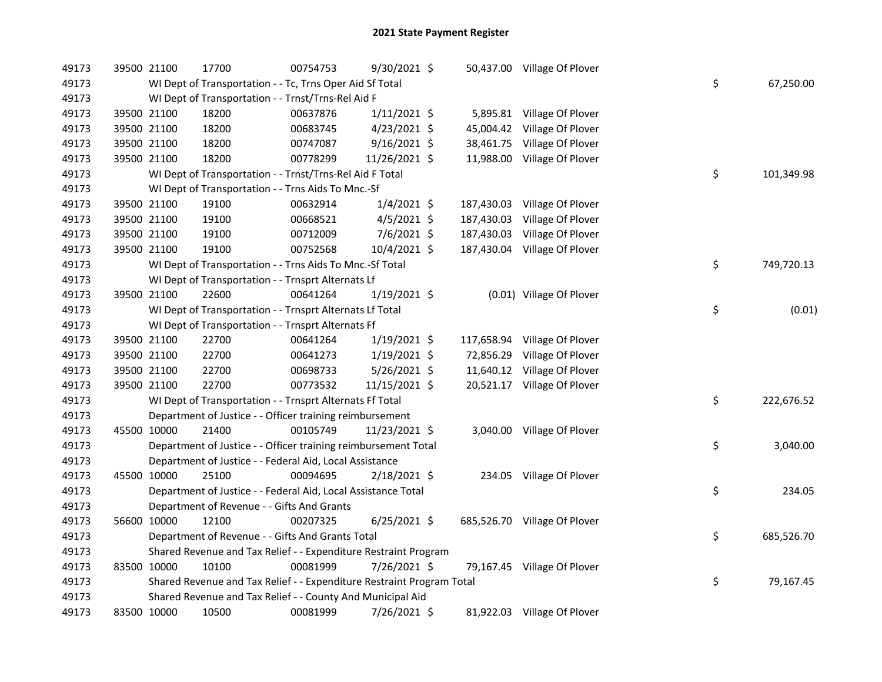# 2021 State Payment Register

| | | | | | | | | |
|---|---|---|---|---|---|---|---|---|
| 49173 | 39500 21100 | 17700 | 00754753 | 9/30/2021 $ | 50,437.00 | Village Of Plover | | |
| 49173 | | WI Dept of Transportation - - Tc, Trns Oper Aid Sf Total | | | | | $ | 67,250.00 |
| 49173 | | WI Dept of Transportation - - Trnst/Trns-Rel Aid F | | | | | | |
| 49173 | 39500 21100 | 18200 | 00637876 | 1/11/2021 $ | 5,895.81 | Village Of Plover | | |
| 49173 | 39500 21100 | 18200 | 00683745 | 4/23/2021 $ | 45,004.42 | Village Of Plover | | |
| 49173 | 39500 21100 | 18200 | 00747087 | 9/16/2021 $ | 38,461.75 | Village Of Plover | | |
| 49173 | 39500 21100 | 18200 | 00778299 | 11/26/2021 $ | 11,988.00 | Village Of Plover | | |
| 49173 | | WI Dept of Transportation - - Trnst/Trns-Rel Aid F Total | | | | | $ | 101,349.98 |
| 49173 | | WI Dept of Transportation - - Trns Aids To Mnc.-Sf | | | | | | |
| 49173 | 39500 21100 | 19100 | 00632914 | 1/4/2021 $ | 187,430.03 | Village Of Plover | | |
| 49173 | 39500 21100 | 19100 | 00668521 | 4/5/2021 $ | 187,430.03 | Village Of Plover | | |
| 49173 | 39500 21100 | 19100 | 00712009 | 7/6/2021 $ | 187,430.03 | Village Of Plover | | |
| 49173 | 39500 21100 | 19100 | 00752568 | 10/4/2021 $ | 187,430.04 | Village Of Plover | | |
| 49173 | | WI Dept of Transportation - - Trns Aids To Mnc.-Sf Total | | | | | $ | 749,720.13 |
| 49173 | | WI Dept of Transportation - - Trnsprt Alternats Lf | | | | | | |
| 49173 | 39500 21100 | 22600 | 00641264 | 1/19/2021 $ | (0.01) | Village Of Plover | | |
| 49173 | | WI Dept of Transportation - - Trnsprt Alternats Lf Total | | | | | $ | (0.01) |
| 49173 | | WI Dept of Transportation - - Trnsprt Alternats Ff | | | | | | |
| 49173 | 39500 21100 | 22700 | 00641264 | 1/19/2021 $ | 117,658.94 | Village Of Plover | | |
| 49173 | 39500 21100 | 22700 | 00641273 | 1/19/2021 $ | 72,856.29 | Village Of Plover | | |
| 49173 | 39500 21100 | 22700 | 00698733 | 5/26/2021 $ | 11,640.12 | Village Of Plover | | |
| 49173 | 39500 21100 | 22700 | 00773532 | 11/15/2021 $ | 20,521.17 | Village Of Plover | | |
| 49173 | | WI Dept of Transportation - - Trnsprt Alternats Ff Total | | | | | $ | 222,676.52 |
| 49173 | | Department of Justice - - Officer training reimbursement | | | | | | |
| 49173 | 45500 10000 | 21400 | 00105749 | 11/23/2021 $ | 3,040.00 | Village Of Plover | | |
| 49173 | | Department of Justice - - Officer training reimbursement Total | | | | | $ | 3,040.00 |
| 49173 | | Department of Justice - - Federal Aid, Local Assistance | | | | | | |
| 49173 | 45500 10000 | 25100 | 00094695 | 2/18/2021 $ | 234.05 | Village Of Plover | | |
| 49173 | | Department of Justice - - Federal Aid, Local Assistance Total | | | | | $ | 234.05 |
| 49173 | | Department of Revenue - - Gifts And Grants | | | | | | |
| 49173 | 56600 10000 | 12100 | 00207325 | 6/25/2021 $ | 685,526.70 | Village Of Plover | | |
| 49173 | | Department of Revenue - - Gifts And Grants Total | | | | | $ | 685,526.70 |
| 49173 | | Shared Revenue and Tax Relief - - Expenditure Restraint Program | | | | | | |
| 49173 | 83500 10000 | 10100 | 00081999 | 7/26/2021 $ | 79,167.45 | Village Of Plover | | |
| 49173 | | Shared Revenue and Tax Relief - - Expenditure Restraint Program Total | | | | | $ | 79,167.45 |
| 49173 | | Shared Revenue and Tax Relief - - County And Municipal Aid | | | | | | |
| 49173 | 83500 10000 | 10500 | 00081999 | 7/26/2021 $ | 81,922.03 | Village Of Plover | | |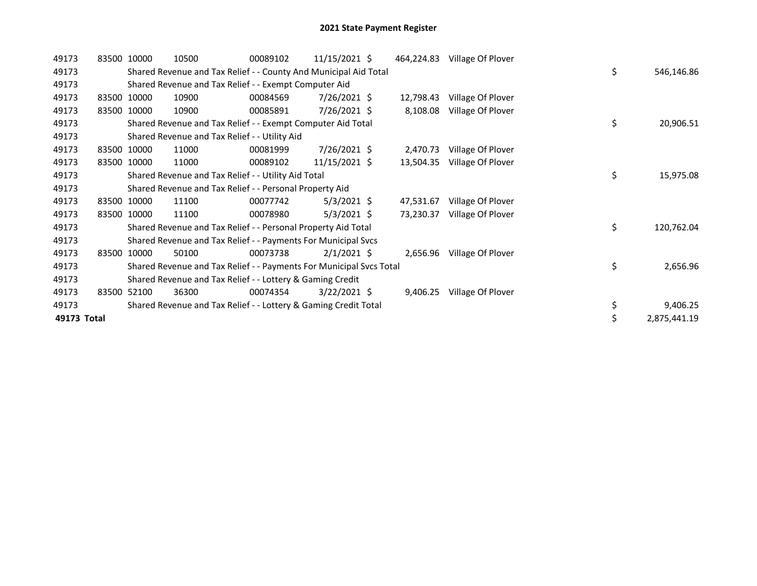# 2021 State Payment Register

| | | | | | | | | | |
|---|---|---|---|---|---|---|---|---|---|
| 49173 | 83500 | 10000 | 10500 | 00089102 | 11/15/2021 | $ 464,224.83 | Village Of Plover | | |
| 49173 | | Shared Revenue and Tax Relief - - County And Municipal Aid Total | | | | | | $ | 546,146.86 |
| 49173 | | Shared Revenue and Tax Relief - - Exempt Computer Aid | | | | | | | |
| 49173 | 83500 | 10000 | 10900 | 00084569 | 7/26/2021 | $ 12,798.43 | Village Of Plover | | |
| 49173 | 83500 | 10000 | 10900 | 00085891 | 7/26/2021 | $ 8,108.08 | Village Of Plover | | |
| 49173 | | Shared Revenue and Tax Relief - - Exempt Computer Aid Total | | | | | | $ | 20,906.51 |
| 49173 | | Shared Revenue and Tax Relief - - Utility Aid | | | | | | | |
| 49173 | 83500 | 10000 | 11000 | 00081999 | 7/26/2021 | $ 2,470.73 | Village Of Plover | | |
| 49173 | 83500 | 10000 | 11000 | 00089102 | 11/15/2021 | $ 13,504.35 | Village Of Plover | | |
| 49173 | | Shared Revenue and Tax Relief - - Utility Aid Total | | | | | | $ | 15,975.08 |
| 49173 | | Shared Revenue and Tax Relief - - Personal Property Aid | | | | | | | |
| 49173 | 83500 | 10000 | 11100 | 00077742 | 5/3/2021 | $ 47,531.67 | Village Of Plover | | |
| 49173 | 83500 | 10000 | 11100 | 00078980 | 5/3/2021 | $ 73,230.37 | Village Of Plover | | |
| 49173 | | Shared Revenue and Tax Relief - - Personal Property Aid Total | | | | | | $ | 120,762.04 |
| 49173 | | Shared Revenue and Tax Relief - - Payments For Municipal Svcs | | | | | | | |
| 49173 | 83500 | 10000 | 50100 | 00073738 | 2/1/2021 | $ 2,656.96 | Village Of Plover | | |
| 49173 | | Shared Revenue and Tax Relief - - Payments For Municipal Svcs Total | | | | | | $ | 2,656.96 |
| 49173 | | Shared Revenue and Tax Relief - - Lottery & Gaming Credit | | | | | | | |
| 49173 | 83500 | 52100 | 36300 | 00074354 | 3/22/2021 | $ 9,406.25 | Village Of Plover | | |
| 49173 | | Shared Revenue and Tax Relief - - Lottery & Gaming Credit Total | | | | | | $ | 9,406.25 |
| **49173 Total** | | | | | | | | $ | 2,875,441.19 |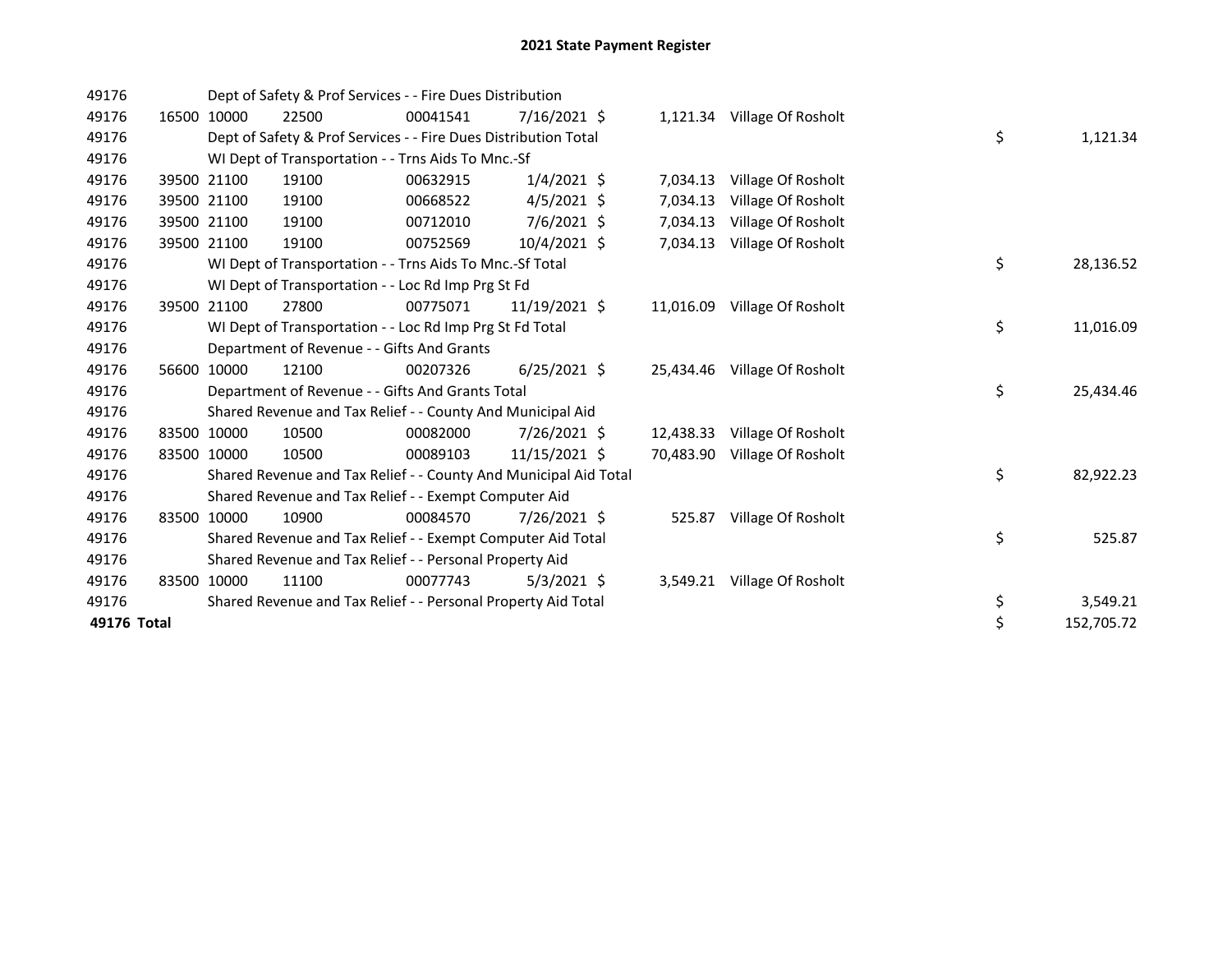# 2021 State Payment Register

| | | | | | | | | |
|---|---|---|---|---|---|---|---|---|
| 49176 | | Dept of Safety & Prof Services - - Fire Dues Distribution | | | | | | |
| 49176 | 16500 | 10000 | 22500 | 00041541 | 7/16/2021 | $ 1,121.34 | Village Of Rosholt | |
| 49176 | | Dept of Safety & Prof Services - - Fire Dues Distribution Total | | | | | | $ 1,121.34 |
| 49176 | | WI Dept of Transportation - - Trns Aids To Mnc.-Sf | | | | | | |
| 49176 | 39500 | 21100 | 19100 | 00632915 | 1/4/2021 | $ 7,034.13 | Village Of Rosholt | |
| 49176 | 39500 | 21100 | 19100 | 00668522 | 4/5/2021 | $ 7,034.13 | Village Of Rosholt | |
| 49176 | 39500 | 21100 | 19100 | 00712010 | 7/6/2021 | $ 7,034.13 | Village Of Rosholt | |
| 49176 | 39500 | 21100 | 19100 | 00752569 | 10/4/2021 | $ 7,034.13 | Village Of Rosholt | |
| 49176 | | WI Dept of Transportation - - Trns Aids To Mnc.-Sf Total | | | | | | $ 28,136.52 |
| 49176 | | WI Dept of Transportation - - Loc Rd Imp Prg St Fd | | | | | | |
| 49176 | 39500 | 21100 | 27800 | 00775071 | 11/19/2021 | $ 11,016.09 | Village Of Rosholt | |
| 49176 | | WI Dept of Transportation - - Loc Rd Imp Prg St Fd Total | | | | | | $ 11,016.09 |
| 49176 | | Department of Revenue - - Gifts And Grants | | | | | | |
| 49176 | 56600 | 10000 | 12100 | 00207326 | 6/25/2021 | $ 25,434.46 | Village Of Rosholt | |
| 49176 | | Department of Revenue - - Gifts And Grants Total | | | | | | $ 25,434.46 |
| 49176 | | Shared Revenue and Tax Relief - - County And Municipal Aid | | | | | | |
| 49176 | 83500 | 10000 | 10500 | 00082000 | 7/26/2021 | $ 12,438.33 | Village Of Rosholt | |
| 49176 | 83500 | 10000 | 10500 | 00089103 | 11/15/2021 | $ 70,483.90 | Village Of Rosholt | |
| 49176 | | Shared Revenue and Tax Relief - - County And Municipal Aid Total | | | | | | $ 82,922.23 |
| 49176 | | Shared Revenue and Tax Relief - - Exempt Computer Aid | | | | | | |
| 49176 | 83500 | 10000 | 10900 | 00084570 | 7/26/2021 | $ 525.87 | Village Of Rosholt | |
| 49176 | | Shared Revenue and Tax Relief - - Exempt Computer Aid Total | | | | | | $ 525.87 |
| 49176 | | Shared Revenue and Tax Relief - - Personal Property Aid | | | | | | |
| 49176 | 83500 | 10000 | 11100 | 00077743 | 5/3/2021 | $ 3,549.21 | Village Of Rosholt | |
| 49176 | | Shared Revenue and Tax Relief - - Personal Property Aid Total | | | | | | $ 3,549.21 |
| **49176 Total** | | | | | | | | $ 152,705.72 |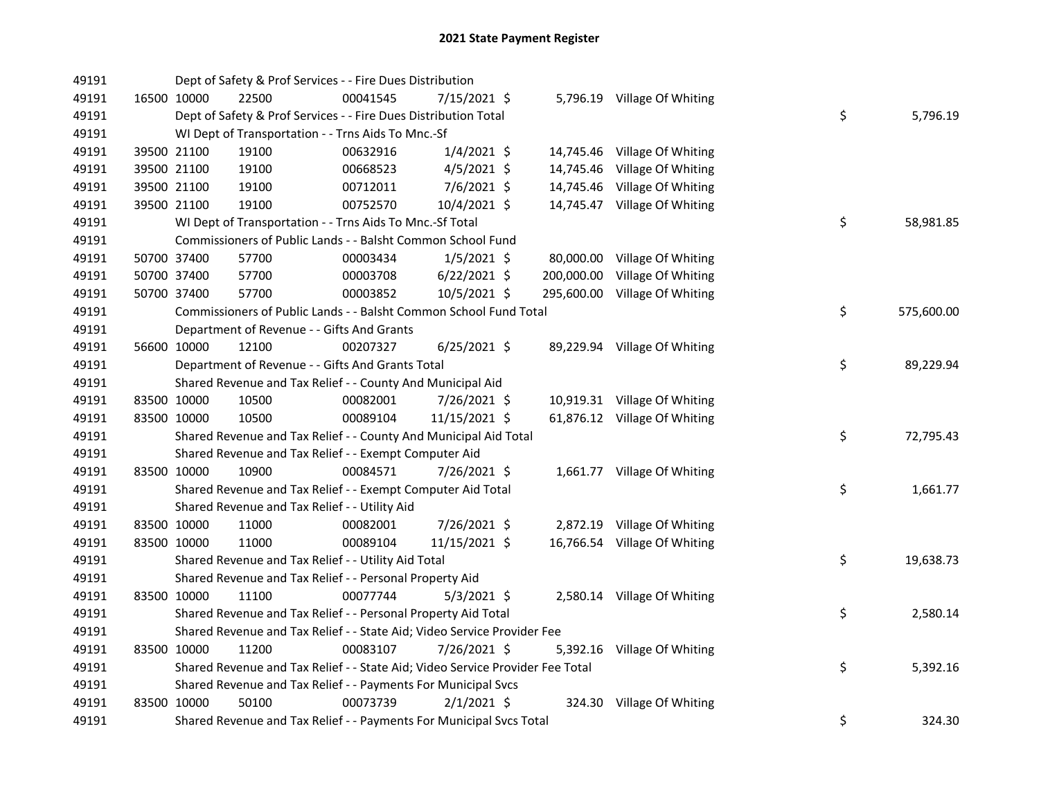# 2021 State Payment Register

| | | | | | | | | | |
|---|---|---|---|---|---|---|---|---|---|
| 49191 | | Dept of Safety & Prof Services - - Fire Dues Distribution | | | | | | | |
| 49191 | 16500 | 10000 | 22500 | 00041545 | 7/15/2021 | $ 5,796.19 | Village Of Whiting | | |
| 49191 | | Dept of Safety & Prof Services - - Fire Dues Distribution Total | | | | | | $ | 5,796.19 |
| 49191 | | WI Dept of Transportation - - Trns Aids To Mnc.-Sf | | | | | | | |
| 49191 | 39500 | 21100 | 19100 | 00632916 | 1/4/2021 | $ 14,745.46 | Village Of Whiting | | |
| 49191 | 39500 | 21100 | 19100 | 00668523 | 4/5/2021 | $ 14,745.46 | Village Of Whiting | | |
| 49191 | 39500 | 21100 | 19100 | 00712011 | 7/6/2021 | $ 14,745.46 | Village Of Whiting | | |
| 49191 | 39500 | 21100 | 19100 | 00752570 | 10/4/2021 | $ 14,745.47 | Village Of Whiting | | |
| 49191 | | WI Dept of Transportation - - Trns Aids To Mnc.-Sf Total | | | | | | $ | 58,981.85 |
| 49191 | | Commissioners of Public Lands - - Balsht Common School Fund | | | | | | | |
| 49191 | 50700 | 37400 | 57700 | 00003434 | 1/5/2021 | $ 80,000.00 | Village Of Whiting | | |
| 49191 | 50700 | 37400 | 57700 | 00003708 | 6/22/2021 | $ 200,000.00 | Village Of Whiting | | |
| 49191 | 50700 | 37400 | 57700 | 00003852 | 10/5/2021 | $ 295,600.00 | Village Of Whiting | | |
| 49191 | | Commissioners of Public Lands - - Balsht Common School Fund Total | | | | | | $ | 575,600.00 |
| 49191 | | Department of Revenue - - Gifts And Grants | | | | | | | |
| 49191 | 56600 | 10000 | 12100 | 00207327 | 6/25/2021 | $ 89,229.94 | Village Of Whiting | | |
| 49191 | | Department of Revenue - - Gifts And Grants Total | | | | | | $ | 89,229.94 |
| 49191 | | Shared Revenue and Tax Relief - - County And Municipal Aid | | | | | | | |
| 49191 | 83500 | 10000 | 10500 | 00082001 | 7/26/2021 | $ 10,919.31 | Village Of Whiting | | |
| 49191 | 83500 | 10000 | 10500 | 00089104 | 11/15/2021 | $ 61,876.12 | Village Of Whiting | | |
| 49191 | | Shared Revenue and Tax Relief - - County And Municipal Aid Total | | | | | | $ | 72,795.43 |
| 49191 | | Shared Revenue and Tax Relief - - Exempt Computer Aid | | | | | | | |
| 49191 | 83500 | 10000 | 10900 | 00084571 | 7/26/2021 | $ 1,661.77 | Village Of Whiting | | |
| 49191 | | Shared Revenue and Tax Relief - - Exempt Computer Aid Total | | | | | | $ | 1,661.77 |
| 49191 | | Shared Revenue and Tax Relief - - Utility Aid | | | | | | | |
| 49191 | 83500 | 10000 | 11000 | 00082001 | 7/26/2021 | $ 2,872.19 | Village Of Whiting | | |
| 49191 | 83500 | 10000 | 11000 | 00089104 | 11/15/2021 | $ 16,766.54 | Village Of Whiting | | |
| 49191 | | Shared Revenue and Tax Relief - - Utility Aid Total | | | | | | $ | 19,638.73 |
| 49191 | | Shared Revenue and Tax Relief - - Personal Property Aid | | | | | | | |
| 49191 | 83500 | 10000 | 11100 | 00077744 | 5/3/2021 | $ 2,580.14 | Village Of Whiting | | |
| 49191 | | Shared Revenue and Tax Relief - - Personal Property Aid Total | | | | | | $ | 2,580.14 |
| 49191 | | Shared Revenue and Tax Relief - - State Aid; Video Service Provider Fee | | | | | | | |
| 49191 | 83500 | 10000 | 11200 | 00083107 | 7/26/2021 | $ 5,392.16 | Village Of Whiting | | |
| 49191 | | Shared Revenue and Tax Relief - - State Aid; Video Service Provider Fee Total | | | | | | $ | 5,392.16 |
| 49191 | | Shared Revenue and Tax Relief - - Payments For Municipal Svcs | | | | | | | |
| 49191 | 83500 | 10000 | 50100 | 00073739 | 2/1/2021 | $ 324.30 | Village Of Whiting | | |
| 49191 | | Shared Revenue and Tax Relief - - Payments For Municipal Svcs Total | | | | | | $ | 324.30 |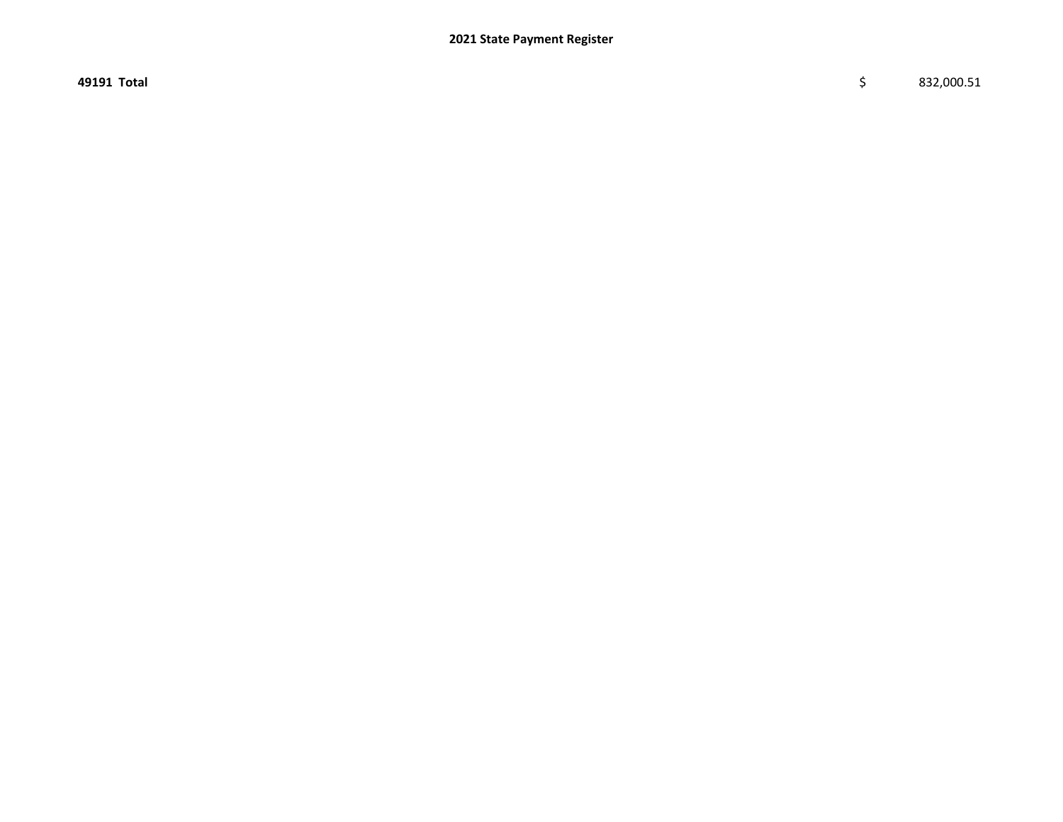| **49191 Total** | $ | 832,000.51 |
|---|---|---|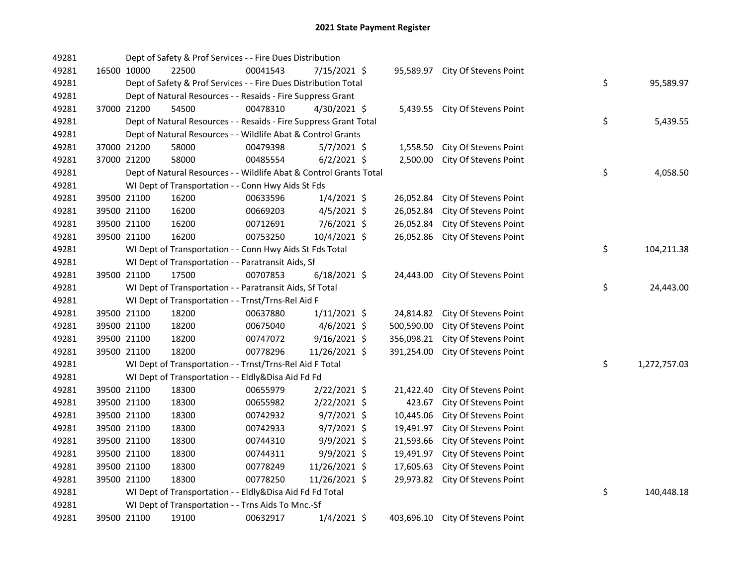# 2021 State Payment Register

| | | | | | | | | | |
|---|---|---|---|---|---|---|---|---|---|
| 49281 | | | Dept of Safety & Prof Services - - Fire Dues Distribution | | | | | | |
| 49281 | 16500 | 10000 | 22500 | 00041543 | 7/15/2021 | $ 95,589.97 | City Of Stevens Point | | |
| 49281 | | | Dept of Safety & Prof Services - - Fire Dues Distribution Total | | | | | $ | 95,589.97 |
| 49281 | | | Dept of Natural Resources - - Resaids - Fire Suppress Grant | | | | | | |
| 49281 | 37000 | 21200 | 54500 | 00478310 | 4/30/2021 | $ 5,439.55 | City Of Stevens Point | | |
| 49281 | | | Dept of Natural Resources - - Resaids - Fire Suppress Grant Total | | | | | $ | 5,439.55 |
| 49281 | | | Dept of Natural Resources - - Wildlife Abat & Control Grants | | | | | | |
| 49281 | 37000 | 21200 | 58000 | 00479398 | 5/7/2021 | $ 1,558.50 | City Of Stevens Point | | |
| 49281 | 37000 | 21200 | 58000 | 00485554 | 6/2/2021 | $ 2,500.00 | City Of Stevens Point | | |
| 49281 | | | Dept of Natural Resources - - Wildlife Abat & Control Grants Total | | | | | $ | 4,058.50 |
| 49281 | | | WI Dept of Transportation - - Conn Hwy Aids St Fds | | | | | | |
| 49281 | 39500 | 21100 | 16200 | 00633596 | 1/4/2021 | $ 26,052.84 | City Of Stevens Point | | |
| 49281 | 39500 | 21100 | 16200 | 00669203 | 4/5/2021 | $ 26,052.84 | City Of Stevens Point | | |
| 49281 | 39500 | 21100 | 16200 | 00712691 | 7/6/2021 | $ 26,052.84 | City Of Stevens Point | | |
| 49281 | 39500 | 21100 | 16200 | 00753250 | 10/4/2021 | $ 26,052.86 | City Of Stevens Point | | |
| 49281 | | | WI Dept of Transportation - - Conn Hwy Aids St Fds Total | | | | | $ | 104,211.38 |
| 49281 | | | WI Dept of Transportation - - Paratransit Aids, Sf | | | | | | |
| 49281 | 39500 | 21100 | 17500 | 00707853 | 6/18/2021 | $ 24,443.00 | City Of Stevens Point | | |
| 49281 | | | WI Dept of Transportation - - Paratransit Aids, Sf Total | | | | | $ | 24,443.00 |
| 49281 | | | WI Dept of Transportation - - Trnst/Trns-Rel Aid F | | | | | | |
| 49281 | 39500 | 21100 | 18200 | 00637880 | 1/11/2021 | $ 24,814.82 | City Of Stevens Point | | |
| 49281 | 39500 | 21100 | 18200 | 00675040 | 4/6/2021 | $ 500,590.00 | City Of Stevens Point | | |
| 49281 | 39500 | 21100 | 18200 | 00747072 | 9/16/2021 | $ 356,098.21 | City Of Stevens Point | | |
| 49281 | 39500 | 21100 | 18200 | 00778296 | 11/26/2021 | $ 391,254.00 | City Of Stevens Point | | |
| 49281 | | | WI Dept of Transportation - - Trnst/Trns-Rel Aid F Total | | | | | $ | 1,272,757.03 |
| 49281 | | | WI Dept of Transportation - - Eldly&Disa Aid Fd Fd | | | | | | |
| 49281 | 39500 | 21100 | 18300 | 00655979 | 2/22/2021 | $ 21,422.40 | City Of Stevens Point | | |
| 49281 | 39500 | 21100 | 18300 | 00655982 | 2/22/2021 | $ 423.67 | City Of Stevens Point | | |
| 49281 | 39500 | 21100 | 18300 | 00742932 | 9/7/2021 | $ 10,445.06 | City Of Stevens Point | | |
| 49281 | 39500 | 21100 | 18300 | 00742933 | 9/7/2021 | $ 19,491.97 | City Of Stevens Point | | |
| 49281 | 39500 | 21100 | 18300 | 00744310 | 9/9/2021 | $ 21,593.66 | City Of Stevens Point | | |
| 49281 | 39500 | 21100 | 18300 | 00744311 | 9/9/2021 | $ 19,491.97 | City Of Stevens Point | | |
| 49281 | 39500 | 21100 | 18300 | 00778249 | 11/26/2021 | $ 17,605.63 | City Of Stevens Point | | |
| 49281 | 39500 | 21100 | 18300 | 00778250 | 11/26/2021 | $ 29,973.82 | City Of Stevens Point | | |
| 49281 | | | WI Dept of Transportation - - Eldly&Disa Aid Fd Fd Total | | | | | $ | 140,448.18 |
| 49281 | | | WI Dept of Transportation - - Trns Aids To Mnc.-Sf | | | | | | |
| 49281 | 39500 | 21100 | 19100 | 00632917 | 1/4/2021 | $ 403,696.10 | City Of Stevens Point | | |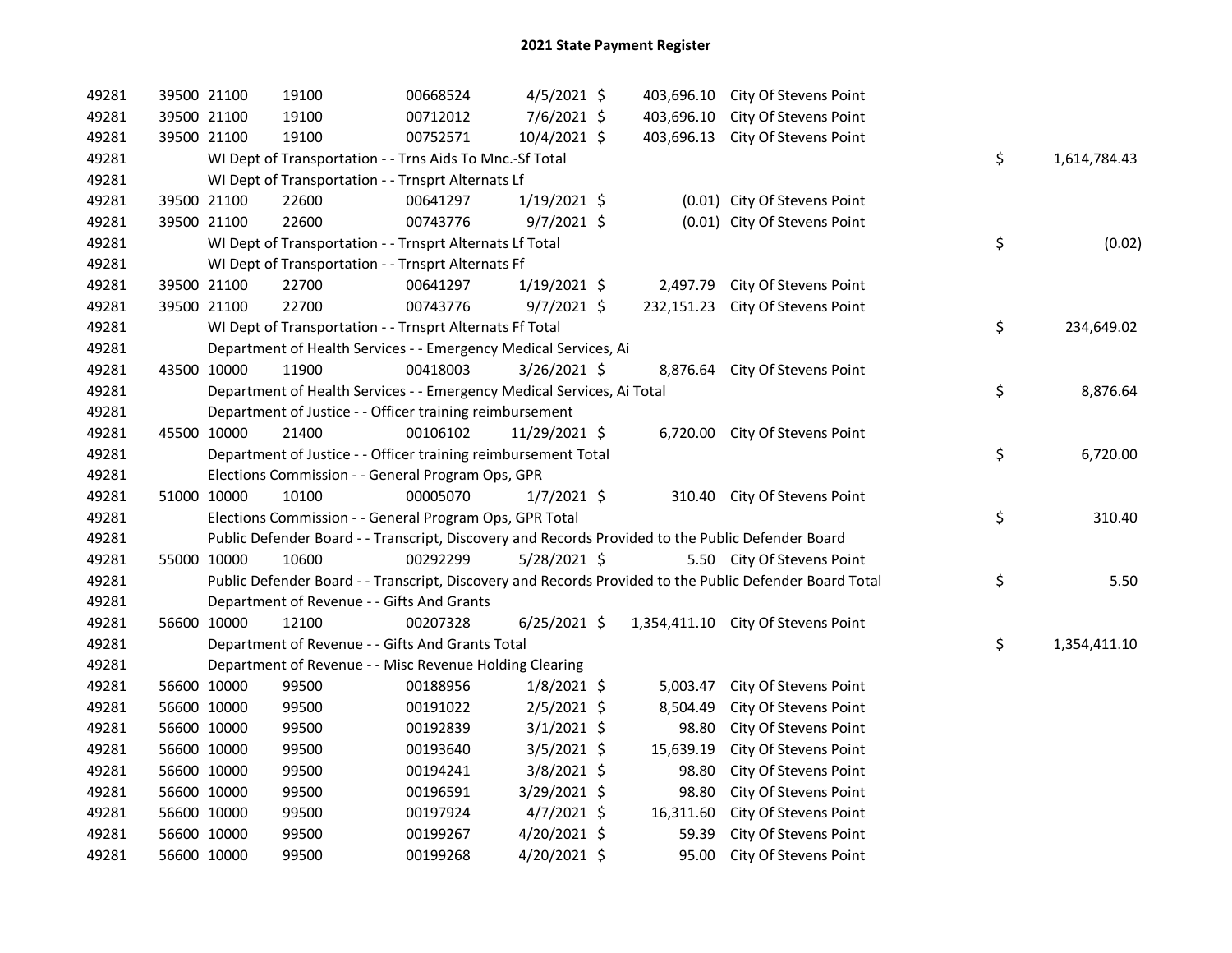# 2021 State Payment Register

| | | | | | | | | | |
|---|---|---|---|---|---|---|---|---|---|
| 49281 | 39500 | 21100 | 19100 | 00668524 | 4/5/2021 | $ | 403,696.10 | City Of Stevens Point | | |
| 49281 | 39500 | 21100 | 19100 | 00712012 | 7/6/2021 | $ | 403,696.10 | City Of Stevens Point | | |
| 49281 | 39500 | 21100 | 19100 | 00752571 | 10/4/2021 | $ | 403,696.13 | City Of Stevens Point | | |
| 49281 | | WI Dept of Transportation - - Trns Aids To Mnc.-Sf Total | | | | | | | $ | 1,614,784.43 |
| 49281 | | WI Dept of Transportation - - Trnsprt Alternats Lf | | | | | | | | |
| 49281 | 39500 | 21100 | 22600 | 00641297 | 1/19/2021 | $ | (0.01) | City Of Stevens Point | | |
| 49281 | 39500 | 21100 | 22600 | 00743776 | 9/7/2021 | $ | (0.01) | City Of Stevens Point | | |
| 49281 | | WI Dept of Transportation - - Trnsprt Alternats Lf Total | | | | | | | $ | (0.02) |
| 49281 | | WI Dept of Transportation - - Trnsprt Alternats Ff | | | | | | | | |
| 49281 | 39500 | 21100 | 22700 | 00641297 | 1/19/2021 | $ | 2,497.79 | City Of Stevens Point | | |
| 49281 | 39500 | 21100 | 22700 | 00743776 | 9/7/2021 | $ | 232,151.23 | City Of Stevens Point | | |
| 49281 | | WI Dept of Transportation - - Trnsprt Alternats Ff Total | | | | | | | $ | 234,649.02 |
| 49281 | | Department of Health Services - - Emergency Medical Services, Ai | | | | | | | | |
| 49281 | 43500 | 10000 | 11900 | 00418003 | 3/26/2021 | $ | 8,876.64 | City Of Stevens Point | | |
| 49281 | | Department of Health Services - - Emergency Medical Services, Ai Total | | | | | | | $ | 8,876.64 |
| 49281 | | Department of Justice - - Officer training reimbursement | | | | | | | | |
| 49281 | 45500 | 10000 | 21400 | 00106102 | 11/29/2021 | $ | 6,720.00 | City Of Stevens Point | | |
| 49281 | | Department of Justice - - Officer training reimbursement Total | | | | | | | $ | 6,720.00 |
| 49281 | | Elections Commission - - General Program Ops, GPR | | | | | | | | |
| 49281 | 51000 | 10000 | 10100 | 00005070 | 1/7/2021 | $ | 310.40 | City Of Stevens Point | | |
| 49281 | | Elections Commission - - General Program Ops, GPR Total | | | | | | | $ | 310.40 |
| 49281 | | Public Defender Board - - Transcript, Discovery and Records Provided to the Public Defender Board | | | | | | | | |
| 49281 | 55000 | 10000 | 10600 | 00292299 | 5/28/2021 | $ | 5.50 | City Of Stevens Point | | |
| 49281 | | Public Defender Board - - Transcript, Discovery and Records Provided to the Public Defender Board Total | | | | | | | $ | 5.50 |
| 49281 | | Department of Revenue - - Gifts And Grants | | | | | | | | |
| 49281 | 56600 | 10000 | 12100 | 00207328 | 6/25/2021 | $ | 1,354,411.10 | City Of Stevens Point | | |
| 49281 | | Department of Revenue - - Gifts And Grants Total | | | | | | | $ | 1,354,411.10 |
| 49281 | | Department of Revenue - - Misc Revenue Holding Clearing | | | | | | | | |
| 49281 | 56600 | 10000 | 99500 | 00188956 | 1/8/2021 | $ | 5,003.47 | City Of Stevens Point | | |
| 49281 | 56600 | 10000 | 99500 | 00191022 | 2/5/2021 | $ | 8,504.49 | City Of Stevens Point | | |
| 49281 | 56600 | 10000 | 99500 | 00192839 | 3/1/2021 | $ | 98.80 | City Of Stevens Point | | |
| 49281 | 56600 | 10000 | 99500 | 00193640 | 3/5/2021 | $ | 15,639.19 | City Of Stevens Point | | |
| 49281 | 56600 | 10000 | 99500 | 00194241 | 3/8/2021 | $ | 98.80 | City Of Stevens Point | | |
| 49281 | 56600 | 10000 | 99500 | 00196591 | 3/29/2021 | $ | 98.80 | City Of Stevens Point | | |
| 49281 | 56600 | 10000 | 99500 | 00197924 | 4/7/2021 | $ | 16,311.60 | City Of Stevens Point | | |
| 49281 | 56600 | 10000 | 99500 | 00199267 | 4/20/2021 | $ | 59.39 | City Of Stevens Point | | |
| 49281 | 56600 | 10000 | 99500 | 00199268 | 4/20/2021 | $ | 95.00 | City Of Stevens Point | | |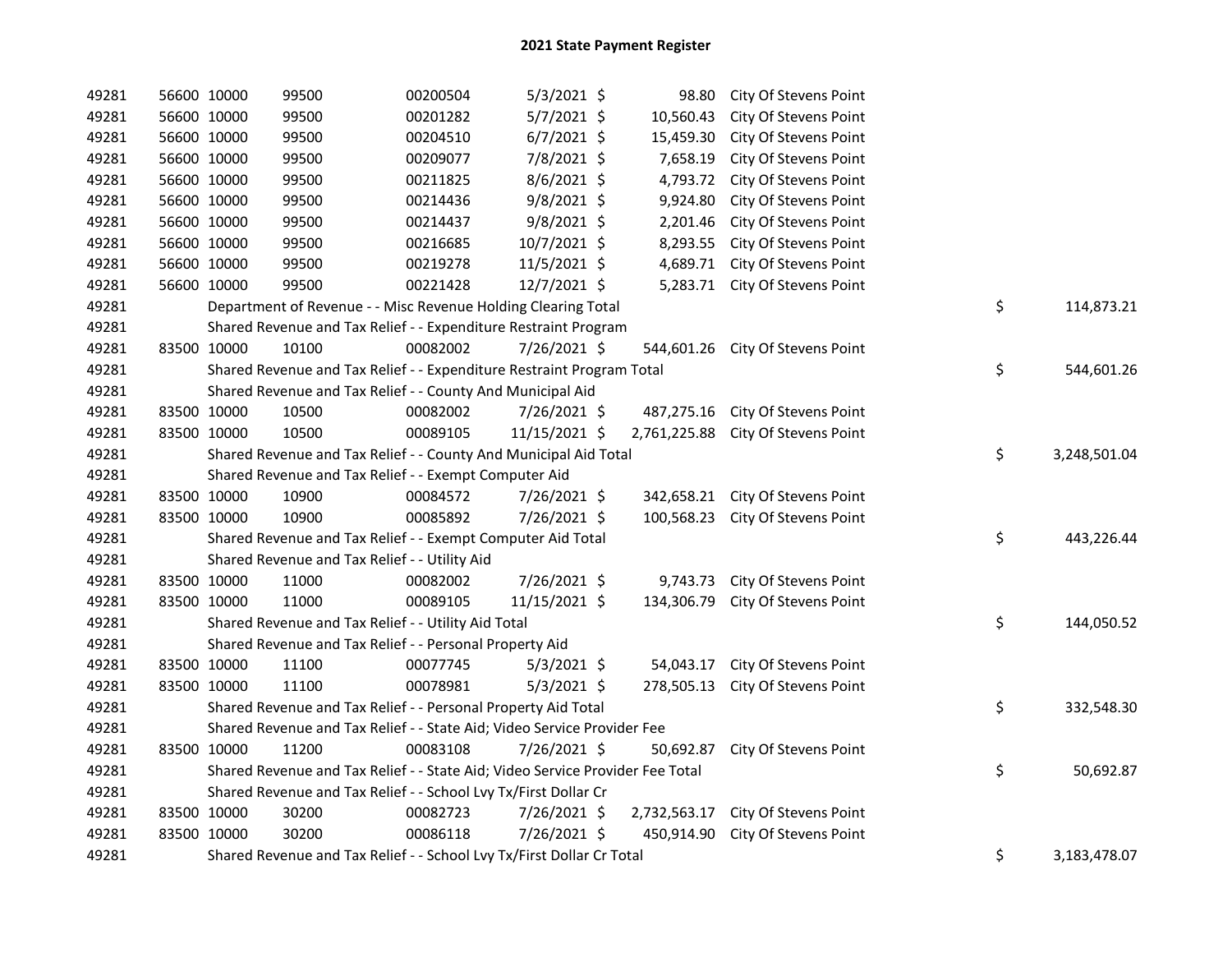# 2021 State Payment Register

| | | | | | | | | | |
|---|---|---|---|---|---|---|---|---|---|
| 49281 | 56600 | 10000 | 99500 | 00200504 | 5/3/2021 | $ 98.80 | City Of Stevens Point | | |
| 49281 | 56600 | 10000 | 99500 | 00201282 | 5/7/2021 | $ 10,560.43 | City Of Stevens Point | | |
| 49281 | 56600 | 10000 | 99500 | 00204510 | 6/7/2021 | $ 15,459.30 | City Of Stevens Point | | |
| 49281 | 56600 | 10000 | 99500 | 00209077 | 7/8/2021 | $ 7,658.19 | City Of Stevens Point | | |
| 49281 | 56600 | 10000 | 99500 | 00211825 | 8/6/2021 | $ 4,793.72 | City Of Stevens Point | | |
| 49281 | 56600 | 10000 | 99500 | 00214436 | 9/8/2021 | $ 9,924.80 | City Of Stevens Point | | |
| 49281 | 56600 | 10000 | 99500 | 00214437 | 9/8/2021 | $ 2,201.46 | City Of Stevens Point | | |
| 49281 | 56600 | 10000 | 99500 | 00216685 | 10/7/2021 | $ 8,293.55 | City Of Stevens Point | | |
| 49281 | 56600 | 10000 | 99500 | 00219278 | 11/5/2021 | $ 4,689.71 | City Of Stevens Point | | |
| 49281 | 56600 | 10000 | 99500 | 00221428 | 12/7/2021 | $ 5,283.71 | City Of Stevens Point | | |
| 49281 | Department of Revenue - - Misc Revenue Holding Clearing Total | | | | | | | $ | 114,873.21 |
| 49281 | Shared Revenue and Tax Relief - - Expenditure Restraint Program | | | | | | | | |
| 49281 | 83500 | 10000 | 10100 | 00082002 | 7/26/2021 | $ 544,601.26 | City Of Stevens Point | | |
| 49281 | Shared Revenue and Tax Relief - - Expenditure Restraint Program Total | | | | | | | $ | 544,601.26 |
| 49281 | Shared Revenue and Tax Relief - - County And Municipal Aid | | | | | | | | |
| 49281 | 83500 | 10000 | 10500 | 00082002 | 7/26/2021 | $ 487,275.16 | City Of Stevens Point | | |
| 49281 | 83500 | 10000 | 10500 | 00089105 | 11/15/2021 | $ 2,761,225.88 | City Of Stevens Point | | |
| 49281 | Shared Revenue and Tax Relief - - County And Municipal Aid Total | | | | | | | $ | 3,248,501.04 |
| 49281 | Shared Revenue and Tax Relief - - Exempt Computer Aid | | | | | | | | |
| 49281 | 83500 | 10000 | 10900 | 00084572 | 7/26/2021 | $ 342,658.21 | City Of Stevens Point | | |
| 49281 | 83500 | 10000 | 10900 | 00085892 | 7/26/2021 | $ 100,568.23 | City Of Stevens Point | | |
| 49281 | Shared Revenue and Tax Relief - - Exempt Computer Aid Total | | | | | | | $ | 443,226.44 |
| 49281 | Shared Revenue and Tax Relief - - Utility Aid | | | | | | | | |
| 49281 | 83500 | 10000 | 11000 | 00082002 | 7/26/2021 | $ 9,743.73 | City Of Stevens Point | | |
| 49281 | 83500 | 10000 | 11000 | 00089105 | 11/15/2021 | $ 134,306.79 | City Of Stevens Point | | |
| 49281 | Shared Revenue and Tax Relief - - Utility Aid Total | | | | | | | $ | 144,050.52 |
| 49281 | Shared Revenue and Tax Relief - - Personal Property Aid | | | | | | | | |
| 49281 | 83500 | 10000 | 11100 | 00077745 | 5/3/2021 | $ 54,043.17 | City Of Stevens Point | | |
| 49281 | 83500 | 10000 | 11100 | 00078981 | 5/3/2021 | $ 278,505.13 | City Of Stevens Point | | |
| 49281 | Shared Revenue and Tax Relief - - Personal Property Aid Total | | | | | | | $ | 332,548.30 |
| 49281 | Shared Revenue and Tax Relief - - State Aid; Video Service Provider Fee | | | | | | | | |
| 49281 | 83500 | 10000 | 11200 | 00083108 | 7/26/2021 | $ 50,692.87 | City Of Stevens Point | | |
| 49281 | Shared Revenue and Tax Relief - - State Aid; Video Service Provider Fee Total | | | | | | | $ | 50,692.87 |
| 49281 | Shared Revenue and Tax Relief - - School Lvy Tx/First Dollar Cr | | | | | | | | |
| 49281 | 83500 | 10000 | 30200 | 00082723 | 7/26/2021 | $ 2,732,563.17 | City Of Stevens Point | | |
| 49281 | 83500 | 10000 | 30200 | 00086118 | 7/26/2021 | $ 450,914.90 | City Of Stevens Point | | |
| 49281 | Shared Revenue and Tax Relief - - School Lvy Tx/First Dollar Cr Total | | | | | | | $ | 3,183,478.07 |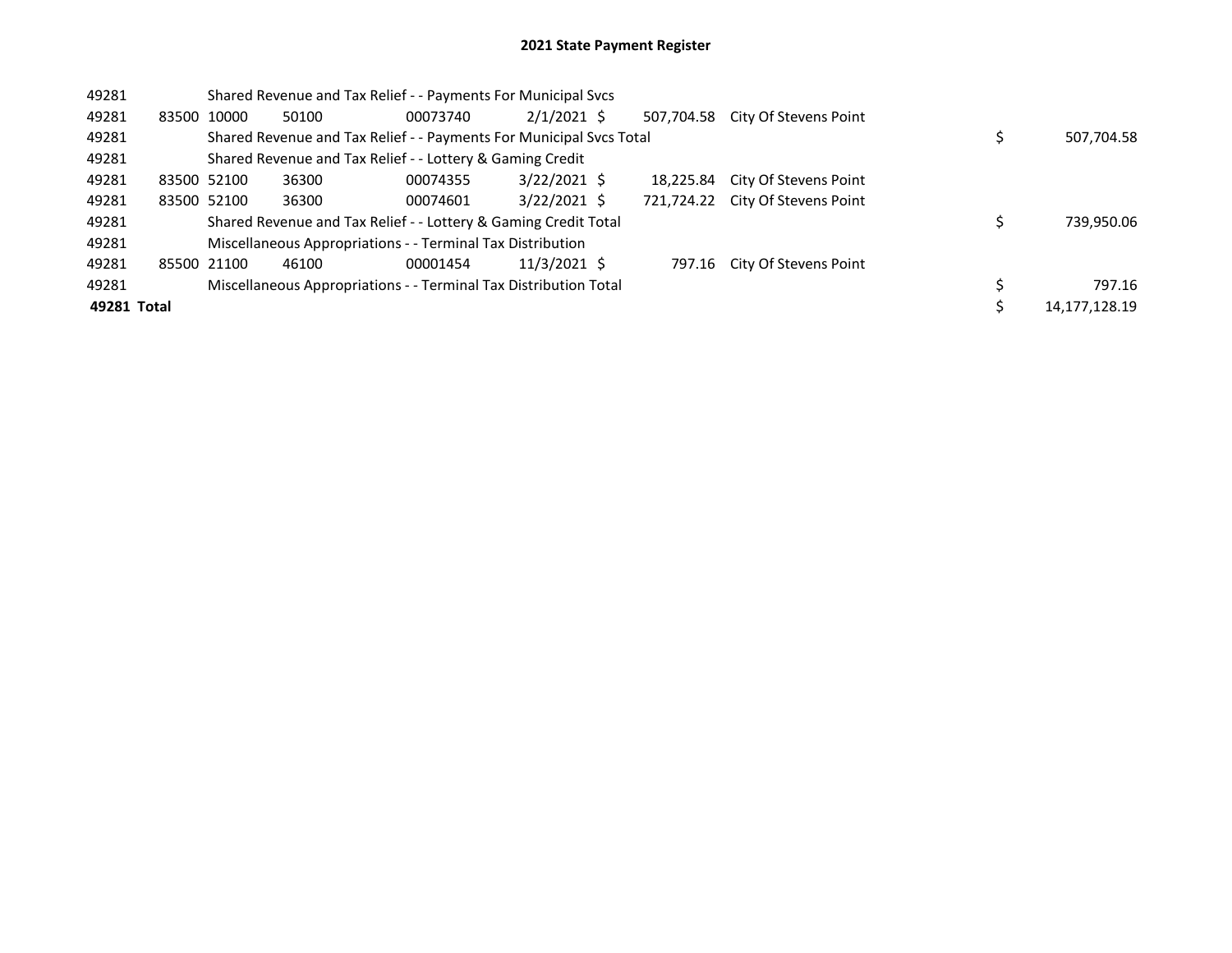# 2021 State Payment Register

| | | | | | | | | | |
|---|---|---|---|---|---|---|---|---|---|
| 49281 | | | Shared Revenue and Tax Relief - - Payments For Municipal Svcs | | | | | | |
| 49281 | 83500 | 10000 | 50100 | 00073740 | 2/1/2021 | $ 507,704.58 | City Of Stevens Point | | |
| 49281 | | | Shared Revenue and Tax Relief - - Payments For Municipal Svcs Total | | | | | $ | 507,704.58 |
| 49281 | | | Shared Revenue and Tax Relief - - Lottery & Gaming Credit | | | | | | |
| 49281 | 83500 | 52100 | 36300 | 00074355 | 3/22/2021 | $ 18,225.84 | City Of Stevens Point | | |
| 49281 | 83500 | 52100 | 36300 | 00074601 | 3/22/2021 | $ 721,724.22 | City Of Stevens Point | | |
| 49281 | | | Shared Revenue and Tax Relief - - Lottery & Gaming Credit Total | | | | | $ | 739,950.06 |
| 49281 | | | Miscellaneous Appropriations - - Terminal Tax Distribution | | | | | | |
| 49281 | 85500 | 21100 | 46100 | 00001454 | 11/3/2021 | $ 797.16 | City Of Stevens Point | | |
| 49281 | | | Miscellaneous Appropriations - - Terminal Tax Distribution Total | | | | | $ | 797.16 |
| **49281 Total** | | | | | | | | $ | 14,177,128.19 |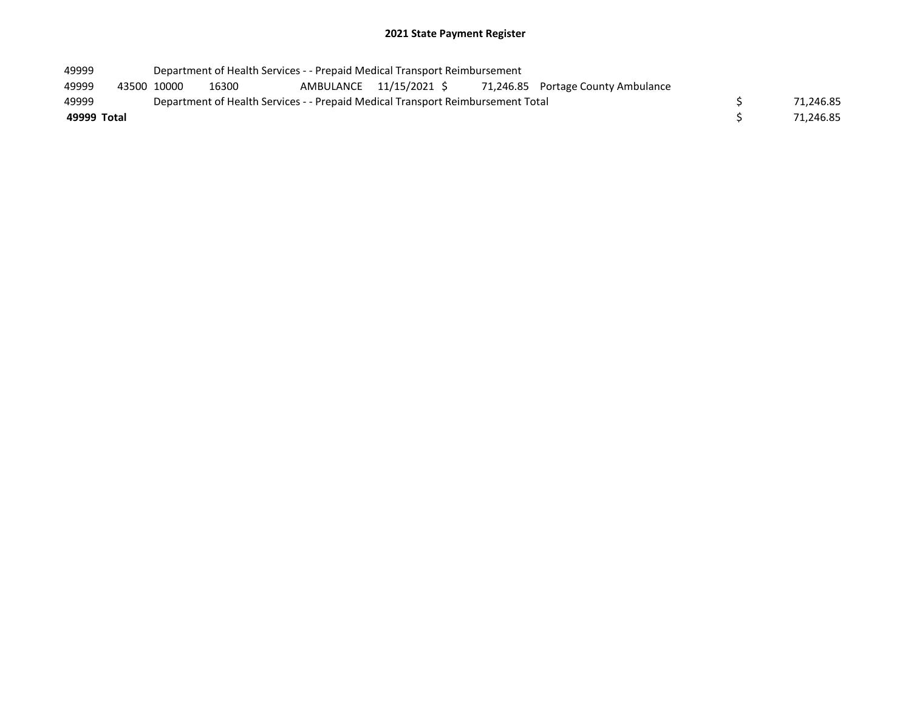# 2021 State Payment Register

| | | | | | | | | | | |
|---|---|---|---|---|---|---|---|---|---|---|
| 49999 | | Department of Health Services - - Prepaid Medical Transport Reimbursement | | | | | | | | |
| 49999 | 43500 | 10000 | 16300 | AMBULANCE | 11/15/2021 | $ | 71,246.85 | Portage County Ambulance | | |
| 49999 | | Department of Health Services - - Prepaid Medical Transport Reimbursement Total | | | | | | | $ | 71,246.85 |
| **49999** | **Total** | | | | | | | | $ | 71,246.85 |